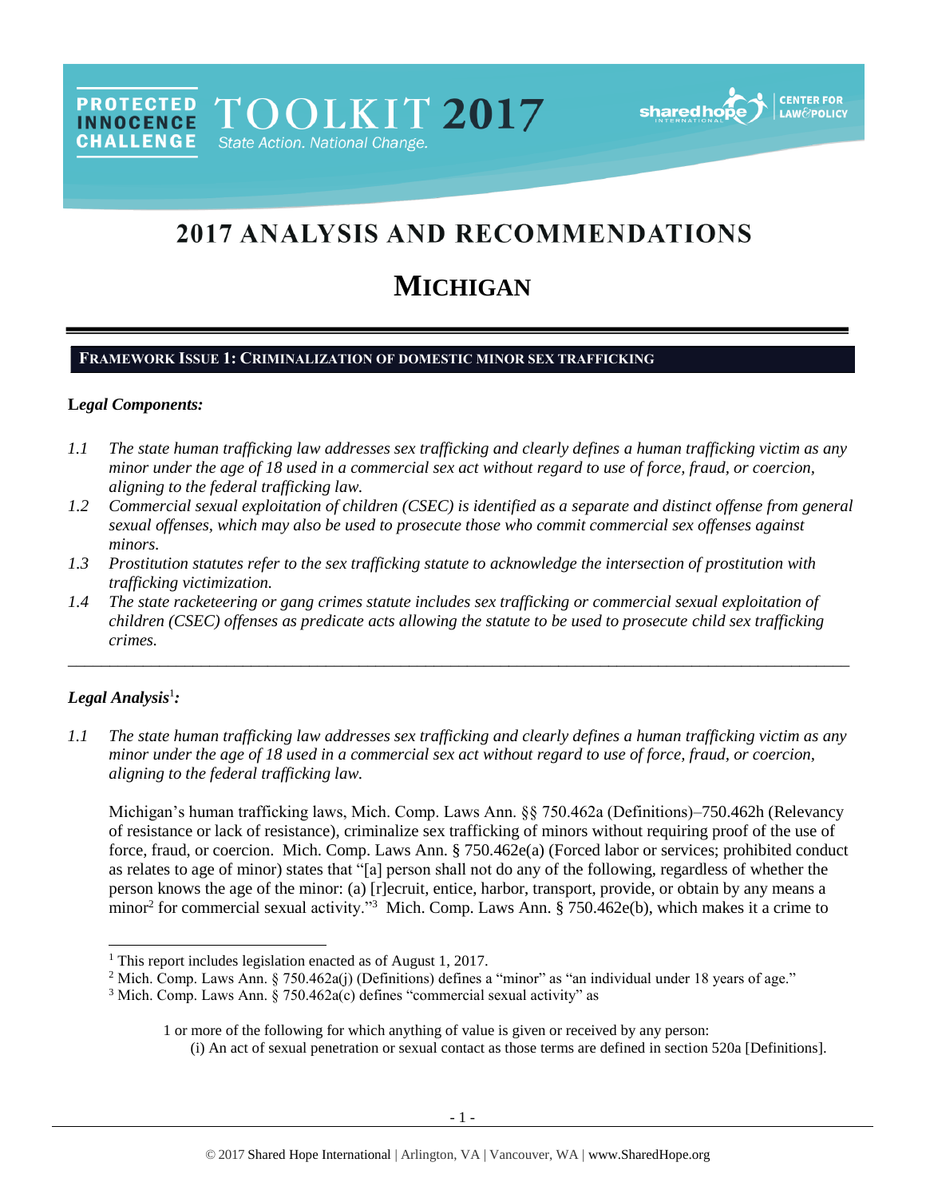PROTECTED INNOCENCE CHALLENGE TOOLKIT 2017 State Action. National Change.

shared hope INTERNATIONAL | CENTER FOR LAW & POLICY

# 2017 ANALYSIS AND RECOMMENDATIONS

# MICHIGAN

## FRAMEWORK ISSUE 1: CRIMINALIZATION OF DOMESTIC MINOR SEX TRAFFICKING

**L*egal Components:***

*1.1 The state human trafficking law addresses sex trafficking and clearly defines a human trafficking victim as any minor under the age of 18 used in a commercial sex act without regard to use of force, fraud, or coercion, aligning to the federal trafficking law.*

*1.2 Commercial sexual exploitation of children (CSEC) is identified as a separate and distinct offense from general sexual offenses, which may also be used to prosecute those who commit commercial sex offenses against minors.*

*1.3 Prostitution statutes refer to the sex trafficking statute to acknowledge the intersection of prostitution with trafficking victimization.*

*1.4 The state racketeering or gang crimes statute includes sex trafficking or commercial sexual exploitation of children (CSEC) offenses as predicate acts allowing the statute to be used to prosecute child sex trafficking crimes.*

---

***Legal Analysis*[1]*:***

*1.1 The state human trafficking law addresses sex trafficking and clearly defines a human trafficking victim as any minor under the age of 18 used in a commercial sex act without regard to use of force, fraud, or coercion, aligning to the federal trafficking law.*

Michigan's human trafficking laws, Mich. Comp. Laws Ann. §§ 750.462a (Definitions)–750.462h (Relevancy of resistance or lack of resistance), criminalize sex trafficking of minors without requiring proof of the use of force, fraud, or coercion. Mich. Comp. Laws Ann. § 750.462e(a) (Forced labor or services; prohibited conduct as relates to age of minor) states that "[a] person shall not do any of the following, regardless of whether the person knows the age of the minor: (a) [r]ecruit, entice, harbor, transport, provide, or obtain by any means a minor[2] for commercial sexual activity."[3] Mich. Comp. Laws Ann. § 750.462e(b), which makes it a crime to

---

[1] This report includes legislation enacted as of August 1, 2017.

[2] Mich. Comp. Laws Ann. § 750.462a(j) (Definitions) defines a "minor" as "an individual under 18 years of age."

[3] Mich. Comp. Laws Ann. § 750.462a(c) defines "commercial sexual activity" as

> 1 or more of the following for which anything of value is given or received by any person:
>
> (i) An act of sexual penetration or sexual contact as those terms are defined in section 520a [Definitions].

© 2017 Shared Hope International | Arlington, VA | Vancouver, WA | www.SharedHope.org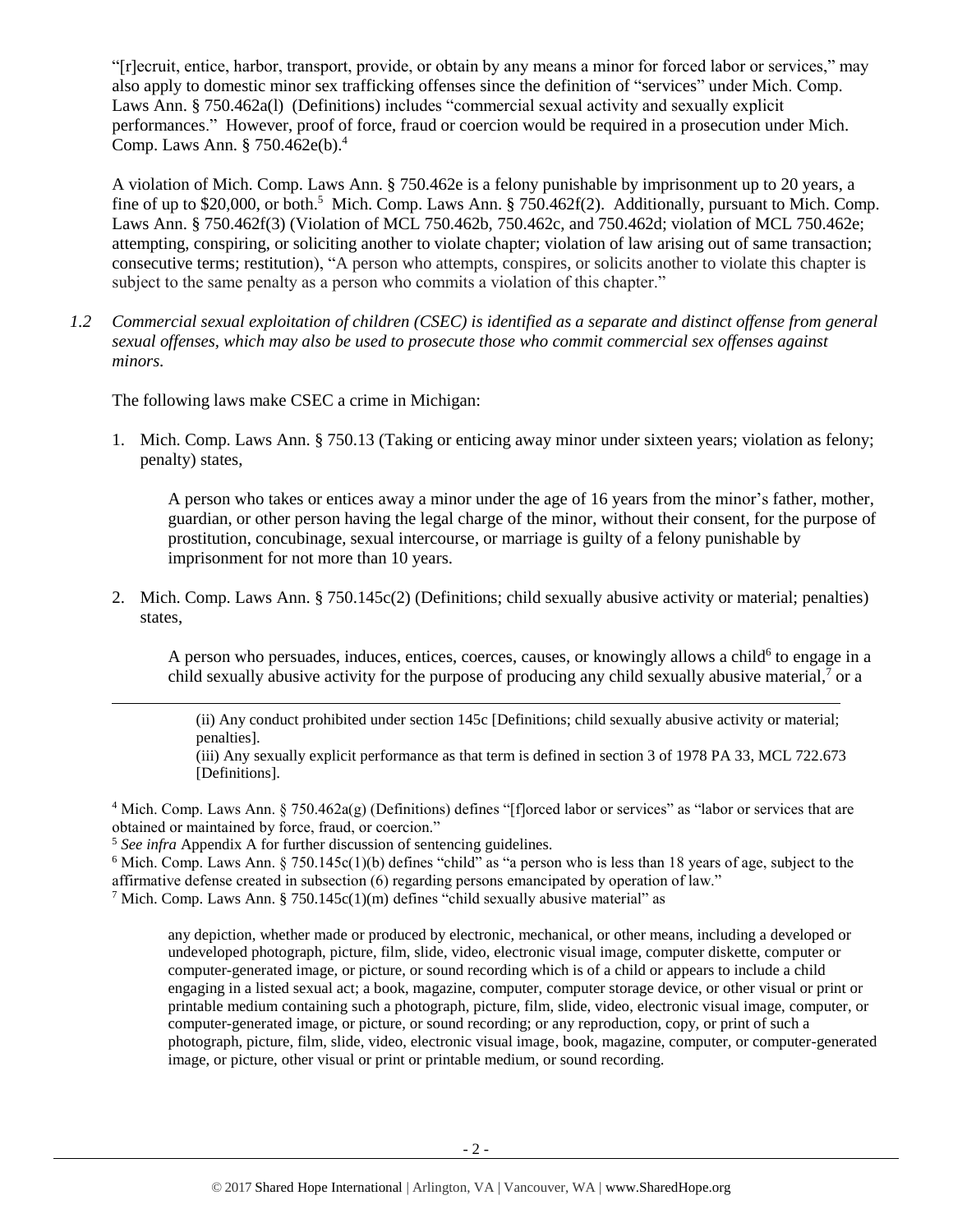"[r]ecruit, entice, harbor, transport, provide, or obtain by any means a minor for forced labor or services," may also apply to domestic minor sex trafficking offenses since the definition of "services" under Mich. Comp. Laws Ann. § 750.462a(l) (Definitions) includes "commercial sexual activity and sexually explicit performances." However, proof of force, fraud or coercion would be required in a prosecution under Mich. Comp. Laws Ann. § 750.462e(b).[4]

A violation of Mich. Comp. Laws Ann. § 750.462e is a felony punishable by imprisonment up to 20 years, a fine of up to $20,000, or both.[5] Mich. Comp. Laws Ann. § 750.462f(2). Additionally, pursuant to Mich. Comp. Laws Ann. § 750.462f(3) (Violation of MCL 750.462b, 750.462c, and 750.462d; violation of MCL 750.462e; attempting, conspiring, or soliciting another to violate chapter; violation of law arising out of same transaction; consecutive terms; restitution), "A person who attempts, conspires, or solicits another to violate this chapter is subject to the same penalty as a person who commits a violation of this chapter."

*1.2 Commercial sexual exploitation of children (CSEC) is identified as a separate and distinct offense from general sexual offenses, which may also be used to prosecute those who commit commercial sex offenses against minors.*

The following laws make CSEC a crime in Michigan:

1. Mich. Comp. Laws Ann. § 750.13 (Taking or enticing away minor under sixteen years; violation as felony; penalty) states,

   A person who takes or entices away a minor under the age of 16 years from the minor's father, mother, guardian, or other person having the legal charge of the minor, without their consent, for the purpose of prostitution, concubinage, sexual intercourse, or marriage is guilty of a felony punishable by imprisonment for not more than 10 years.

2. Mich. Comp. Laws Ann. § 750.145c(2) (Definitions; child sexually abusive activity or material; penalties) states,

   A person who persuades, induces, entices, coerces, causes, or knowingly allows a child[6] to engage in a child sexually abusive activity for the purpose of producing any child sexually abusive material,[7] or a

---

(ii) Any conduct prohibited under section 145c [Definitions; child sexually abusive activity or material; penalties].
(iii) Any sexually explicit performance as that term is defined in section 3 of 1978 PA 33, MCL 722.673 [Definitions].

[4] Mich. Comp. Laws Ann. § 750.462a(g) (Definitions) defines "[f]orced labor or services" as "labor or services that are obtained or maintained by force, fraud, or coercion."

[5] *See infra* Appendix A for further discussion of sentencing guidelines.

[6] Mich. Comp. Laws Ann. § 750.145c(1)(b) defines "child" as "a person who is less than 18 years of age, subject to the affirmative defense created in subsection (6) regarding persons emancipated by operation of law."

[7] Mich. Comp. Laws Ann. § 750.145c(1)(m) defines "child sexually abusive material" as

any depiction, whether made or produced by electronic, mechanical, or other means, including a developed or undeveloped photograph, picture, film, slide, video, electronic visual image, computer diskette, computer or computer-generated image, or picture, or sound recording which is of a child or appears to include a child engaging in a listed sexual act; a book, magazine, computer, computer storage device, or other visual or print or printable medium containing such a photograph, picture, film, slide, video, electronic visual image, computer, or computer-generated image, or picture, or sound recording; or any reproduction, copy, or print of such a photograph, picture, film, slide, video, electronic visual image, book, magazine, computer, or computer-generated image, or picture, other visual or print or printable medium, or sound recording.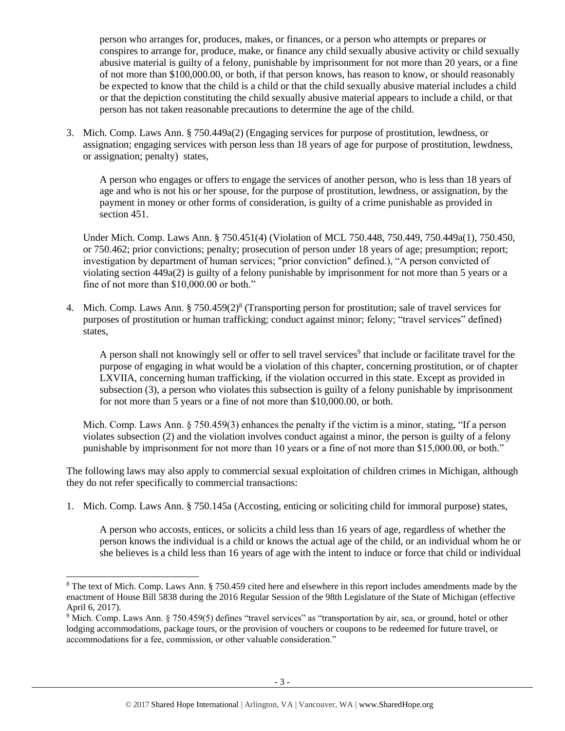person who arranges for, produces, makes, or finances, or a person who attempts or prepares or conspires to arrange for, produce, make, or finance any child sexually abusive activity or child sexually abusive material is guilty of a felony, punishable by imprisonment for not more than 20 years, or a fine of not more than $100,000.00, or both, if that person knows, has reason to know, or should reasonably be expected to know that the child is a child or that the child sexually abusive material includes a child or that the depiction constituting the child sexually abusive material appears to include a child, or that person has not taken reasonable precautions to determine the age of the child.

3. Mich. Comp. Laws Ann. § 750.449a(2) (Engaging services for purpose of prostitution, lewdness, or assignation; engaging services with person less than 18 years of age for purpose of prostitution, lewdness, or assignation; penalty) states,

   A person who engages or offers to engage the services of another person, who is less than 18 years of age and who is not his or her spouse, for the purpose of prostitution, lewdness, or assignation, by the payment in money or other forms of consideration, is guilty of a crime punishable as provided in section 451.

   Under Mich. Comp. Laws Ann. § 750.451(4) (Violation of MCL 750.448, 750.449, 750.449a(1), 750.450, or 750.462; prior convictions; penalty; prosecution of person under 18 years of age; presumption; report; investigation by department of human services; "prior conviction" defined.), "A person convicted of violating section 449a(2) is guilty of a felony punishable by imprisonment for not more than 5 years or a fine of not more than $10,000.00 or both."

4. Mich. Comp. Laws Ann. § 750.459(2)[8] (Transporting person for prostitution; sale of travel services for purposes of prostitution or human trafficking; conduct against minor; felony; "travel services" defined) states,

   A person shall not knowingly sell or offer to sell travel services[9] that include or facilitate travel for the purpose of engaging in what would be a violation of this chapter, concerning prostitution, or of chapter LXVIIA, concerning human trafficking, if the violation occurred in this state. Except as provided in subsection (3), a person who violates this subsection is guilty of a felony punishable by imprisonment for not more than 5 years or a fine of not more than $10,000.00, or both.

   Mich. Comp. Laws Ann. § 750.459(3) enhances the penalty if the victim is a minor, stating, "If a person violates subsection (2) and the violation involves conduct against a minor, the person is guilty of a felony punishable by imprisonment for not more than 10 years or a fine of not more than $15,000.00, or both."

The following laws may also apply to commercial sexual exploitation of children crimes in Michigan, although they do not refer specifically to commercial transactions:

1. Mich. Comp. Laws Ann. § 750.145a (Accosting, enticing or soliciting child for immoral purpose) states,

   A person who accosts, entices, or solicits a child less than 16 years of age, regardless of whether the person knows the individual is a child or knows the actual age of the child, or an individual whom he or she believes is a child less than 16 years of age with the intent to induce or force that child or individual

---

[8] The text of Mich. Comp. Laws Ann. § 750.459 cited here and elsewhere in this report includes amendments made by the enactment of House Bill 5838 during the 2016 Regular Session of the 98th Legislature of the State of Michigan (effective April 6, 2017).

[9] Mich. Comp. Laws Ann. § 750.459(5) defines "travel services" as "transportation by air, sea, or ground, hotel or other lodging accommodations, package tours, or the provision of vouchers or coupons to be redeemed for future travel, or accommodations for a fee, commission, or other valuable consideration."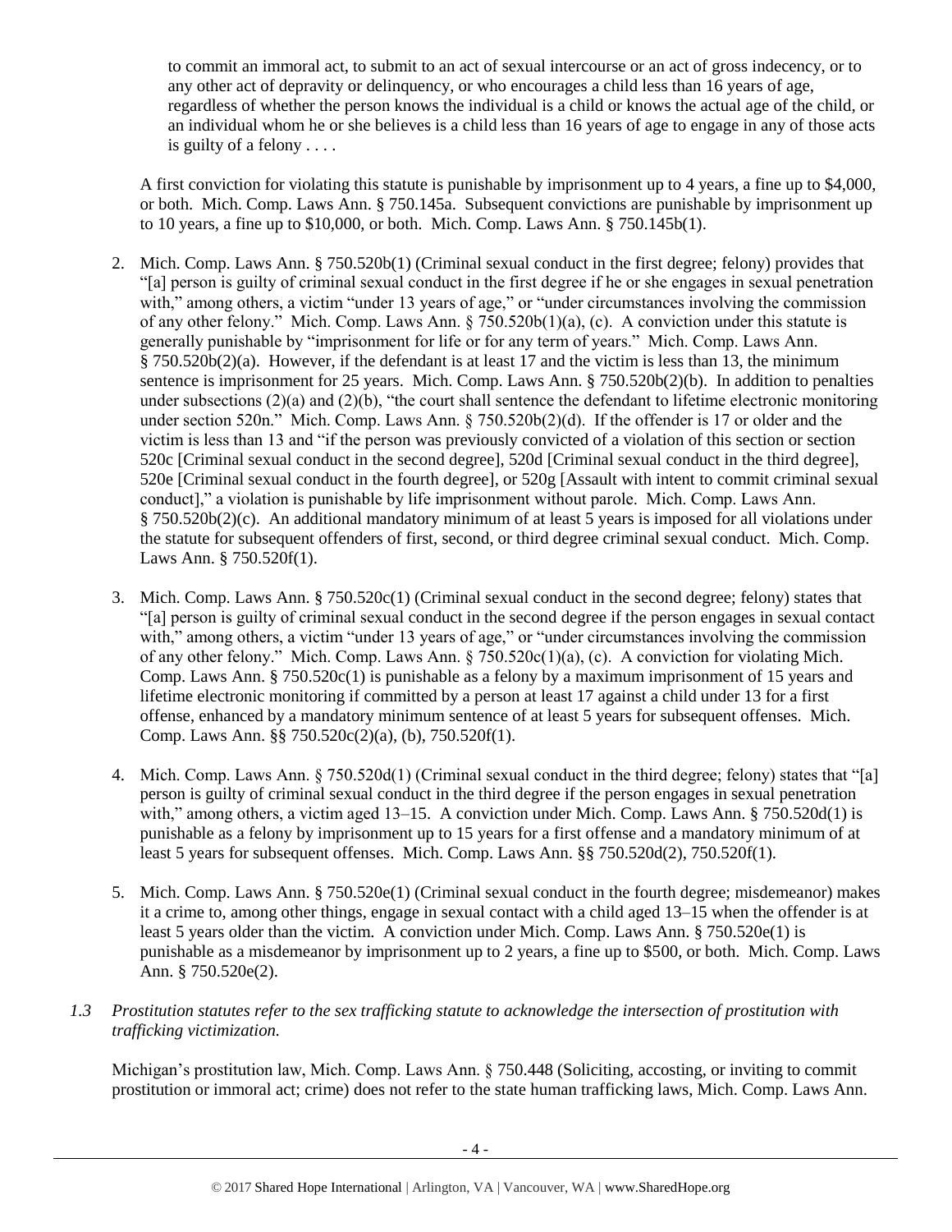> to commit an immoral act, to submit to an act of sexual intercourse or an act of gross indecency, or to any other act of depravity or delinquency, or who encourages a child less than 16 years of age, regardless of whether the person knows the individual is a child or knows the actual age of the child, or an individual whom he or she believes is a child less than 16 years of age to engage in any of those acts is guilty of a felony . . . .

A first conviction for violating this statute is punishable by imprisonment up to 4 years, a fine up to $4,000, or both. Mich. Comp. Laws Ann. § 750.145a. Subsequent convictions are punishable by imprisonment up to 10 years, a fine up to $10,000, or both. Mich. Comp. Laws Ann. § 750.145b(1).

2. Mich. Comp. Laws Ann. § 750.520b(1) (Criminal sexual conduct in the first degree; felony) provides that "[a] person is guilty of criminal sexual conduct in the first degree if he or she engages in sexual penetration with," among others, a victim "under 13 years of age," or "under circumstances involving the commission of any other felony." Mich. Comp. Laws Ann. § 750.520b(1)(a), (c). A conviction under this statute is generally punishable by "imprisonment for life or for any term of years." Mich. Comp. Laws Ann. § 750.520b(2)(a). However, if the defendant is at least 17 and the victim is less than 13, the minimum sentence is imprisonment for 25 years. Mich. Comp. Laws Ann. § 750.520b(2)(b). In addition to penalties under subsections (2)(a) and (2)(b), "the court shall sentence the defendant to lifetime electronic monitoring under section 520n." Mich. Comp. Laws Ann. § 750.520b(2)(d). If the offender is 17 or older and the victim is less than 13 and "if the person was previously convicted of a violation of this section or section 520c [Criminal sexual conduct in the second degree], 520d [Criminal sexual conduct in the third degree], 520e [Criminal sexual conduct in the fourth degree], or 520g [Assault with intent to commit criminal sexual conduct]," a violation is punishable by life imprisonment without parole. Mich. Comp. Laws Ann. § 750.520b(2)(c). An additional mandatory minimum of at least 5 years is imposed for all violations under the statute for subsequent offenders of first, second, or third degree criminal sexual conduct. Mich. Comp. Laws Ann. § 750.520f(1).

3. Mich. Comp. Laws Ann. § 750.520c(1) (Criminal sexual conduct in the second degree; felony) states that "[a] person is guilty of criminal sexual conduct in the second degree if the person engages in sexual contact with," among others, a victim "under 13 years of age," or "under circumstances involving the commission of any other felony." Mich. Comp. Laws Ann. § 750.520c(1)(a), (c). A conviction for violating Mich. Comp. Laws Ann. § 750.520c(1) is punishable as a felony by a maximum imprisonment of 15 years and lifetime electronic monitoring if committed by a person at least 17 against a child under 13 for a first offense, enhanced by a mandatory minimum sentence of at least 5 years for subsequent offenses. Mich. Comp. Laws Ann. §§ 750.520c(2)(a), (b), 750.520f(1).

4. Mich. Comp. Laws Ann. § 750.520d(1) (Criminal sexual conduct in the third degree; felony) states that "[a] person is guilty of criminal sexual conduct in the third degree if the person engages in sexual penetration with," among others, a victim aged 13–15. A conviction under Mich. Comp. Laws Ann. § 750.520d(1) is punishable as a felony by imprisonment up to 15 years for a first offense and a mandatory minimum of at least 5 years for subsequent offenses. Mich. Comp. Laws Ann. §§ 750.520d(2), 750.520f(1).

5. Mich. Comp. Laws Ann. § 750.520e(1) (Criminal sexual conduct in the fourth degree; misdemeanor) makes it a crime to, among other things, engage in sexual contact with a child aged 13–15 when the offender is at least 5 years older than the victim. A conviction under Mich. Comp. Laws Ann. § 750.520e(1) is punishable as a misdemeanor by imprisonment up to 2 years, a fine up to $500, or both. Mich. Comp. Laws Ann. § 750.520e(2).

*1.3 Prostitution statutes refer to the sex trafficking statute to acknowledge the intersection of prostitution with trafficking victimization.*

Michigan's prostitution law, Mich. Comp. Laws Ann. § 750.448 (Soliciting, accosting, or inviting to commit prostitution or immoral act; crime) does not refer to the state human trafficking laws, Mich. Comp. Laws Ann.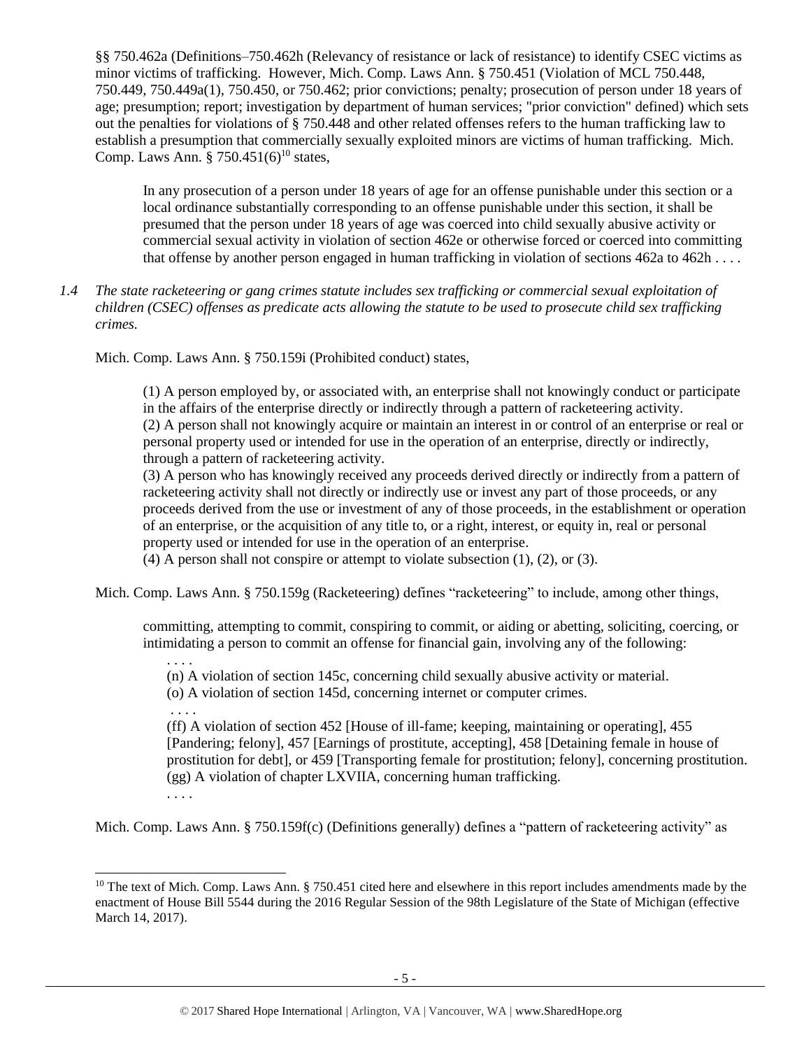§§ 750.462a (Definitions–750.462h (Relevancy of resistance or lack of resistance) to identify CSEC victims as minor victims of trafficking. However, Mich. Comp. Laws Ann. § 750.451 (Violation of MCL 750.448, 750.449, 750.449a(1), 750.450, or 750.462; prior convictions; penalty; prosecution of person under 18 years of age; presumption; report; investigation by department of human services; "prior conviction" defined) which sets out the penalties for violations of § 750.448 and other related offenses refers to the human trafficking law to establish a presumption that commercially sexually exploited minors are victims of human trafficking. Mich. Comp. Laws Ann. § 750.451(6)[10] states,

> In any prosecution of a person under 18 years of age for an offense punishable under this section or a local ordinance substantially corresponding to an offense punishable under this section, it shall be presumed that the person under 18 years of age was coerced into child sexually abusive activity or commercial sexual activity in violation of section 462e or otherwise forced or coerced into committing that offense by another person engaged in human trafficking in violation of sections 462a to 462h . . . .

*1.4 The state racketeering or gang crimes statute includes sex trafficking or commercial sexual exploitation of children (CSEC) offenses as predicate acts allowing the statute to be used to prosecute child sex trafficking crimes.*

Mich. Comp. Laws Ann. § 750.159i (Prohibited conduct) states,

> (1) A person employed by, or associated with, an enterprise shall not knowingly conduct or participate in the affairs of the enterprise directly or indirectly through a pattern of racketeering activity.
> (2) A person shall not knowingly acquire or maintain an interest in or control of an enterprise or real or personal property used or intended for use in the operation of an enterprise, directly or indirectly, through a pattern of racketeering activity.
> (3) A person who has knowingly received any proceeds derived directly or indirectly from a pattern of racketeering activity shall not directly or indirectly use or invest any part of those proceeds, or any proceeds derived from the use or investment of any of those proceeds, in the establishment or operation of an enterprise, or the acquisition of any title to, or a right, interest, or equity in, real or personal property used or intended for use in the operation of an enterprise.
> (4) A person shall not conspire or attempt to violate subsection (1), (2), or (3).

Mich. Comp. Laws Ann. § 750.159g (Racketeering) defines "racketeering" to include, among other things,

> committing, attempting to commit, conspiring to commit, or aiding or abetting, soliciting, coercing, or intimidating a person to commit an offense for financial gain, involving any of the following:
>
> . . . .
> (n) A violation of section 145c, concerning child sexually abusive activity or material.
> (o) A violation of section 145d, concerning internet or computer crimes.
> . . . .
> (ff) A violation of section 452 [House of ill-fame; keeping, maintaining or operating], 455 [Pandering; felony], 457 [Earnings of prostitute, accepting], 458 [Detaining female in house of prostitution for debt], or 459 [Transporting female for prostitution; felony], concerning prostitution.
> (gg) A violation of chapter LXVIIA, concerning human trafficking.
> . . . .

Mich. Comp. Laws Ann. § 750.159f(c) (Definitions generally) defines a "pattern of racketeering activity" as

---

[10] The text of Mich. Comp. Laws Ann. § 750.451 cited here and elsewhere in this report includes amendments made by the enactment of House Bill 5544 during the 2016 Regular Session of the 98th Legislature of the State of Michigan (effective March 14, 2017).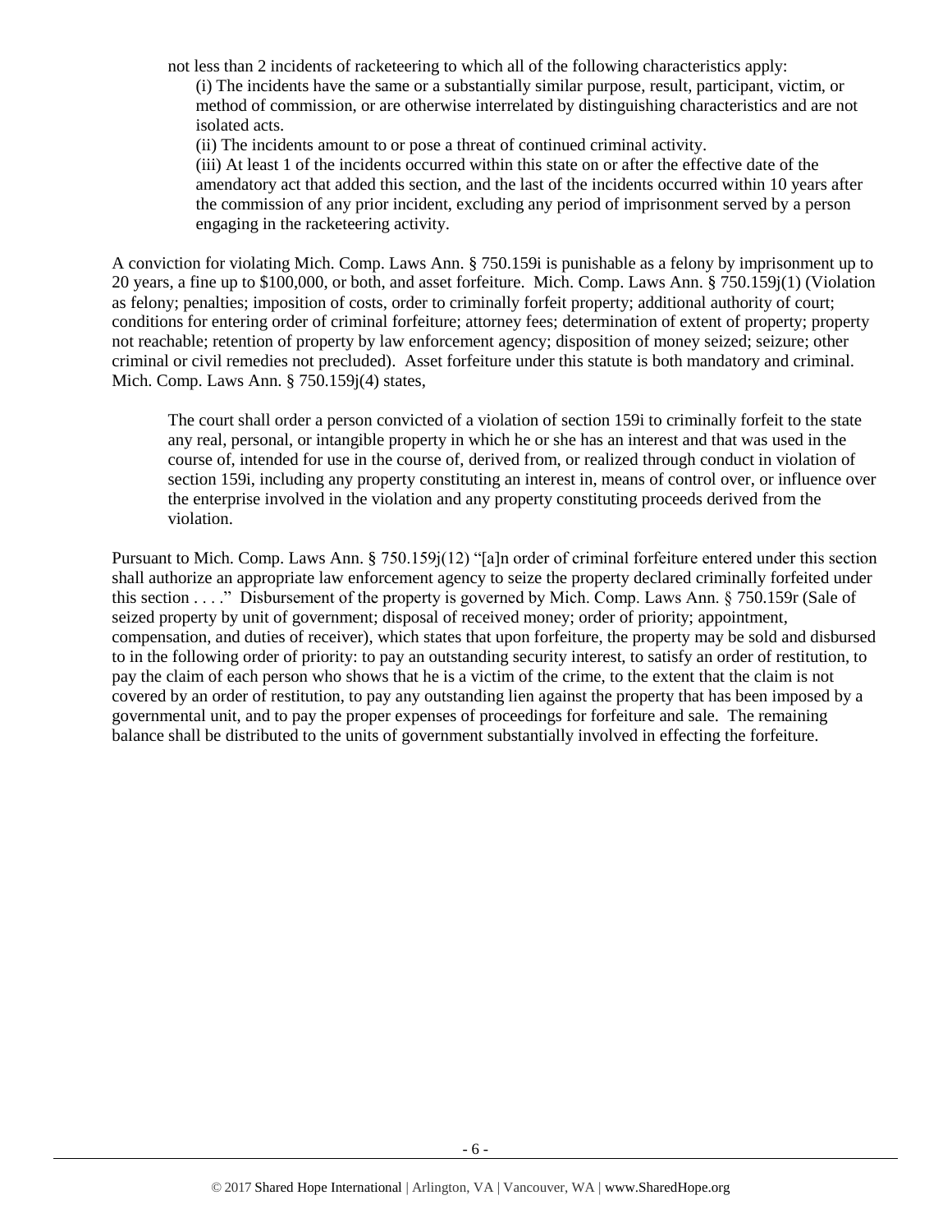not less than 2 incidents of racketeering to which all of the following characteristics apply:

> (i) The incidents have the same or a substantially similar purpose, result, participant, victim, or method of commission, or are otherwise interrelated by distinguishing characteristics and are not isolated acts.
>
> (ii) The incidents amount to or pose a threat of continued criminal activity.
>
> (iii) At least 1 of the incidents occurred within this state on or after the effective date of the amendatory act that added this section, and the last of the incidents occurred within 10 years after the commission of any prior incident, excluding any period of imprisonment served by a person engaging in the racketeering activity.

A conviction for violating Mich. Comp. Laws Ann. § 750.159i is punishable as a felony by imprisonment up to 20 years, a fine up to $100,000, or both, and asset forfeiture. Mich. Comp. Laws Ann. § 750.159j(1) (Violation as felony; penalties; imposition of costs, order to criminally forfeit property; additional authority of court; conditions for entering order of criminal forfeiture; attorney fees; determination of extent of property; property not reachable; retention of property by law enforcement agency; disposition of money seized; seizure; other criminal or civil remedies not precluded). Asset forfeiture under this statute is both mandatory and criminal. Mich. Comp. Laws Ann. § 750.159j(4) states,

> The court shall order a person convicted of a violation of section 159i to criminally forfeit to the state any real, personal, or intangible property in which he or she has an interest and that was used in the course of, intended for use in the course of, derived from, or realized through conduct in violation of section 159i, including any property constituting an interest in, means of control over, or influence over the enterprise involved in the violation and any property constituting proceeds derived from the violation.

Pursuant to Mich. Comp. Laws Ann. § 750.159j(12) "[a]n order of criminal forfeiture entered under this section shall authorize an appropriate law enforcement agency to seize the property declared criminally forfeited under this section . . . ." Disbursement of the property is governed by Mich. Comp. Laws Ann. § 750.159r (Sale of seized property by unit of government; disposal of received money; order of priority; appointment, compensation, and duties of receiver), which states that upon forfeiture, the property may be sold and disbursed to in the following order of priority: to pay an outstanding security interest, to satisfy an order of restitution, to pay the claim of each person who shows that he is a victim of the crime, to the extent that the claim is not covered by an order of restitution, to pay any outstanding lien against the property that has been imposed by a governmental unit, and to pay the proper expenses of proceedings for forfeiture and sale. The remaining balance shall be distributed to the units of government substantially involved in effecting the forfeiture.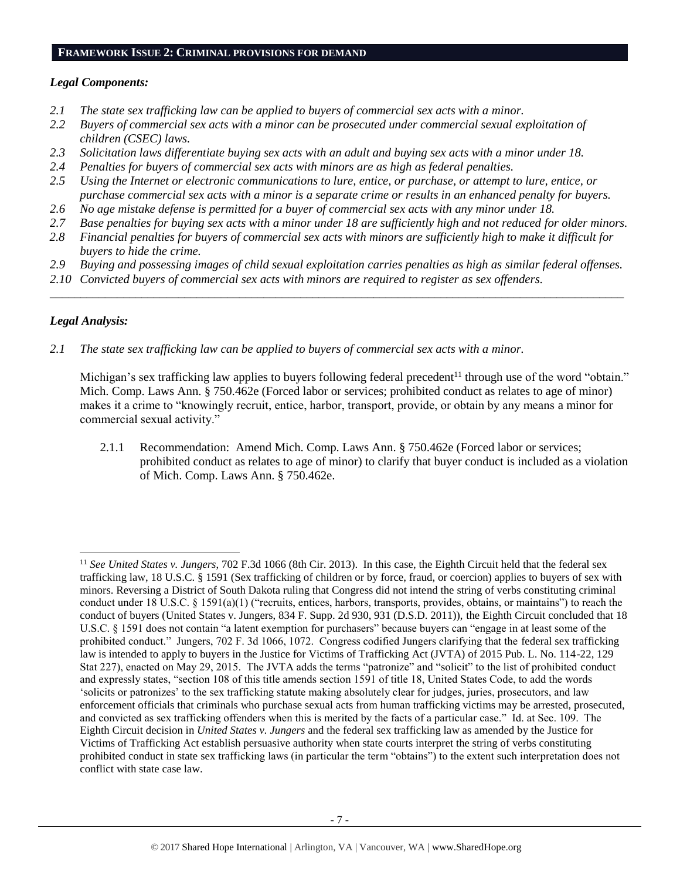## FRAMEWORK ISSUE 2: CRIMINAL PROVISIONS FOR DEMAND

### *Legal Components:*

- *2.1 The state sex trafficking law can be applied to buyers of commercial sex acts with a minor.*
- *2.2 Buyers of commercial sex acts with a minor can be prosecuted under commercial sexual exploitation of children (CSEC) laws.*
- *2.3 Solicitation laws differentiate buying sex acts with an adult and buying sex acts with a minor under 18.*
- *2.4 Penalties for buyers of commercial sex acts with minors are as high as federal penalties.*
- *2.5 Using the Internet or electronic communications to lure, entice, or purchase, or attempt to lure, entice, or purchase commercial sex acts with a minor is a separate crime or results in an enhanced penalty for buyers.*
- *2.6 No age mistake defense is permitted for a buyer of commercial sex acts with any minor under 18.*
- *2.7 Base penalties for buying sex acts with a minor under 18 are sufficiently high and not reduced for older minors.*
- *2.8 Financial penalties for buyers of commercial sex acts with minors are sufficiently high to make it difficult for buyers to hide the crime.*
- *2.9 Buying and possessing images of child sexual exploitation carries penalties as high as similar federal offenses.*
- *2.10 Convicted buyers of commercial sex acts with minors are required to register as sex offenders.*

---

### *Legal Analysis:*

*2.1 The state sex trafficking law can be applied to buyers of commercial sex acts with a minor.*

Michigan's sex trafficking law applies to buyers following federal precedent[11] through use of the word "obtain." Mich. Comp. Laws Ann. § 750.462e (Forced labor or services; prohibited conduct as relates to age of minor) makes it a crime to "knowingly recruit, entice, harbor, transport, provide, or obtain by any means a minor for commercial sexual activity."

2.1.1 Recommendation: Amend Mich. Comp. Laws Ann. § 750.462e (Forced labor or services; prohibited conduct as relates to age of minor) to clarify that buyer conduct is included as a violation of Mich. Comp. Laws Ann. § 750.462e.

---

[11] *See United States v. Jungers,* 702 F.3d 1066 (8th Cir. 2013). In this case, the Eighth Circuit held that the federal sex trafficking law, 18 U.S.C. § 1591 (Sex trafficking of children or by force, fraud, or coercion) applies to buyers of sex with minors. Reversing a District of South Dakota ruling that Congress did not intend the string of verbs constituting criminal conduct under 18 U.S.C. § 1591(a)(1) ("recruits, entices, harbors, transports, provides, obtains, or maintains") to reach the conduct of buyers (United States v. Jungers, 834 F. Supp. 2d 930, 931 (D.S.D. 2011)), the Eighth Circuit concluded that 18 U.S.C. § 1591 does not contain "a latent exemption for purchasers" because buyers can "engage in at least some of the prohibited conduct." Jungers, 702 F. 3d 1066, 1072. Congress codified Jungers clarifying that the federal sex trafficking law is intended to apply to buyers in the Justice for Victims of Trafficking Act (JVTA) of 2015 Pub. L. No. 114-22, 129 Stat 227), enacted on May 29, 2015. The JVTA adds the terms "patronize" and "solicit" to the list of prohibited conduct and expressly states, "section 108 of this title amends section 1591 of title 18, United States Code, to add the words 'solicits or patronizes' to the sex trafficking statute making absolutely clear for judges, juries, prosecutors, and law enforcement officials that criminals who purchase sexual acts from human trafficking victims may be arrested, prosecuted, and convicted as sex trafficking offenders when this is merited by the facts of a particular case." Id. at Sec. 109. The Eighth Circuit decision in *United States v. Jungers* and the federal sex trafficking law as amended by the Justice for Victims of Trafficking Act establish persuasive authority when state courts interpret the string of verbs constituting prohibited conduct in state sex trafficking laws (in particular the term "obtains") to the extent such interpretation does not conflict with state case law.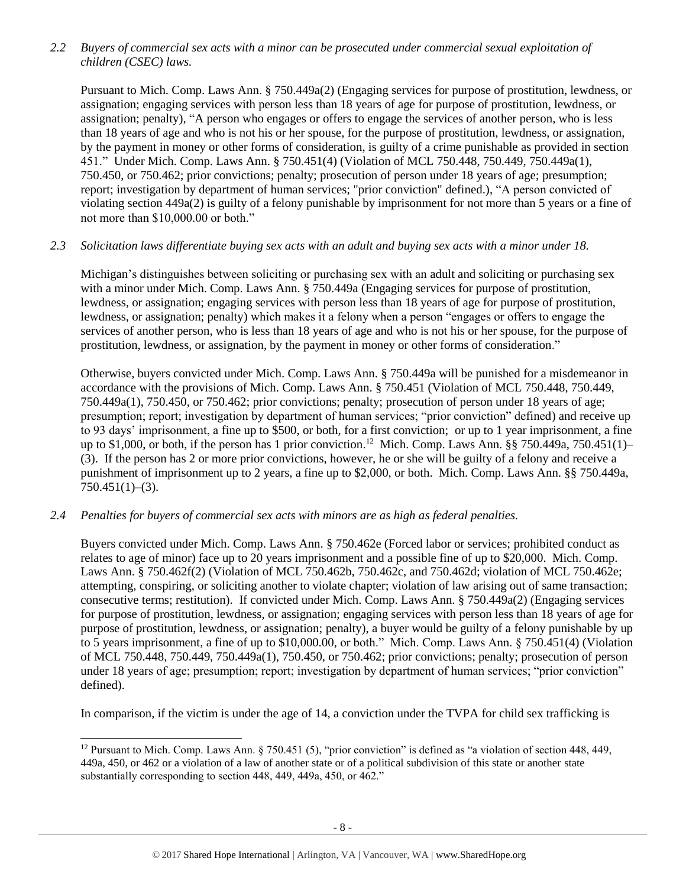*2.2 Buyers of commercial sex acts with a minor can be prosecuted under commercial sexual exploitation of children (CSEC) laws.*

Pursuant to Mich. Comp. Laws Ann. § 750.449a(2) (Engaging services for purpose of prostitution, lewdness, or assignation; engaging services with person less than 18 years of age for purpose of prostitution, lewdness, or assignation; penalty), "A person who engages or offers to engage the services of another person, who is less than 18 years of age and who is not his or her spouse, for the purpose of prostitution, lewdness, or assignation, by the payment in money or other forms of consideration, is guilty of a crime punishable as provided in section 451." Under Mich. Comp. Laws Ann. § 750.451(4) (Violation of MCL 750.448, 750.449, 750.449a(1), 750.450, or 750.462; prior convictions; penalty; prosecution of person under 18 years of age; presumption; report; investigation by department of human services; "prior conviction" defined.), "A person convicted of violating section 449a(2) is guilty of a felony punishable by imprisonment for not more than 5 years or a fine of not more than $10,000.00 or both."

*2.3 Solicitation laws differentiate buying sex acts with an adult and buying sex acts with a minor under 18.*

Michigan's distinguishes between soliciting or purchasing sex with an adult and soliciting or purchasing sex with a minor under Mich. Comp. Laws Ann. § 750.449a (Engaging services for purpose of prostitution, lewdness, or assignation; engaging services with person less than 18 years of age for purpose of prostitution, lewdness, or assignation; penalty) which makes it a felony when a person "engages or offers to engage the services of another person, who is less than 18 years of age and who is not his or her spouse, for the purpose of prostitution, lewdness, or assignation, by the payment in money or other forms of consideration."

Otherwise, buyers convicted under Mich. Comp. Laws Ann. § 750.449a will be punished for a misdemeanor in accordance with the provisions of Mich. Comp. Laws Ann. § 750.451 (Violation of MCL 750.448, 750.449, 750.449a(1), 750.450, or 750.462; prior convictions; penalty; prosecution of person under 18 years of age; presumption; report; investigation by department of human services; "prior conviction" defined) and receive up to 93 days' imprisonment, a fine up to $500, or both, for a first conviction; or up to 1 year imprisonment, a fine up to $1,000, or both, if the person has 1 prior conviction.[12] Mich. Comp. Laws Ann. §§ 750.449a, 750.451(1)–(3). If the person has 2 or more prior convictions, however, he or she will be guilty of a felony and receive a punishment of imprisonment up to 2 years, a fine up to $2,000, or both. Mich. Comp. Laws Ann. §§ 750.449a, 750.451(1)–(3).

*2.4 Penalties for buyers of commercial sex acts with minors are as high as federal penalties.*

Buyers convicted under Mich. Comp. Laws Ann. § 750.462e (Forced labor or services; prohibited conduct as relates to age of minor) face up to 20 years imprisonment and a possible fine of up to $20,000. Mich. Comp. Laws Ann. § 750.462f(2) (Violation of MCL 750.462b, 750.462c, and 750.462d; violation of MCL 750.462e; attempting, conspiring, or soliciting another to violate chapter; violation of law arising out of same transaction; consecutive terms; restitution). If convicted under Mich. Comp. Laws Ann. § 750.449a(2) (Engaging services for purpose of prostitution, lewdness, or assignation; engaging services with person less than 18 years of age for purpose of prostitution, lewdness, or assignation; penalty), a buyer would be guilty of a felony punishable by up to 5 years imprisonment, a fine of up to $10,000.00, or both." Mich. Comp. Laws Ann. § 750.451(4) (Violation of MCL 750.448, 750.449, 750.449a(1), 750.450, or 750.462; prior convictions; penalty; prosecution of person under 18 years of age; presumption; report; investigation by department of human services; "prior conviction" defined).

In comparison, if the victim is under the age of 14, a conviction under the TVPA for child sex trafficking is

[12] Pursuant to Mich. Comp. Laws Ann. § 750.451 (5), "prior conviction" is defined as "a violation of section 448, 449, 449a, 450, or 462 or a violation of a law of another state or of a political subdivision of this state or another state substantially corresponding to section 448, 449, 449a, 450, or 462."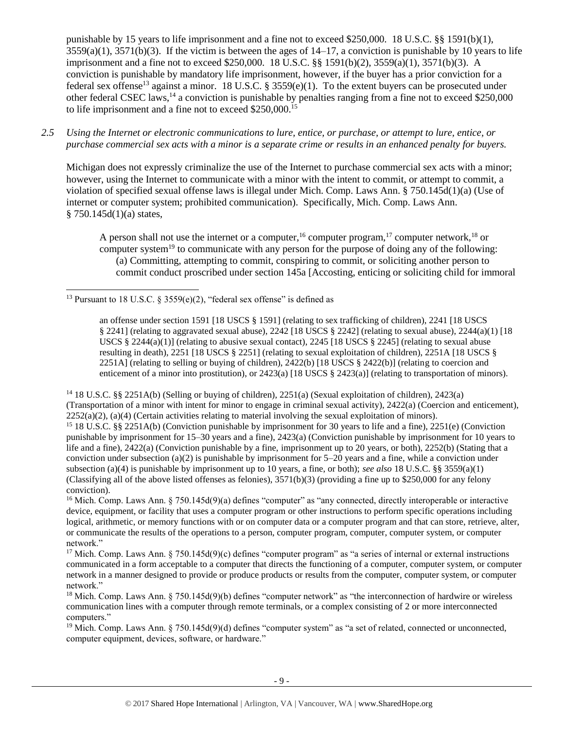punishable by 15 years to life imprisonment and a fine not to exceed $250,000. 18 U.S.C. §§ 1591(b)(1), 3559(a)(1), 3571(b)(3). If the victim is between the ages of 14–17, a conviction is punishable by 10 years to life imprisonment and a fine not to exceed $250,000. 18 U.S.C. §§ 1591(b)(2), 3559(a)(1), 3571(b)(3). A conviction is punishable by mandatory life imprisonment, however, if the buyer has a prior conviction for a federal sex offense[13] against a minor. 18 U.S.C. § 3559(e)(1). To the extent buyers can be prosecuted under other federal CSEC laws,[14] a conviction is punishable by penalties ranging from a fine not to exceed $250,000 to life imprisonment and a fine not to exceed $250,000.[15]

*2.5 Using the Internet or electronic communications to lure, entice, or purchase, or attempt to lure, entice, or purchase commercial sex acts with a minor is a separate crime or results in an enhanced penalty for buyers.*

Michigan does not expressly criminalize the use of the Internet to purchase commercial sex acts with a minor; however, using the Internet to communicate with a minor with the intent to commit, or attempt to commit, a violation of specified sexual offense laws is illegal under Mich. Comp. Laws Ann. § 750.145d(1)(a) (Use of internet or computer system; prohibited communication). Specifically, Mich. Comp. Laws Ann. § 750.145d(1)(a) states,

> A person shall not use the internet or a computer,[16] computer program,[17] computer network,[18] or computer system[19] to communicate with any person for the purpose of doing any of the following:
> (a) Committing, attempting to commit, conspiring to commit, or soliciting another person to commit conduct proscribed under section 145a [Accosting, enticing or soliciting child for immoral

---

[13] Pursuant to 18 U.S.C. § 3559(e)(2), "federal sex offense" is defined as

> an offense under section 1591 [18 USCS § 1591] (relating to sex trafficking of children), 2241 [18 USCS § 2241] (relating to aggravated sexual abuse), 2242 [18 USCS § 2242] (relating to sexual abuse), 2244(a)(1) [18 USCS § 2244(a)(1)] (relating to abusive sexual contact), 2245 [18 USCS § 2245] (relating to sexual abuse resulting in death), 2251 [18 USCS § 2251] (relating to sexual exploitation of children), 2251A [18 USCS § 2251A] (relating to selling or buying of children), 2422(b) [18 USCS § 2422(b)] (relating to coercion and enticement of a minor into prostitution), or 2423(a) [18 USCS § 2423(a)] (relating to transportation of minors).

[14] 18 U.S.C. §§ 2251A(b) (Selling or buying of children), 2251(a) (Sexual exploitation of children), 2423(a) (Transportation of a minor with intent for minor to engage in criminal sexual activity), 2422(a) (Coercion and enticement), 2252(a)(2), (a)(4) (Certain activities relating to material involving the sexual exploitation of minors).

[15] 18 U.S.C. §§ 2251A(b) (Conviction punishable by imprisonment for 30 years to life and a fine), 2251(e) (Conviction punishable by imprisonment for 15–30 years and a fine), 2423(a) (Conviction punishable by imprisonment for 10 years to life and a fine), 2422(a) (Conviction punishable by a fine, imprisonment up to 20 years, or both), 2252(b) (Stating that a conviction under subsection (a)(2) is punishable by imprisonment for 5–20 years and a fine, while a conviction under subsection (a)(4) is punishable by imprisonment up to 10 years, a fine, or both); *see also* 18 U.S.C. §§ 3559(a)(1) (Classifying all of the above listed offenses as felonies), 3571(b)(3) (providing a fine up to $250,000 for any felony conviction).

[16] Mich. Comp. Laws Ann. § 750.145d(9)(a) defines "computer" as "any connected, directly interoperable or interactive device, equipment, or facility that uses a computer program or other instructions to perform specific operations including logical, arithmetic, or memory functions with or on computer data or a computer program and that can store, retrieve, alter, or communicate the results of the operations to a person, computer program, computer, computer system, or computer network."

[17] Mich. Comp. Laws Ann. § 750.145d(9)(c) defines "computer program" as "a series of internal or external instructions communicated in a form acceptable to a computer that directs the functioning of a computer, computer system, or computer network in a manner designed to provide or produce products or results from the computer, computer system, or computer network."

[18] Mich. Comp. Laws Ann. § 750.145d(9)(b) defines "computer network" as "the interconnection of hardwire or wireless communication lines with a computer through remote terminals, or a complex consisting of 2 or more interconnected computers."

[19] Mich. Comp. Laws Ann. § 750.145d(9)(d) defines "computer system" as "a set of related, connected or unconnected, computer equipment, devices, software, or hardware."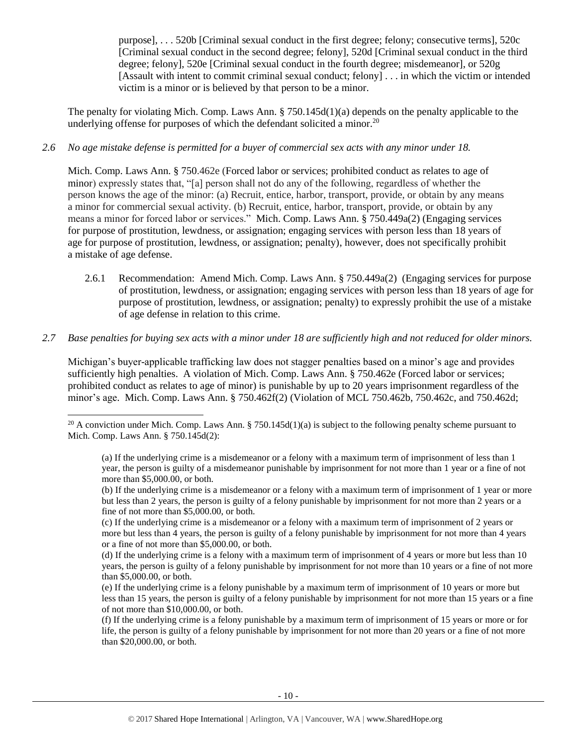purpose], . . . 520b [Criminal sexual conduct in the first degree; felony; consecutive terms], 520c [Criminal sexual conduct in the second degree; felony], 520d [Criminal sexual conduct in the third degree; felony], 520e [Criminal sexual conduct in the fourth degree; misdemeanor], or 520g [Assault with intent to commit criminal sexual conduct; felony] . . . in which the victim or intended victim is a minor or is believed by that person to be a minor.

The penalty for violating Mich. Comp. Laws Ann. § 750.145d(1)(a) depends on the penalty applicable to the underlying offense for purposes of which the defendant solicited a minor.[20]

*2.6 No age mistake defense is permitted for a buyer of commercial sex acts with any minor under 18.*

Mich. Comp. Laws Ann. § 750.462e (Forced labor or services; prohibited conduct as relates to age of minor) expressly states that, "[a] person shall not do any of the following, regardless of whether the person knows the age of the minor: (a) Recruit, entice, harbor, transport, provide, or obtain by any means a minor for commercial sexual activity. (b) Recruit, entice, harbor, transport, provide, or obtain by any means a minor for forced labor or services." Mich. Comp. Laws Ann. § 750.449a(2) (Engaging services for purpose of prostitution, lewdness, or assignation; engaging services with person less than 18 years of age for purpose of prostitution, lewdness, or assignation; penalty), however, does not specifically prohibit a mistake of age defense.

2.6.1 Recommendation: Amend Mich. Comp. Laws Ann. § 750.449a(2) (Engaging services for purpose of prostitution, lewdness, or assignation; engaging services with person less than 18 years of age for purpose of prostitution, lewdness, or assignation; penalty) to expressly prohibit the use of a mistake of age defense in relation to this crime.

*2.7 Base penalties for buying sex acts with a minor under 18 are sufficiently high and not reduced for older minors.*

Michigan's buyer-applicable trafficking law does not stagger penalties based on a minor's age and provides sufficiently high penalties. A violation of Mich. Comp. Laws Ann. § 750.462e (Forced labor or services; prohibited conduct as relates to age of minor) is punishable by up to 20 years imprisonment regardless of the minor's age. Mich. Comp. Laws Ann. § 750.462f(2) (Violation of MCL 750.462b, 750.462c, and 750.462d;

---

[20] A conviction under Mich. Comp. Laws Ann. § 750.145d(1)(a) is subject to the following penalty scheme pursuant to Mich. Comp. Laws Ann. § 750.145d(2):

> (a) If the underlying crime is a misdemeanor or a felony with a maximum term of imprisonment of less than 1 year, the person is guilty of a misdemeanor punishable by imprisonment for not more than 1 year or a fine of not more than $5,000.00, or both.
>
> (b) If the underlying crime is a misdemeanor or a felony with a maximum term of imprisonment of 1 year or more but less than 2 years, the person is guilty of a felony punishable by imprisonment for not more than 2 years or a fine of not more than $5,000.00, or both.
>
> (c) If the underlying crime is a misdemeanor or a felony with a maximum term of imprisonment of 2 years or more but less than 4 years, the person is guilty of a felony punishable by imprisonment for not more than 4 years or a fine of not more than $5,000.00, or both.
>
> (d) If the underlying crime is a felony with a maximum term of imprisonment of 4 years or more but less than 10 years, the person is guilty of a felony punishable by imprisonment for not more than 10 years or a fine of not more than $5,000.00, or both.
>
> (e) If the underlying crime is a felony punishable by a maximum term of imprisonment of 10 years or more but less than 15 years, the person is guilty of a felony punishable by imprisonment for not more than 15 years or a fine of not more than $10,000.00, or both.
>
> (f) If the underlying crime is a felony punishable by a maximum term of imprisonment of 15 years or more or for life, the person is guilty of a felony punishable by imprisonment for not more than 20 years or a fine of not more than $20,000.00, or both.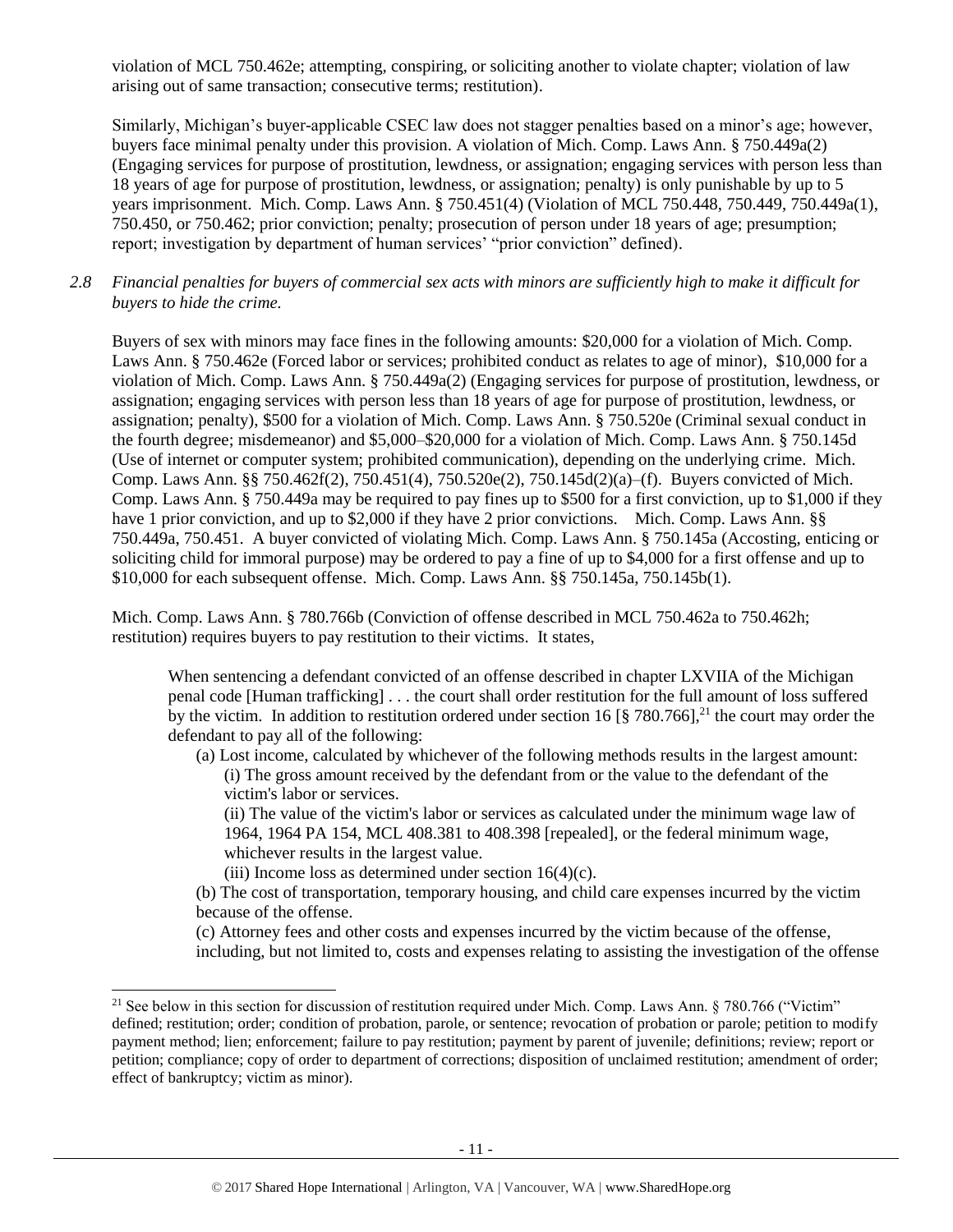violation of MCL 750.462e; attempting, conspiring, or soliciting another to violate chapter; violation of law arising out of same transaction; consecutive terms; restitution).

Similarly, Michigan's buyer-applicable CSEC law does not stagger penalties based on a minor's age; however, buyers face minimal penalty under this provision. A violation of Mich. Comp. Laws Ann. § 750.449a(2) (Engaging services for purpose of prostitution, lewdness, or assignation; engaging services with person less than 18 years of age for purpose of prostitution, lewdness, or assignation; penalty) is only punishable by up to 5 years imprisonment. Mich. Comp. Laws Ann. § 750.451(4) (Violation of MCL 750.448, 750.449, 750.449a(1), 750.450, or 750.462; prior conviction; penalty; prosecution of person under 18 years of age; presumption; report; investigation by department of human services' "prior conviction" defined).

*2.8 Financial penalties for buyers of commercial sex acts with minors are sufficiently high to make it difficult for buyers to hide the crime.*

Buyers of sex with minors may face fines in the following amounts: $20,000 for a violation of Mich. Comp. Laws Ann. § 750.462e (Forced labor or services; prohibited conduct as relates to age of minor), $10,000 for a violation of Mich. Comp. Laws Ann. § 750.449a(2) (Engaging services for purpose of prostitution, lewdness, or assignation; engaging services with person less than 18 years of age for purpose of prostitution, lewdness, or assignation; penalty), $500 for a violation of Mich. Comp. Laws Ann. § 750.520e (Criminal sexual conduct in the fourth degree; misdemeanor) and $5,000–$20,000 for a violation of Mich. Comp. Laws Ann. § 750.145d (Use of internet or computer system; prohibited communication), depending on the underlying crime. Mich. Comp. Laws Ann. §§ 750.462f(2), 750.451(4), 750.520e(2), 750.145d(2)(a)–(f). Buyers convicted of Mich. Comp. Laws Ann. § 750.449a may be required to pay fines up to $500 for a first conviction, up to $1,000 if they have 1 prior conviction, and up to $2,000 if they have 2 prior convictions. Mich. Comp. Laws Ann. §§ 750.449a, 750.451. A buyer convicted of violating Mich. Comp. Laws Ann. § 750.145a (Accosting, enticing or soliciting child for immoral purpose) may be ordered to pay a fine of up to $4,000 for a first offense and up to $10,000 for each subsequent offense. Mich. Comp. Laws Ann. §§ 750.145a, 750.145b(1).

Mich. Comp. Laws Ann. § 780.766b (Conviction of offense described in MCL 750.462a to 750.462h; restitution) requires buyers to pay restitution to their victims. It states,

> When sentencing a defendant convicted of an offense described in chapter LXVIIA of the Michigan penal code [Human trafficking] . . . the court shall order restitution for the full amount of loss suffered by the victim. In addition to restitution ordered under section 16 [§ 780.766],[21] the court may order the defendant to pay all of the following:
>
> (a) Lost income, calculated by whichever of the following methods results in the largest amount:
>
> (i) The gross amount received by the defendant from or the value to the defendant of the victim's labor or services.
>
> (ii) The value of the victim's labor or services as calculated under the minimum wage law of 1964, 1964 PA 154, MCL 408.381 to 408.398 [repealed], or the federal minimum wage, whichever results in the largest value.
>
> (iii) Income loss as determined under section 16(4)(c).
>
> (b) The cost of transportation, temporary housing, and child care expenses incurred by the victim because of the offense.
>
> (c) Attorney fees and other costs and expenses incurred by the victim because of the offense, including, but not limited to, costs and expenses relating to assisting the investigation of the offense

[21] See below in this section for discussion of restitution required under Mich. Comp. Laws Ann. § 780.766 ("Victim" defined; restitution; order; condition of probation, parole, or sentence; revocation of probation or parole; petition to modify payment method; lien; enforcement; failure to pay restitution; payment by parent of juvenile; definitions; review; report or petition; compliance; copy of order to department of corrections; disposition of unclaimed restitution; amendment of order; effect of bankruptcy; victim as minor).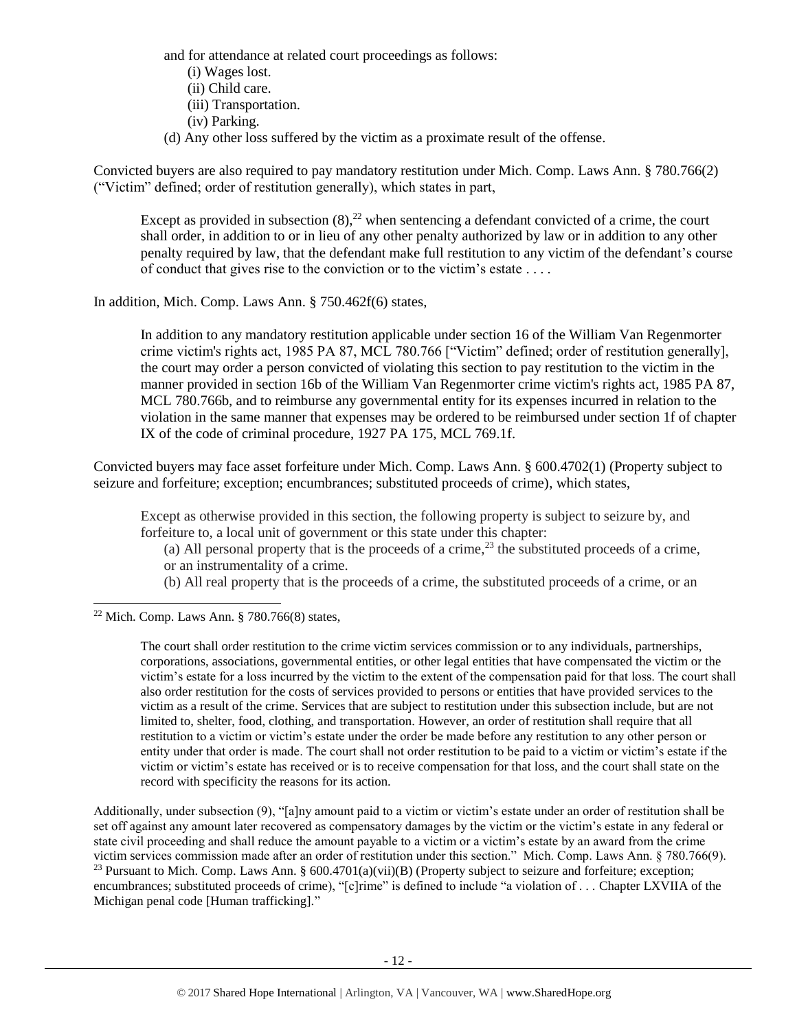and for attendance at related court proceedings as follows:

(i) Wages lost.
(ii) Child care.
(iii) Transportation.
(iv) Parking.

(d) Any other loss suffered by the victim as a proximate result of the offense.

Convicted buyers are also required to pay mandatory restitution under Mich. Comp. Laws Ann. § 780.766(2) ("Victim" defined; order of restitution generally), which states in part,

> Except as provided in subsection (8),[22] when sentencing a defendant convicted of a crime, the court shall order, in addition to or in lieu of any other penalty authorized by law or in addition to any other penalty required by law, that the defendant make full restitution to any victim of the defendant's course of conduct that gives rise to the conviction or to the victim's estate . . . .

In addition, Mich. Comp. Laws Ann. § 750.462f(6) states,

> In addition to any mandatory restitution applicable under section 16 of the William Van Regenmorter crime victim's rights act, 1985 PA 87, MCL 780.766 ["Victim" defined; order of restitution generally], the court may order a person convicted of violating this section to pay restitution to the victim in the manner provided in section 16b of the William Van Regenmorter crime victim's rights act, 1985 PA 87, MCL 780.766b, and to reimburse any governmental entity for its expenses incurred in relation to the violation in the same manner that expenses may be ordered to be reimbursed under section 1f of chapter IX of the code of criminal procedure, 1927 PA 175, MCL 769.1f.

Convicted buyers may face asset forfeiture under Mich. Comp. Laws Ann. § 600.4702(1) (Property subject to seizure and forfeiture; exception; encumbrances; substituted proceeds of crime), which states,

> Except as otherwise provided in this section, the following property is subject to seizure by, and forfeiture to, a local unit of government or this state under this chapter:
>
> (a) All personal property that is the proceeds of a crime,[23] the substituted proceeds of a crime, or an instrumentality of a crime.
>
> (b) All real property that is the proceeds of a crime, the substituted proceeds of a crime, or an

---

[22] Mich. Comp. Laws Ann. § 780.766(8) states,

> The court shall order restitution to the crime victim services commission or to any individuals, partnerships, corporations, associations, governmental entities, or other legal entities that have compensated the victim or the victim's estate for a loss incurred by the victim to the extent of the compensation paid for that loss. The court shall also order restitution for the costs of services provided to persons or entities that have provided services to the victim as a result of the crime. Services that are subject to restitution under this subsection include, but are not limited to, shelter, food, clothing, and transportation. However, an order of restitution shall require that all restitution to a victim or victim's estate under the order be made before any restitution to any other person or entity under that order is made. The court shall not order restitution to be paid to a victim or victim's estate if the victim or victim's estate has received or is to receive compensation for that loss, and the court shall state on the record with specificity the reasons for its action.

Additionally, under subsection (9), "[a]ny amount paid to a victim or victim's estate under an order of restitution shall be set off against any amount later recovered as compensatory damages by the victim or the victim's estate in any federal or state civil proceeding and shall reduce the amount payable to a victim or a victim's estate by an award from the crime victim services commission made after an order of restitution under this section." Mich. Comp. Laws Ann. § 780.766(9).

[23] Pursuant to Mich. Comp. Laws Ann. § 600.4701(a)(vii)(B) (Property subject to seizure and forfeiture; exception; encumbrances; substituted proceeds of crime), "[c]rime" is defined to include "a violation of . . . Chapter LXVIIA of the Michigan penal code [Human trafficking]."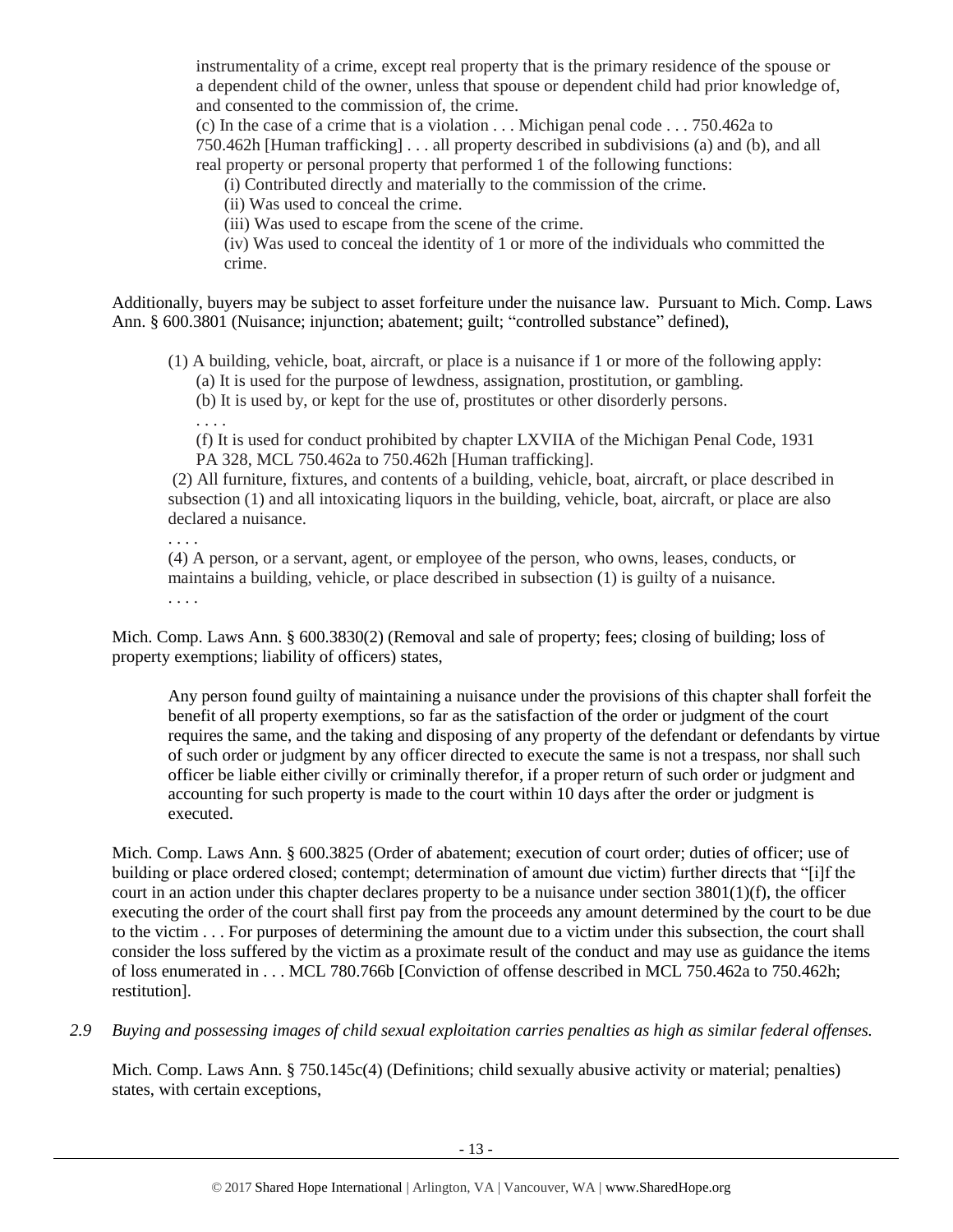> instrumentality of a crime, except real property that is the primary residence of the spouse or a dependent child of the owner, unless that spouse or dependent child had prior knowledge of, and consented to the commission of, the crime.
>
> (c) In the case of a crime that is a violation . . . Michigan penal code . . . 750.462a to 750.462h [Human trafficking] . . . all property described in subdivisions (a) and (b), and all real property or personal property that performed 1 of the following functions:
>
> > (i) Contributed directly and materially to the commission of the crime.
> >
> > (ii) Was used to conceal the crime.
> >
> > (iii) Was used to escape from the scene of the crime.
> >
> > (iv) Was used to conceal the identity of 1 or more of the individuals who committed the crime.

Additionally, buyers may be subject to asset forfeiture under the nuisance law. Pursuant to Mich. Comp. Laws Ann. § 600.3801 (Nuisance; injunction; abatement; guilt; "controlled substance" defined),

> (1) A building, vehicle, boat, aircraft, or place is a nuisance if 1 or more of the following apply:
>
> > (a) It is used for the purpose of lewdness, assignation, prostitution, or gambling.
> >
> > (b) It is used by, or kept for the use of, prostitutes or other disorderly persons.
> >
> > . . . .
> >
> > (f) It is used for conduct prohibited by chapter LXVIIA of the Michigan Penal Code, 1931 PA 328, MCL 750.462a to 750.462h [Human trafficking].
>
> (2) All furniture, fixtures, and contents of a building, vehicle, boat, aircraft, or place described in subsection (1) and all intoxicating liquors in the building, vehicle, boat, aircraft, or place are also declared a nuisance.
>
> . . . .
>
> (4) A person, or a servant, agent, or employee of the person, who owns, leases, conducts, or maintains a building, vehicle, or place described in subsection (1) is guilty of a nuisance.
>
> . . . .

Mich. Comp. Laws Ann. § 600.3830(2) (Removal and sale of property; fees; closing of building; loss of property exemptions; liability of officers) states,

> Any person found guilty of maintaining a nuisance under the provisions of this chapter shall forfeit the benefit of all property exemptions, so far as the satisfaction of the order or judgment of the court requires the same, and the taking and disposing of any property of the defendant or defendants by virtue of such order or judgment by any officer directed to execute the same is not a trespass, nor shall such officer be liable either civilly or criminally therefor, if a proper return of such order or judgment and accounting for such property is made to the court within 10 days after the order or judgment is executed.

Mich. Comp. Laws Ann. § 600.3825 (Order of abatement; execution of court order; duties of officer; use of building or place ordered closed; contempt; determination of amount due victim) further directs that "[i]f the court in an action under this chapter declares property to be a nuisance under section 3801(1)(f), the officer executing the order of the court shall first pay from the proceeds any amount determined by the court to be due to the victim . . . For purposes of determining the amount due to a victim under this subsection, the court shall consider the loss suffered by the victim as a proximate result of the conduct and may use as guidance the items of loss enumerated in . . . MCL 780.766b [Conviction of offense described in MCL 750.462a to 750.462h; restitution].

*2.9 Buying and possessing images of child sexual exploitation carries penalties as high as similar federal offenses.*

Mich. Comp. Laws Ann. § 750.145c(4) (Definitions; child sexually abusive activity or material; penalties) states, with certain exceptions,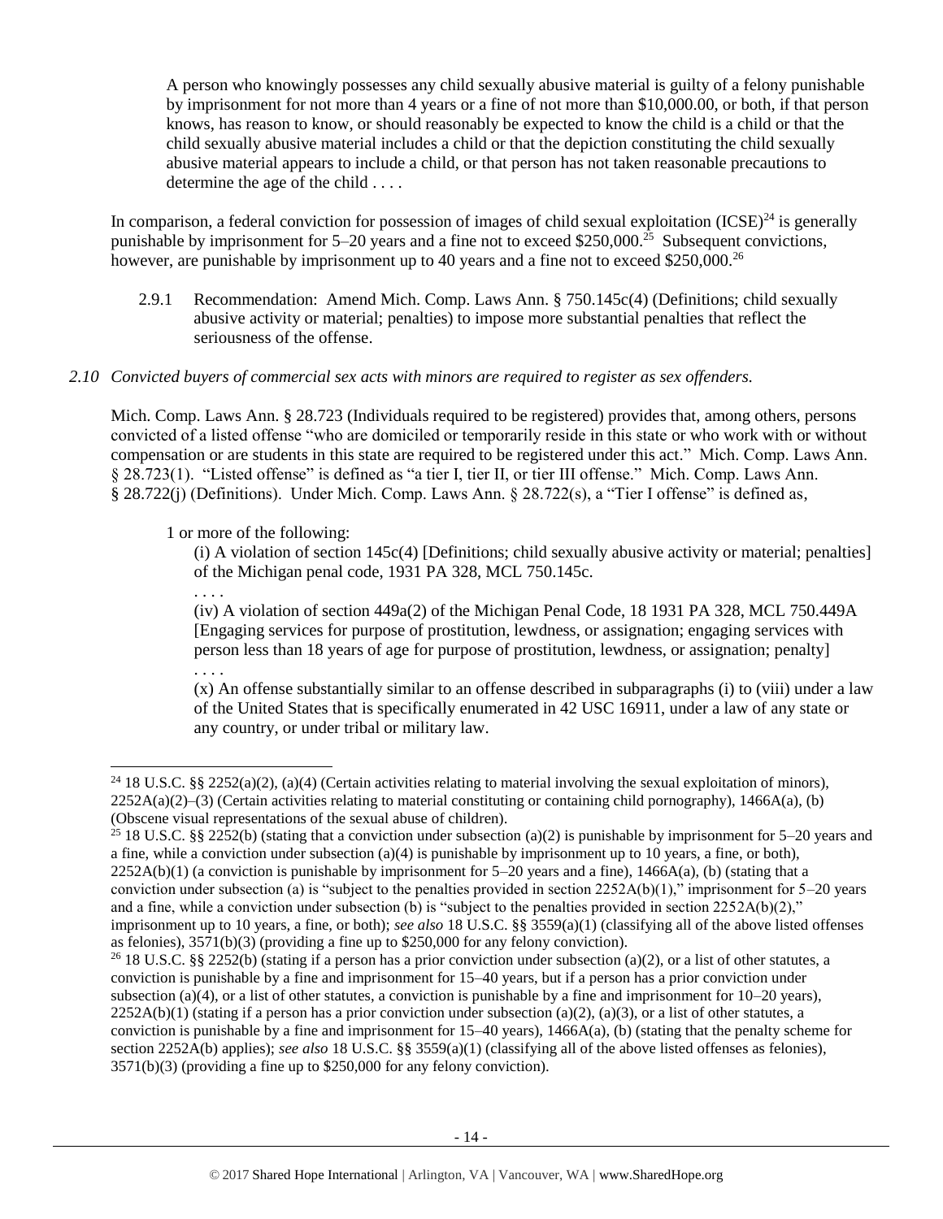> A person who knowingly possesses any child sexually abusive material is guilty of a felony punishable by imprisonment for not more than 4 years or a fine of not more than $10,000.00, or both, if that person knows, has reason to know, or should reasonably be expected to know the child is a child or that the child sexually abusive material includes a child or that the depiction constituting the child sexually abusive material appears to include a child, or that person has not taken reasonable precautions to determine the age of the child . . . .

In comparison, a federal conviction for possession of images of child sexual exploitation (ICSE)[24] is generally punishable by imprisonment for 5–20 years and a fine not to exceed $250,000.[25] Subsequent convictions, however, are punishable by imprisonment up to 40 years and a fine not to exceed $250,000.[26]

> 2.9.1 Recommendation: Amend Mich. Comp. Laws Ann. § 750.145c(4) (Definitions; child sexually abusive activity or material; penalties) to impose more substantial penalties that reflect the seriousness of the offense.

*2.10 Convicted buyers of commercial sex acts with minors are required to register as sex offenders.*

Mich. Comp. Laws Ann. § 28.723 (Individuals required to be registered) provides that, among others, persons convicted of a listed offense "who are domiciled or temporarily reside in this state or who work with or without compensation or are students in this state are required to be registered under this act." Mich. Comp. Laws Ann. § 28.723(1). "Listed offense" is defined as "a tier I, tier II, or tier III offense." Mich. Comp. Laws Ann. § 28.722(j) (Definitions). Under Mich. Comp. Laws Ann. § 28.722(s), a "Tier I offense" is defined as,

> 1 or more of the following:
>
> (i) A violation of section 145c(4) [Definitions; child sexually abusive activity or material; penalties] of the Michigan penal code, 1931 PA 328, MCL 750.145c.
>
> . . . .
>
> (iv) A violation of section 449a(2) of the Michigan Penal Code, 18 1931 PA 328, MCL 750.449A [Engaging services for purpose of prostitution, lewdness, or assignation; engaging services with person less than 18 years of age for purpose of prostitution, lewdness, or assignation; penalty]
>
> . . . .
>
> (x) An offense substantially similar to an offense described in subparagraphs (i) to (viii) under a law of the United States that is specifically enumerated in 42 USC 16911, under a law of any state or any country, or under tribal or military law.

---

[24] 18 U.S.C. §§ 2252(a)(2), (a)(4) (Certain activities relating to material involving the sexual exploitation of minors), 2252A(a)(2)–(3) (Certain activities relating to material constituting or containing child pornography), 1466A(a), (b) (Obscene visual representations of the sexual abuse of children).

[25] 18 U.S.C. §§ 2252(b) (stating that a conviction under subsection (a)(2) is punishable by imprisonment for 5–20 years and a fine, while a conviction under subsection (a)(4) is punishable by imprisonment up to 10 years, a fine, or both), 2252A(b)(1) (a conviction is punishable by imprisonment for 5–20 years and a fine), 1466A(a), (b) (stating that a conviction under subsection (a) is "subject to the penalties provided in section 2252A(b)(1)," imprisonment for 5–20 years and a fine, while a conviction under subsection (b) is "subject to the penalties provided in section 2252A(b)(2)," imprisonment up to 10 years, a fine, or both); *see also* 18 U.S.C. §§ 3559(a)(1) (classifying all of the above listed offenses as felonies), 3571(b)(3) (providing a fine up to $250,000 for any felony conviction).

[26] 18 U.S.C. §§ 2252(b) (stating if a person has a prior conviction under subsection (a)(2), or a list of other statutes, a conviction is punishable by a fine and imprisonment for 15–40 years, but if a person has a prior conviction under subsection (a)(4), or a list of other statutes, a conviction is punishable by a fine and imprisonment for 10–20 years), 2252A(b)(1) (stating if a person has a prior conviction under subsection (a)(2), (a)(3), or a list of other statutes, a conviction is punishable by a fine and imprisonment for 15–40 years), 1466A(a), (b) (stating that the penalty scheme for section 2252A(b) applies); *see also* 18 U.S.C. §§ 3559(a)(1) (classifying all of the above listed offenses as felonies), 3571(b)(3) (providing a fine up to $250,000 for any felony conviction).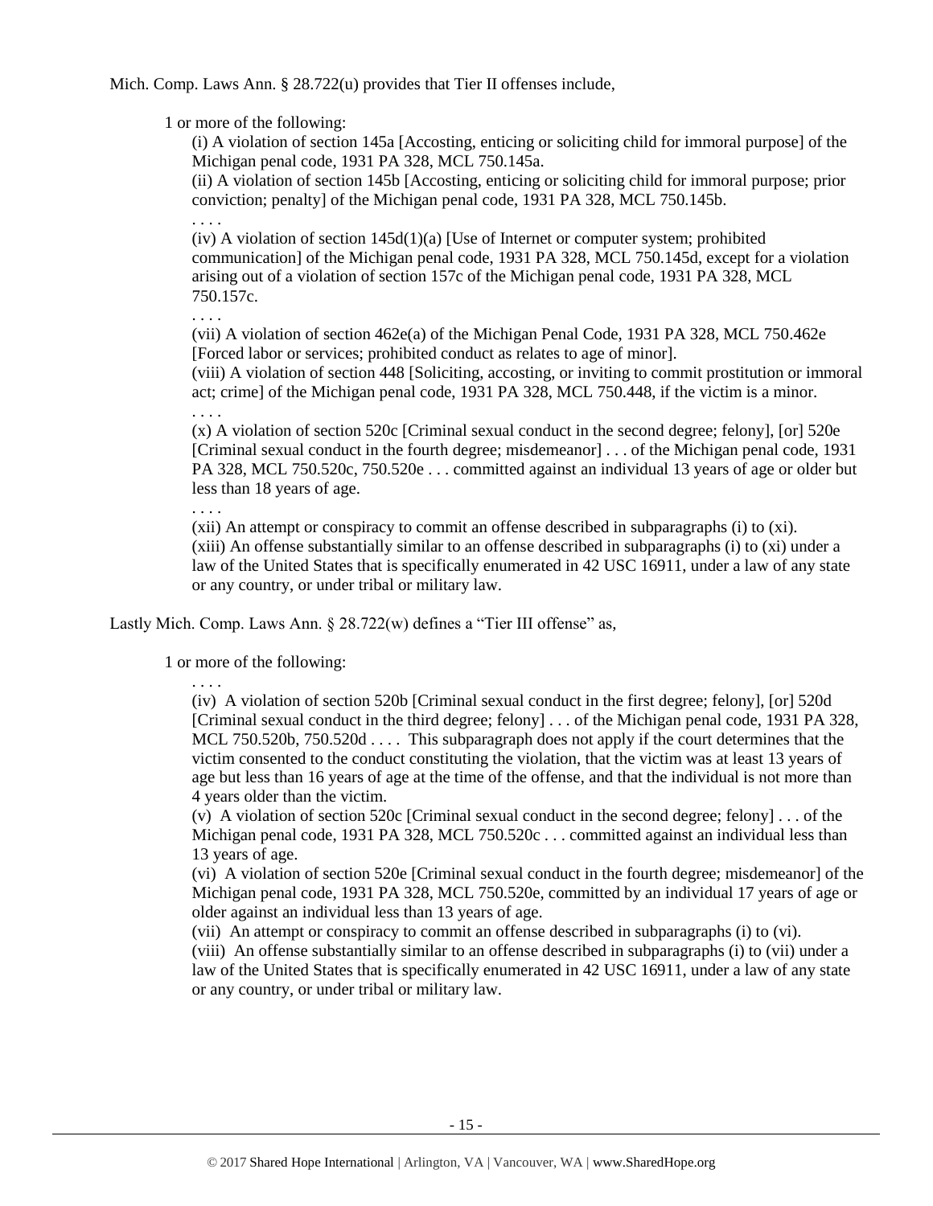Mich. Comp. Laws Ann. § 28.722(u) provides that Tier II offenses include,

> 1 or more of the following:
>
> > (i) A violation of section 145a [Accosting, enticing or soliciting child for immoral purpose] of the Michigan penal code, 1931 PA 328, MCL 750.145a.
> >
> > (ii) A violation of section 145b [Accosting, enticing or soliciting child for immoral purpose; prior conviction; penalty] of the Michigan penal code, 1931 PA 328, MCL 750.145b.
> >
> > . . . .
> >
> > (iv) A violation of section 145d(1)(a) [Use of Internet or computer system; prohibited communication] of the Michigan penal code, 1931 PA 328, MCL 750.145d, except for a violation arising out of a violation of section 157c of the Michigan penal code, 1931 PA 328, MCL 750.157c.
> >
> > . . . .
> >
> > (vii) A violation of section 462e(a) of the Michigan Penal Code, 1931 PA 328, MCL 750.462e [Forced labor or services; prohibited conduct as relates to age of minor].
> >
> > (viii) A violation of section 448 [Soliciting, accosting, or inviting to commit prostitution or immoral act; crime] of the Michigan penal code, 1931 PA 328, MCL 750.448, if the victim is a minor.
> >
> > . . . .
> >
> > (x) A violation of section 520c [Criminal sexual conduct in the second degree; felony], [or] 520e [Criminal sexual conduct in the fourth degree; misdemeanor] . . . of the Michigan penal code, 1931 PA 328, MCL 750.520c, 750.520e . . . committed against an individual 13 years of age or older but less than 18 years of age.
> >
> > . . . .
> >
> > (xii) An attempt or conspiracy to commit an offense described in subparagraphs (i) to (xi).
> >
> > (xiii) An offense substantially similar to an offense described in subparagraphs (i) to (xi) under a law of the United States that is specifically enumerated in 42 USC 16911, under a law of any state or any country, or under tribal or military law.

Lastly Mich. Comp. Laws Ann. § 28.722(w) defines a "Tier III offense" as,

> 1 or more of the following:
>
> > . . . .
> >
> > (iv) A violation of section 520b [Criminal sexual conduct in the first degree; felony], [or] 520d [Criminal sexual conduct in the third degree; felony] . . . of the Michigan penal code, 1931 PA 328, MCL 750.520b, 750.520d . . . . This subparagraph does not apply if the court determines that the victim consented to the conduct constituting the violation, that the victim was at least 13 years of age but less than 16 years of age at the time of the offense, and that the individual is not more than 4 years older than the victim.
> >
> > (v) A violation of section 520c [Criminal sexual conduct in the second degree; felony] . . . of the Michigan penal code, 1931 PA 328, MCL 750.520c . . . committed against an individual less than 13 years of age.
> >
> > (vi) A violation of section 520e [Criminal sexual conduct in the fourth degree; misdemeanor] of the Michigan penal code, 1931 PA 328, MCL 750.520e, committed by an individual 17 years of age or older against an individual less than 13 years of age.
> >
> > (vii) An attempt or conspiracy to commit an offense described in subparagraphs (i) to (vi).
> >
> > (viii) An offense substantially similar to an offense described in subparagraphs (i) to (vii) under a law of the United States that is specifically enumerated in 42 USC 16911, under a law of any state or any country, or under tribal or military law.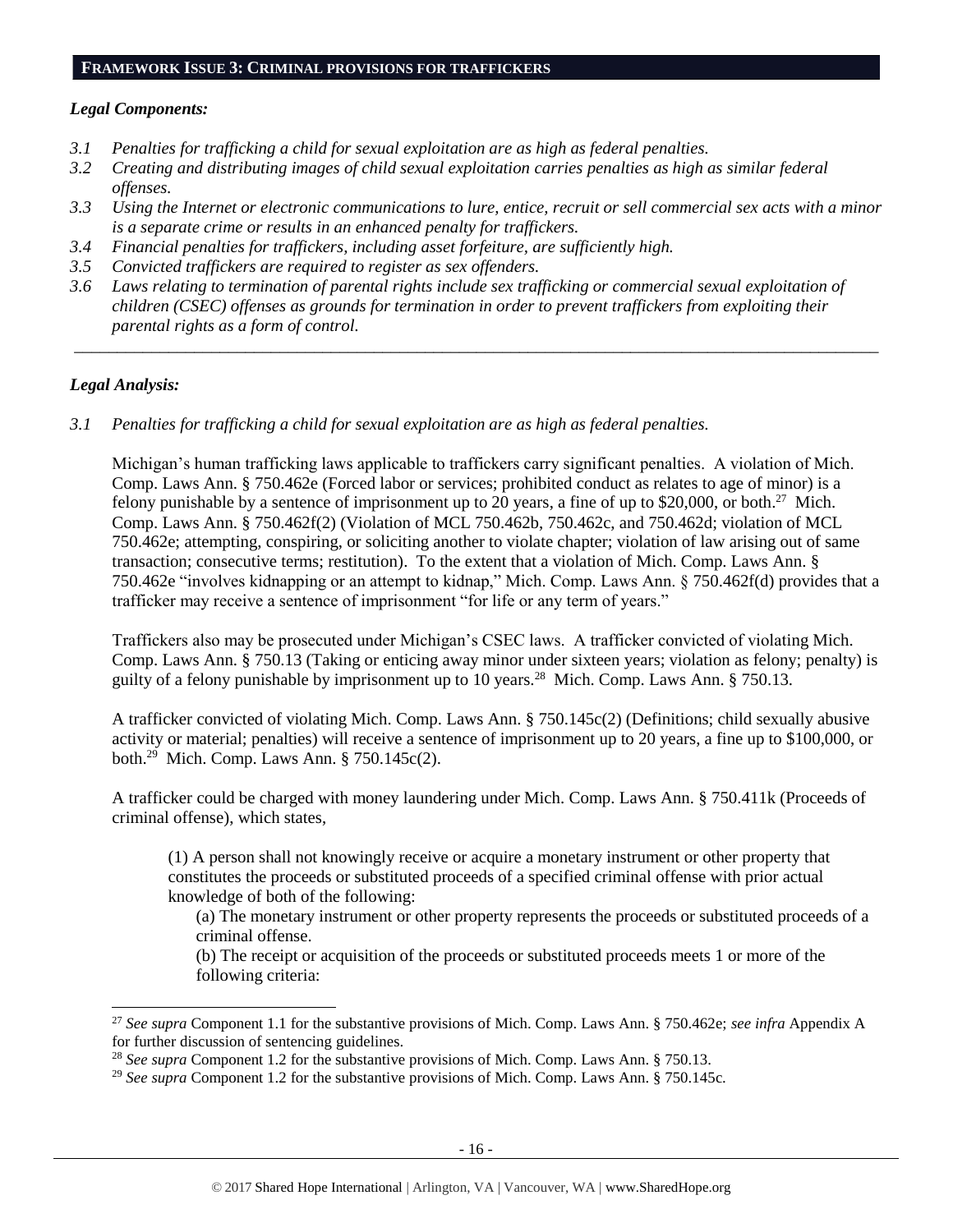## FRAMEWORK ISSUE 3: CRIMINAL PROVISIONS FOR TRAFFICKERS

***Legal Components:***

*3.1 Penalties for trafficking a child for sexual exploitation are as high as federal penalties.*

*3.2 Creating and distributing images of child sexual exploitation carries penalties as high as similar federal offenses.*

*3.3 Using the Internet or electronic communications to lure, entice, recruit or sell commercial sex acts with a minor is a separate crime or results in an enhanced penalty for traffickers.*

*3.4 Financial penalties for traffickers, including asset forfeiture, are sufficiently high.*

*3.5 Convicted traffickers are required to register as sex offenders.*

*3.6 Laws relating to termination of parental rights include sex trafficking or commercial sexual exploitation of children (CSEC) offenses as grounds for termination in order to prevent traffickers from exploiting their parental rights as a form of control.*

---

***Legal Analysis:***

*3.1 Penalties for trafficking a child for sexual exploitation are as high as federal penalties.*

Michigan's human trafficking laws applicable to traffickers carry significant penalties. A violation of Mich. Comp. Laws Ann. § 750.462e (Forced labor or services; prohibited conduct as relates to age of minor) is a felony punishable by a sentence of imprisonment up to 20 years, a fine of up to $20,000, or both.[27] Mich. Comp. Laws Ann. § 750.462f(2) (Violation of MCL 750.462b, 750.462c, and 750.462d; violation of MCL 750.462e; attempting, conspiring, or soliciting another to violate chapter; violation of law arising out of same transaction; consecutive terms; restitution). To the extent that a violation of Mich. Comp. Laws Ann. § 750.462e "involves kidnapping or an attempt to kidnap," Mich. Comp. Laws Ann. § 750.462f(d) provides that a trafficker may receive a sentence of imprisonment "for life or any term of years."

Traffickers also may be prosecuted under Michigan's CSEC laws. A trafficker convicted of violating Mich. Comp. Laws Ann. § 750.13 (Taking or enticing away minor under sixteen years; violation as felony; penalty) is guilty of a felony punishable by imprisonment up to 10 years.[28] Mich. Comp. Laws Ann. § 750.13.

A trafficker convicted of violating Mich. Comp. Laws Ann. § 750.145c(2) (Definitions; child sexually abusive activity or material; penalties) will receive a sentence of imprisonment up to 20 years, a fine up to $100,000, or both.[29] Mich. Comp. Laws Ann. § 750.145c(2).

A trafficker could be charged with money laundering under Mich. Comp. Laws Ann. § 750.411k (Proceeds of criminal offense), which states,

> (1) A person shall not knowingly receive or acquire a monetary instrument or other property that constitutes the proceeds or substituted proceeds of a specified criminal offense with prior actual knowledge of both of the following:
>
> (a) The monetary instrument or other property represents the proceeds or substituted proceeds of a criminal offense.
>
> (b) The receipt or acquisition of the proceeds or substituted proceeds meets 1 or more of the following criteria:

---

[27] *See supra* Component 1.1 for the substantive provisions of Mich. Comp. Laws Ann. § 750.462e; *see infra* Appendix A for further discussion of sentencing guidelines.

[28] *See supra* Component 1.2 for the substantive provisions of Mich. Comp. Laws Ann. § 750.13.

[29] *See supra* Component 1.2 for the substantive provisions of Mich. Comp. Laws Ann. § 750.145c.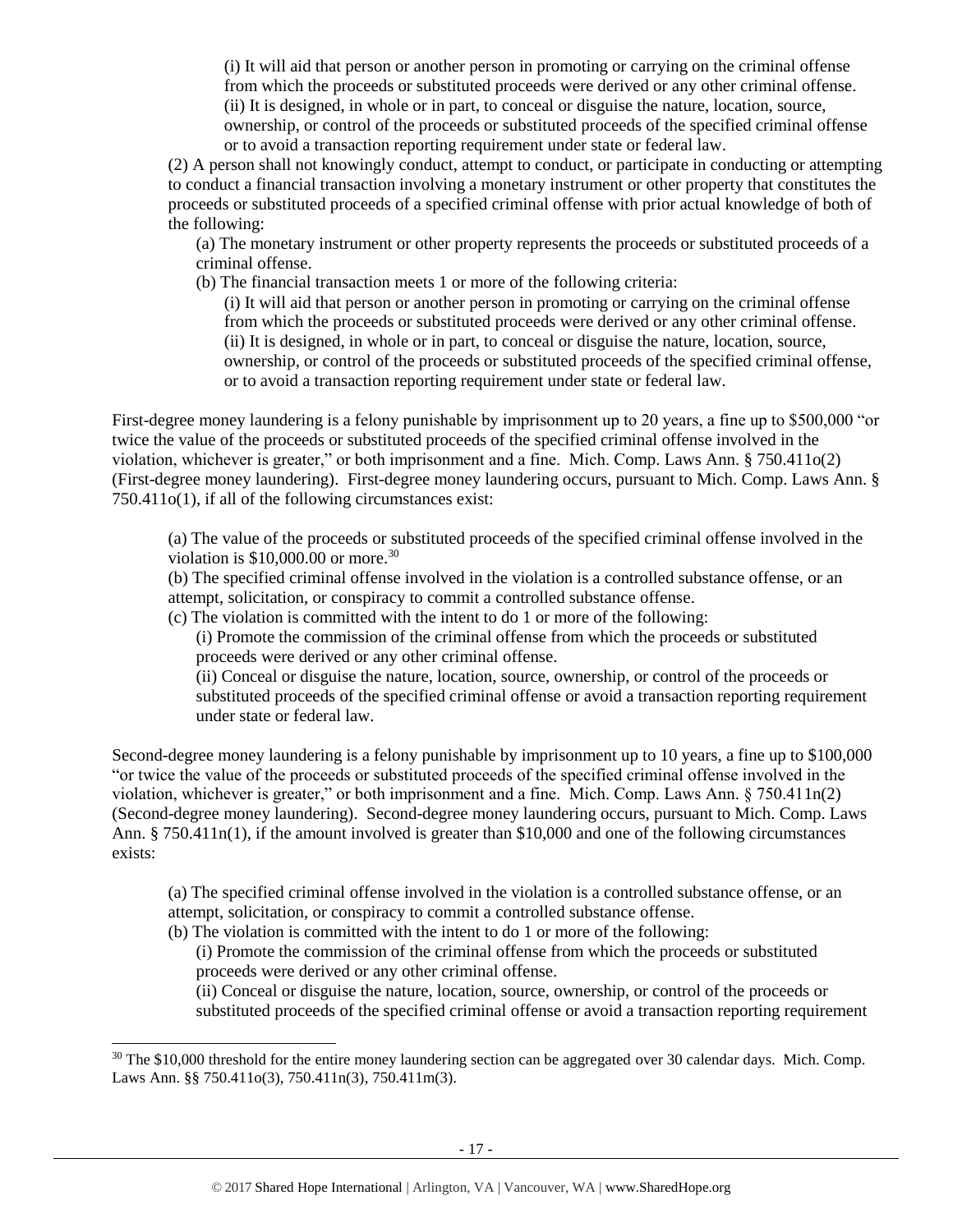(i) It will aid that person or another person in promoting or carrying on the criminal offense from which the proceeds or substituted proceeds were derived or any other criminal offense.
(ii) It is designed, in whole or in part, to conceal or disguise the nature, location, source, ownership, or control of the proceeds or substituted proceeds of the specified criminal offense or to avoid a transaction reporting requirement under state or federal law.

(2) A person shall not knowingly conduct, attempt to conduct, or participate in conducting or attempting to conduct a financial transaction involving a monetary instrument or other property that constitutes the proceeds or substituted proceeds of a specified criminal offense with prior actual knowledge of both of the following:

(a) The monetary instrument or other property represents the proceeds or substituted proceeds of a criminal offense.
(b) The financial transaction meets 1 or more of the following criteria:

(i) It will aid that person or another person in promoting or carrying on the criminal offense from which the proceeds or substituted proceeds were derived or any other criminal offense.
(ii) It is designed, in whole or in part, to conceal or disguise the nature, location, source, ownership, or control of the proceeds or substituted proceeds of the specified criminal offense, or to avoid a transaction reporting requirement under state or federal law.

First-degree money laundering is a felony punishable by imprisonment up to 20 years, a fine up to $500,000 "or twice the value of the proceeds or substituted proceeds of the specified criminal offense involved in the violation, whichever is greater," or both imprisonment and a fine. Mich. Comp. Laws Ann. § 750.411o(2) (First-degree money laundering). First-degree money laundering occurs, pursuant to Mich. Comp. Laws Ann. § 750.411o(1), if all of the following circumstances exist:

(a) The value of the proceeds or substituted proceeds of the specified criminal offense involved in the violation is $10,000.00 or more.[30]
(b) The specified criminal offense involved in the violation is a controlled substance offense, or an attempt, solicitation, or conspiracy to commit a controlled substance offense.
(c) The violation is committed with the intent to do 1 or more of the following:

(i) Promote the commission of the criminal offense from which the proceeds or substituted proceeds were derived or any other criminal offense.
(ii) Conceal or disguise the nature, location, source, ownership, or control of the proceeds or substituted proceeds of the specified criminal offense or avoid a transaction reporting requirement under state or federal law.

Second-degree money laundering is a felony punishable by imprisonment up to 10 years, a fine up to $100,000 "or twice the value of the proceeds or substituted proceeds of the specified criminal offense involved in the violation, whichever is greater," or both imprisonment and a fine. Mich. Comp. Laws Ann. § 750.411n(2) (Second-degree money laundering). Second-degree money laundering occurs, pursuant to Mich. Comp. Laws Ann. § 750.411n(1), if the amount involved is greater than $10,000 and one of the following circumstances exists:

(a) The specified criminal offense involved in the violation is a controlled substance offense, or an attempt, solicitation, or conspiracy to commit a controlled substance offense.
(b) The violation is committed with the intent to do 1 or more of the following:

(i) Promote the commission of the criminal offense from which the proceeds or substituted proceeds were derived or any other criminal offense.
(ii) Conceal or disguise the nature, location, source, ownership, or control of the proceeds or substituted proceeds of the specified criminal offense or avoid a transaction reporting requirement

---

[30] The $10,000 threshold for the entire money laundering section can be aggregated over 30 calendar days. Mich. Comp. Laws Ann. §§ 750.411o(3), 750.411n(3), 750.411m(3).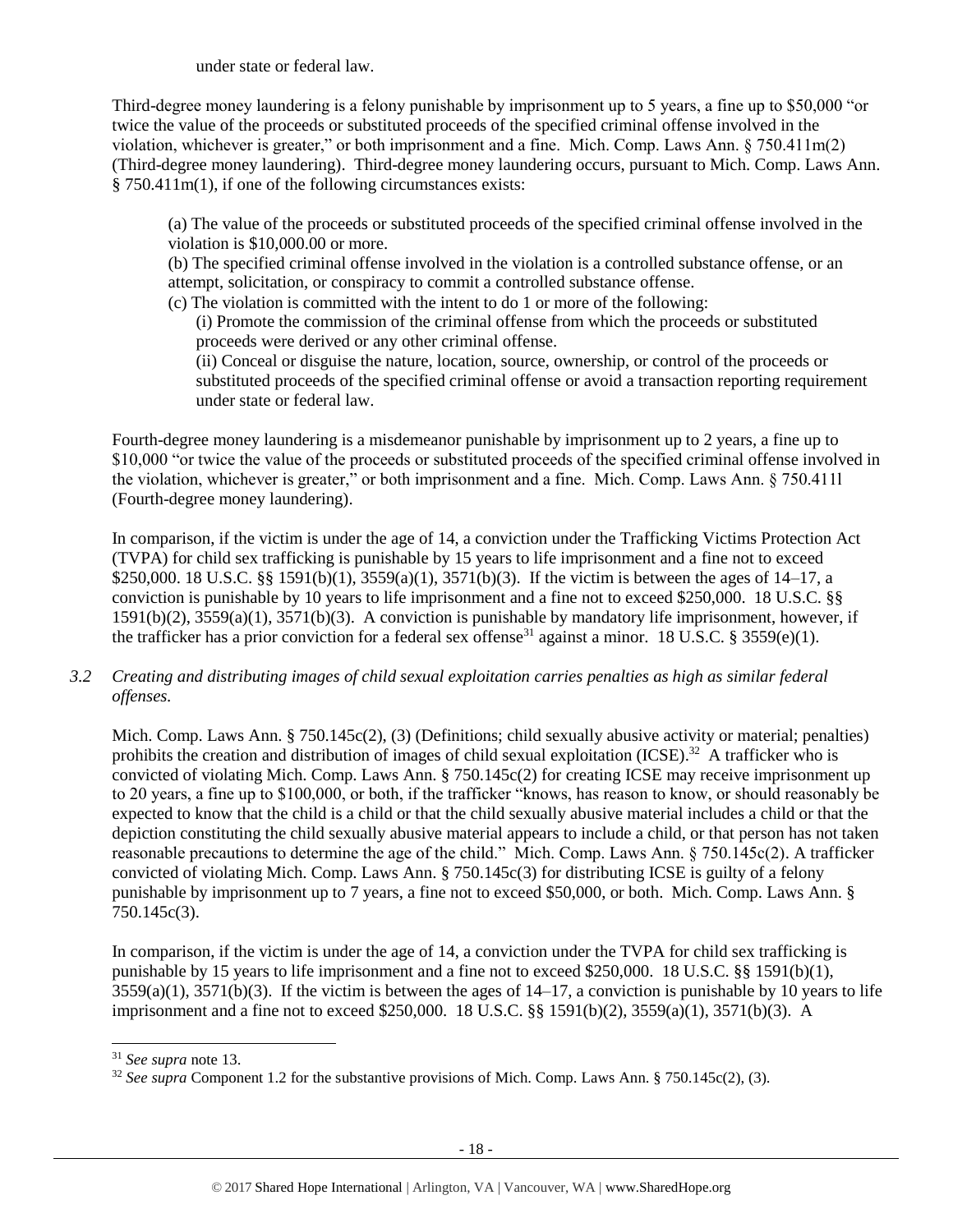under state or federal law.

Third-degree money laundering is a felony punishable by imprisonment up to 5 years, a fine up to $50,000 "or twice the value of the proceeds or substituted proceeds of the specified criminal offense involved in the violation, whichever is greater," or both imprisonment and a fine. Mich. Comp. Laws Ann. § 750.411m(2) (Third-degree money laundering). Third-degree money laundering occurs, pursuant to Mich. Comp. Laws Ann. § 750.411m(1), if one of the following circumstances exists:

> (a) The value of the proceeds or substituted proceeds of the specified criminal offense involved in the violation is $10,000.00 or more.
> (b) The specified criminal offense involved in the violation is a controlled substance offense, or an attempt, solicitation, or conspiracy to commit a controlled substance offense.
> (c) The violation is committed with the intent to do 1 or more of the following:
> > (i) Promote the commission of the criminal offense from which the proceeds or substituted proceeds were derived or any other criminal offense.
> > (ii) Conceal or disguise the nature, location, source, ownership, or control of the proceeds or substituted proceeds of the specified criminal offense or avoid a transaction reporting requirement under state or federal law.

Fourth-degree money laundering is a misdemeanor punishable by imprisonment up to 2 years, a fine up to $10,000 "or twice the value of the proceeds or substituted proceeds of the specified criminal offense involved in the violation, whichever is greater," or both imprisonment and a fine. Mich. Comp. Laws Ann. § 750.411l (Fourth-degree money laundering).

In comparison, if the victim is under the age of 14, a conviction under the Trafficking Victims Protection Act (TVPA) for child sex trafficking is punishable by 15 years to life imprisonment and a fine not to exceed $250,000. 18 U.S.C. §§ 1591(b)(1), 3559(a)(1), 3571(b)(3). If the victim is between the ages of 14–17, a conviction is punishable by 10 years to life imprisonment and a fine not to exceed $250,000. 18 U.S.C. §§ 1591(b)(2), 3559(a)(1), 3571(b)(3). A conviction is punishable by mandatory life imprisonment, however, if the trafficker has a prior conviction for a federal sex offense[31] against a minor. 18 U.S.C. § 3559(e)(1).

*3.2 Creating and distributing images of child sexual exploitation carries penalties as high as similar federal offenses.*

Mich. Comp. Laws Ann. § 750.145c(2), (3) (Definitions; child sexually abusive activity or material; penalties) prohibits the creation and distribution of images of child sexual exploitation (ICSE).[32] A trafficker who is convicted of violating Mich. Comp. Laws Ann. § 750.145c(2) for creating ICSE may receive imprisonment up to 20 years, a fine up to $100,000, or both, if the trafficker "knows, has reason to know, or should reasonably be expected to know that the child is a child or that the child sexually abusive material includes a child or that the depiction constituting the child sexually abusive material appears to include a child, or that person has not taken reasonable precautions to determine the age of the child." Mich. Comp. Laws Ann. § 750.145c(2). A trafficker convicted of violating Mich. Comp. Laws Ann. § 750.145c(3) for distributing ICSE is guilty of a felony punishable by imprisonment up to 7 years, a fine not to exceed $50,000, or both. Mich. Comp. Laws Ann. § 750.145c(3).

In comparison, if the victim is under the age of 14, a conviction under the TVPA for child sex trafficking is punishable by 15 years to life imprisonment and a fine not to exceed $250,000. 18 U.S.C. §§ 1591(b)(1), 3559(a)(1), 3571(b)(3). If the victim is between the ages of 14–17, a conviction is punishable by 10 years to life imprisonment and a fine not to exceed $250,000. 18 U.S.C. §§ 1591(b)(2), 3559(a)(1), 3571(b)(3). A

---

[31] *See supra* note 13.

[32] *See supra* Component 1.2 for the substantive provisions of Mich. Comp. Laws Ann. § 750.145c(2), (3).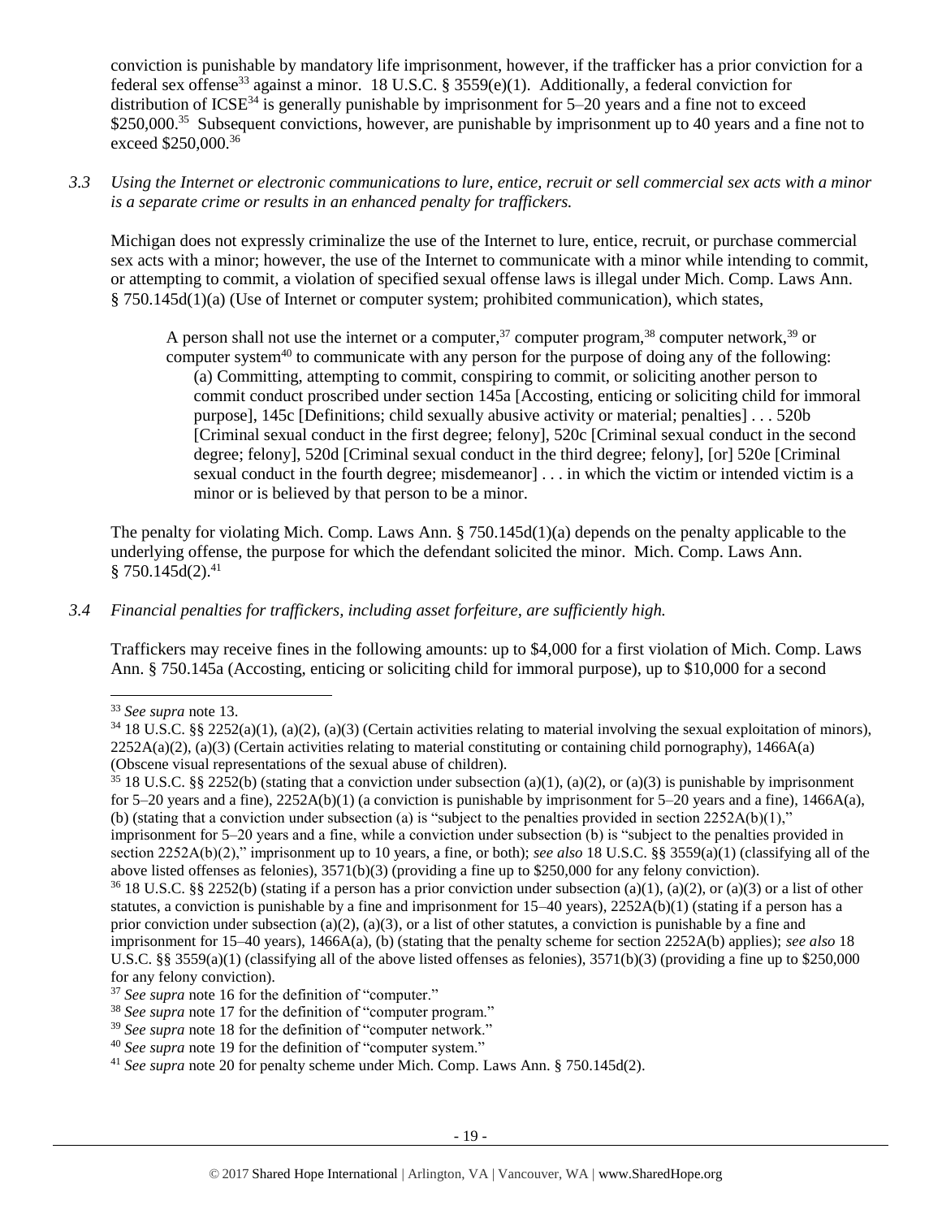conviction is punishable by mandatory life imprisonment, however, if the trafficker has a prior conviction for a federal sex offense[33] against a minor. 18 U.S.C. § 3559(e)(1). Additionally, a federal conviction for distribution of ICSE[34] is generally punishable by imprisonment for 5–20 years and a fine not to exceed $250,000.[35] Subsequent convictions, however, are punishable by imprisonment up to 40 years and a fine not to exceed $250,000.[36]

*3.3 Using the Internet or electronic communications to lure, entice, recruit or sell commercial sex acts with a minor is a separate crime or results in an enhanced penalty for traffickers.*

Michigan does not expressly criminalize the use of the Internet to lure, entice, recruit, or purchase commercial sex acts with a minor; however, the use of the Internet to communicate with a minor while intending to commit, or attempting to commit, a violation of specified sexual offense laws is illegal under Mich. Comp. Laws Ann. § 750.145d(1)(a) (Use of Internet or computer system; prohibited communication), which states,

> A person shall not use the internet or a computer,[37] computer program,[38] computer network,[39] or computer system[40] to communicate with any person for the purpose of doing any of the following:
>
> (a) Committing, attempting to commit, conspiring to commit, or soliciting another person to commit conduct proscribed under section 145a [Accosting, enticing or soliciting child for immoral purpose], 145c [Definitions; child sexually abusive activity or material; penalties] . . . 520b [Criminal sexual conduct in the first degree; felony], 520c [Criminal sexual conduct in the second degree; felony], 520d [Criminal sexual conduct in the third degree; felony], [or] 520e [Criminal sexual conduct in the fourth degree; misdemeanor] . . . in which the victim or intended victim is a minor or is believed by that person to be a minor.

The penalty for violating Mich. Comp. Laws Ann. § 750.145d(1)(a) depends on the penalty applicable to the underlying offense, the purpose for which the defendant solicited the minor. Mich. Comp. Laws Ann. § 750.145d(2).[41]

*3.4 Financial penalties for traffickers, including asset forfeiture, are sufficiently high.*

Traffickers may receive fines in the following amounts: up to $4,000 for a first violation of Mich. Comp. Laws Ann. § 750.145a (Accosting, enticing or soliciting child for immoral purpose), up to $10,000 for a second

---

[33] *See supra* note 13.

[34] 18 U.S.C. §§ 2252(a)(1), (a)(2), (a)(3) (Certain activities relating to material involving the sexual exploitation of minors), 2252A(a)(2), (a)(3) (Certain activities relating to material constituting or containing child pornography), 1466A(a) (Obscene visual representations of the sexual abuse of children).

[35] 18 U.S.C. §§ 2252(b) (stating that a conviction under subsection (a)(1), (a)(2), or (a)(3) is punishable by imprisonment for 5–20 years and a fine), 2252A(b)(1) (a conviction is punishable by imprisonment for 5–20 years and a fine), 1466A(a), (b) (stating that a conviction under subsection (a) is "subject to the penalties provided in section 2252A(b)(1)," imprisonment for 5–20 years and a fine, while a conviction under subsection (b) is "subject to the penalties provided in section 2252A(b)(2)," imprisonment up to 10 years, a fine, or both); *see also* 18 U.S.C. §§ 3559(a)(1) (classifying all of the above listed offenses as felonies), 3571(b)(3) (providing a fine up to $250,000 for any felony conviction).

[36] 18 U.S.C. §§ 2252(b) (stating if a person has a prior conviction under subsection (a)(1), (a)(2), or (a)(3) or a list of other statutes, a conviction is punishable by a fine and imprisonment for 15–40 years), 2252A(b)(1) (stating if a person has a prior conviction under subsection (a)(2), (a)(3), or a list of other statutes, a conviction is punishable by a fine and imprisonment for 15–40 years), 1466A(a), (b) (stating that the penalty scheme for section 2252A(b) applies); *see also* 18 U.S.C. §§ 3559(a)(1) (classifying all of the above listed offenses as felonies), 3571(b)(3) (providing a fine up to $250,000 for any felony conviction).

[37] *See supra* note 16 for the definition of "computer."

[38] *See supra* note 17 for the definition of "computer program."

[39] *See supra* note 18 for the definition of "computer network."

[40] *See supra* note 19 for the definition of "computer system."

[41] *See supra* note 20 for penalty scheme under Mich. Comp. Laws Ann. § 750.145d(2).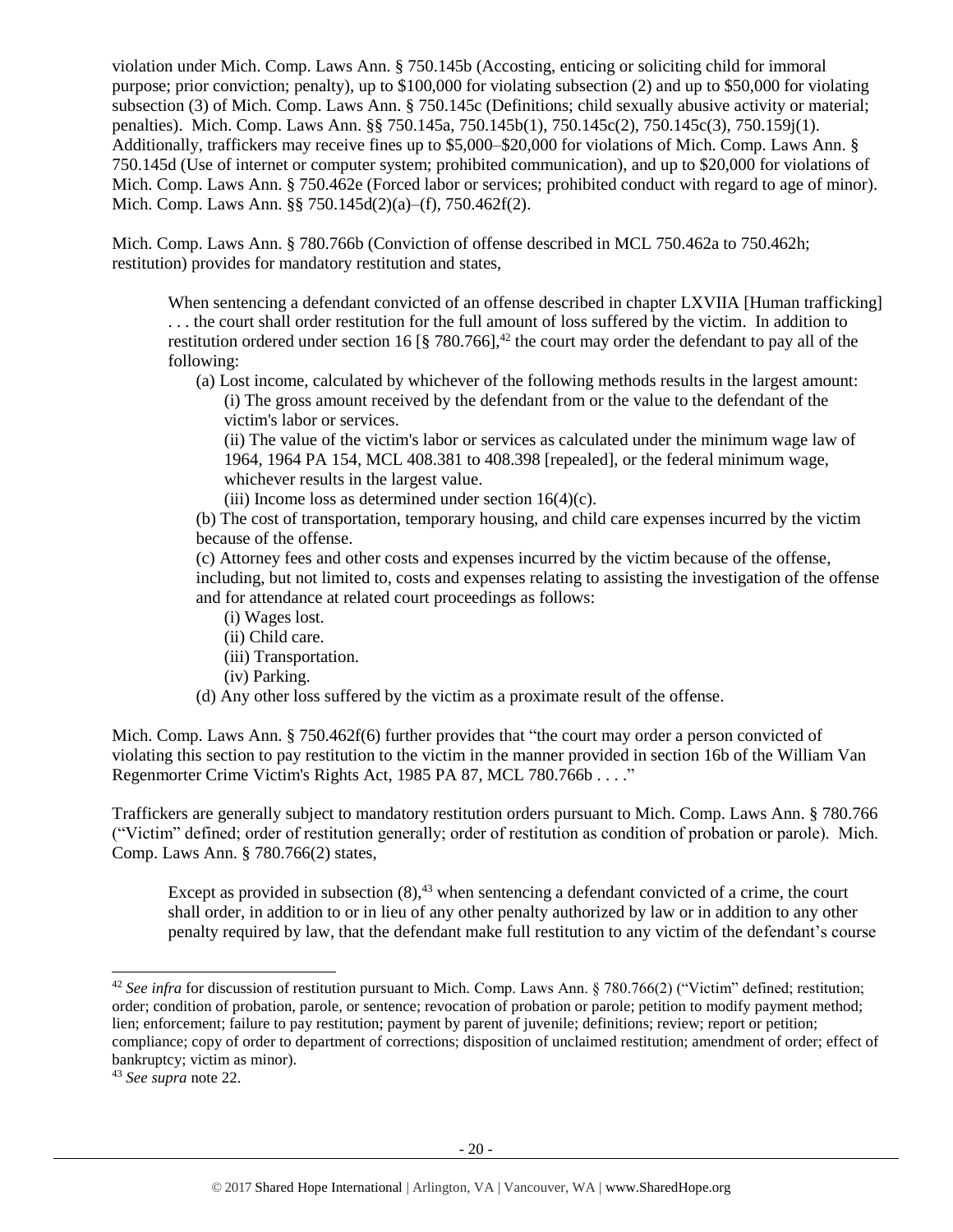violation under Mich. Comp. Laws Ann. § 750.145b (Accosting, enticing or soliciting child for immoral purpose; prior conviction; penalty), up to $100,000 for violating subsection (2) and up to $50,000 for violating subsection (3) of Mich. Comp. Laws Ann. § 750.145c (Definitions; child sexually abusive activity or material; penalties). Mich. Comp. Laws Ann. §§ 750.145a, 750.145b(1), 750.145c(2), 750.145c(3), 750.159j(1). Additionally, traffickers may receive fines up to $5,000–$20,000 for violations of Mich. Comp. Laws Ann. § 750.145d (Use of internet or computer system; prohibited communication), and up to $20,000 for violations of Mich. Comp. Laws Ann. § 750.462e (Forced labor or services; prohibited conduct with regard to age of minor). Mich. Comp. Laws Ann. §§ 750.145d(2)(a)–(f), 750.462f(2).

Mich. Comp. Laws Ann. § 780.766b (Conviction of offense described in MCL 750.462a to 750.462h; restitution) provides for mandatory restitution and states,

> When sentencing a defendant convicted of an offense described in chapter LXVIIA [Human trafficking] . . . the court shall order restitution for the full amount of loss suffered by the victim. In addition to restitution ordered under section 16 [§ 780.766],[42] the court may order the defendant to pay all of the following:
>
> (a) Lost income, calculated by whichever of the following methods results in the largest amount:
>
> (i) The gross amount received by the defendant from or the value to the defendant of the victim's labor or services.
>
> (ii) The value of the victim's labor or services as calculated under the minimum wage law of 1964, 1964 PA 154, MCL 408.381 to 408.398 [repealed], or the federal minimum wage, whichever results in the largest value.
>
> (iii) Income loss as determined under section 16(4)(c).
>
> (b) The cost of transportation, temporary housing, and child care expenses incurred by the victim because of the offense.
>
> (c) Attorney fees and other costs and expenses incurred by the victim because of the offense, including, but not limited to, costs and expenses relating to assisting the investigation of the offense and for attendance at related court proceedings as follows:
>
> (i) Wages lost.
>
> (ii) Child care.
>
> (iii) Transportation.
>
> (iv) Parking.
>
> (d) Any other loss suffered by the victim as a proximate result of the offense.

Mich. Comp. Laws Ann. § 750.462f(6) further provides that "the court may order a person convicted of violating this section to pay restitution to the victim in the manner provided in section 16b of the William Van Regenmorter Crime Victim's Rights Act, 1985 PA 87, MCL 780.766b . . . ."

Traffickers are generally subject to mandatory restitution orders pursuant to Mich. Comp. Laws Ann. § 780.766 ("Victim" defined; order of restitution generally; order of restitution as condition of probation or parole). Mich. Comp. Laws Ann. § 780.766(2) states,

> Except as provided in subsection (8),[43] when sentencing a defendant convicted of a crime, the court shall order, in addition to or in lieu of any other penalty authorized by law or in addition to any other penalty required by law, that the defendant make full restitution to any victim of the defendant's course

---

[42] *See infra* for discussion of restitution pursuant to Mich. Comp. Laws Ann. § 780.766(2) ("Victim" defined; restitution; order; condition of probation, parole, or sentence; revocation of probation or parole; petition to modify payment method; lien; enforcement; failure to pay restitution; payment by parent of juvenile; definitions; review; report or petition; compliance; copy of order to department of corrections; disposition of unclaimed restitution; amendment of order; effect of bankruptcy; victim as minor).

[43] *See supra* note 22.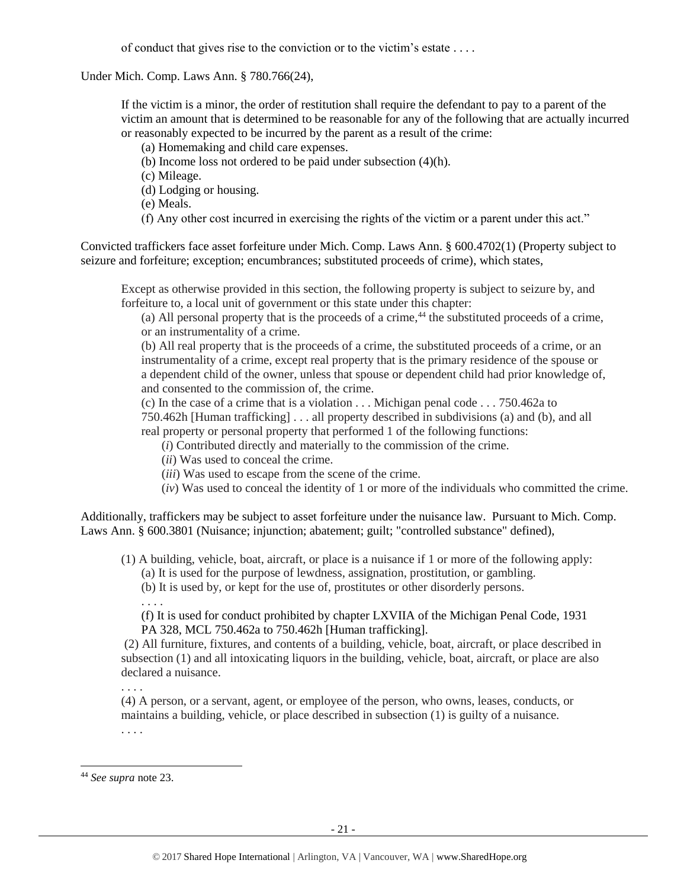of conduct that gives rise to the conviction or to the victim's estate . . . .

Under Mich. Comp. Laws Ann. § 780.766(24),

> If the victim is a minor, the order of restitution shall require the defendant to pay to a parent of the victim an amount that is determined to be reasonable for any of the following that are actually incurred or reasonably expected to be incurred by the parent as a result of the crime:
>
> (a) Homemaking and child care expenses.
>
> (b) Income loss not ordered to be paid under subsection (4)(h).
>
> (c) Mileage.
>
> (d) Lodging or housing.
>
> (e) Meals.
>
> (f) Any other cost incurred in exercising the rights of the victim or a parent under this act."

Convicted traffickers face asset forfeiture under Mich. Comp. Laws Ann. § 600.4702(1) (Property subject to seizure and forfeiture; exception; encumbrances; substituted proceeds of crime), which states,

> Except as otherwise provided in this section, the following property is subject to seizure by, and forfeiture to, a local unit of government or this state under this chapter:
>
> (a) All personal property that is the proceeds of a crime,[44] the substituted proceeds of a crime, or an instrumentality of a crime.
>
> (b) All real property that is the proceeds of a crime, the substituted proceeds of a crime, or an instrumentality of a crime, except real property that is the primary residence of the spouse or a dependent child of the owner, unless that spouse or dependent child had prior knowledge of, and consented to the commission of, the crime.
>
> (c) In the case of a crime that is a violation . . . Michigan penal code . . . 750.462a to 750.462h [Human trafficking] . . . all property described in subdivisions (a) and (b), and all real property or personal property that performed 1 of the following functions:
>
> (*i*) Contributed directly and materially to the commission of the crime.
>
> (*ii*) Was used to conceal the crime.
>
> (*iii*) Was used to escape from the scene of the crime.
>
> (*iv*) Was used to conceal the identity of 1 or more of the individuals who committed the crime.

Additionally, traffickers may be subject to asset forfeiture under the nuisance law. Pursuant to Mich. Comp. Laws Ann. § 600.3801 (Nuisance; injunction; abatement; guilt; "controlled substance" defined),

> (1) A building, vehicle, boat, aircraft, or place is a nuisance if 1 or more of the following apply:
>
> (a) It is used for the purpose of lewdness, assignation, prostitution, or gambling.
>
> (b) It is used by, or kept for the use of, prostitutes or other disorderly persons.
>
> . . . .
>
> (f) It is used for conduct prohibited by chapter LXVIIA of the Michigan Penal Code, 1931 PA 328, MCL 750.462a to 750.462h [Human trafficking].
>
> (2) All furniture, fixtures, and contents of a building, vehicle, boat, aircraft, or place described in subsection (1) and all intoxicating liquors in the building, vehicle, boat, aircraft, or place are also declared a nuisance.
>
> . . . .
>
> (4) A person, or a servant, agent, or employee of the person, who owns, leases, conducts, or maintains a building, vehicle, or place described in subsection (1) is guilty of a nuisance.
>
> . . . .

---

[44] *See supra* note 23.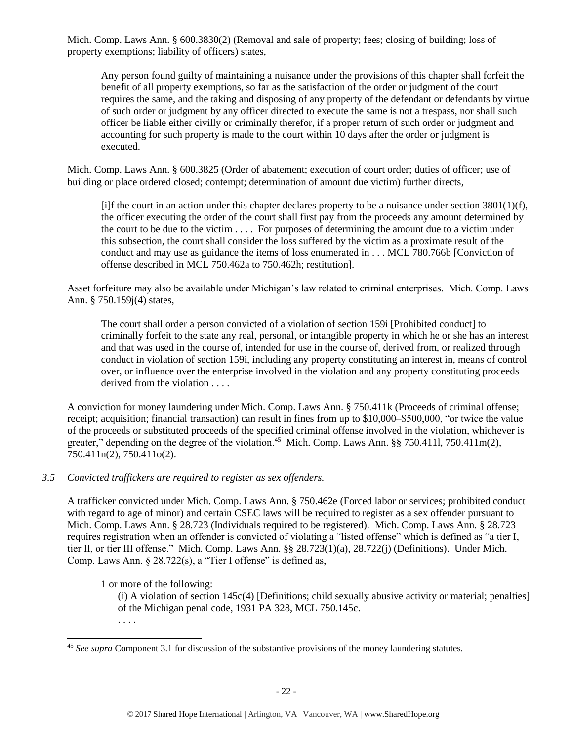Mich. Comp. Laws Ann. § 600.3830(2) (Removal and sale of property; fees; closing of building; loss of property exemptions; liability of officers) states,

> Any person found guilty of maintaining a nuisance under the provisions of this chapter shall forfeit the benefit of all property exemptions, so far as the satisfaction of the order or judgment of the court requires the same, and the taking and disposing of any property of the defendant or defendants by virtue of such order or judgment by any officer directed to execute the same is not a trespass, nor shall such officer be liable either civilly or criminally therefor, if a proper return of such order or judgment and accounting for such property is made to the court within 10 days after the order or judgment is executed.

Mich. Comp. Laws Ann. § 600.3825 (Order of abatement; execution of court order; duties of officer; use of building or place ordered closed; contempt; determination of amount due victim) further directs,

> [i]f the court in an action under this chapter declares property to be a nuisance under section 3801(1)(f), the officer executing the order of the court shall first pay from the proceeds any amount determined by the court to be due to the victim . . . . For purposes of determining the amount due to a victim under this subsection, the court shall consider the loss suffered by the victim as a proximate result of the conduct and may use as guidance the items of loss enumerated in . . . MCL 780.766b [Conviction of offense described in MCL 750.462a to 750.462h; restitution].

Asset forfeiture may also be available under Michigan's law related to criminal enterprises. Mich. Comp. Laws Ann. § 750.159j(4) states,

> The court shall order a person convicted of a violation of section 159i [Prohibited conduct] to criminally forfeit to the state any real, personal, or intangible property in which he or she has an interest and that was used in the course of, intended for use in the course of, derived from, or realized through conduct in violation of section 159i, including any property constituting an interest in, means of control over, or influence over the enterprise involved in the violation and any property constituting proceeds derived from the violation . . . .

A conviction for money laundering under Mich. Comp. Laws Ann. § 750.411k (Proceeds of criminal offense; receipt; acquisition; financial transaction) can result in fines from up to $10,000–$500,000, "or twice the value of the proceeds or substituted proceeds of the specified criminal offense involved in the violation, whichever is greater," depending on the degree of the violation.[45] Mich. Comp. Laws Ann. §§ 750.411l, 750.411m(2), 750.411n(2), 750.411o(2).

*3.5 Convicted traffickers are required to register as sex offenders.*

A trafficker convicted under Mich. Comp. Laws Ann. § 750.462e (Forced labor or services; prohibited conduct with regard to age of minor) and certain CSEC laws will be required to register as a sex offender pursuant to Mich. Comp. Laws Ann. § 28.723 (Individuals required to be registered). Mich. Comp. Laws Ann. § 28.723 requires registration when an offender is convicted of violating a "listed offense" which is defined as "a tier I, tier II, or tier III offense." Mich. Comp. Laws Ann. §§ 28.723(1)(a), 28.722(j) (Definitions). Under Mich. Comp. Laws Ann. § 28.722(s), a "Tier I offense" is defined as,

> 1 or more of the following:
>
> (i) A violation of section 145c(4) [Definitions; child sexually abusive activity or material; penalties] of the Michigan penal code, 1931 PA 328, MCL 750.145c.
>
> . . . .

---

[45] *See supra* Component 3.1 for discussion of the substantive provisions of the money laundering statutes.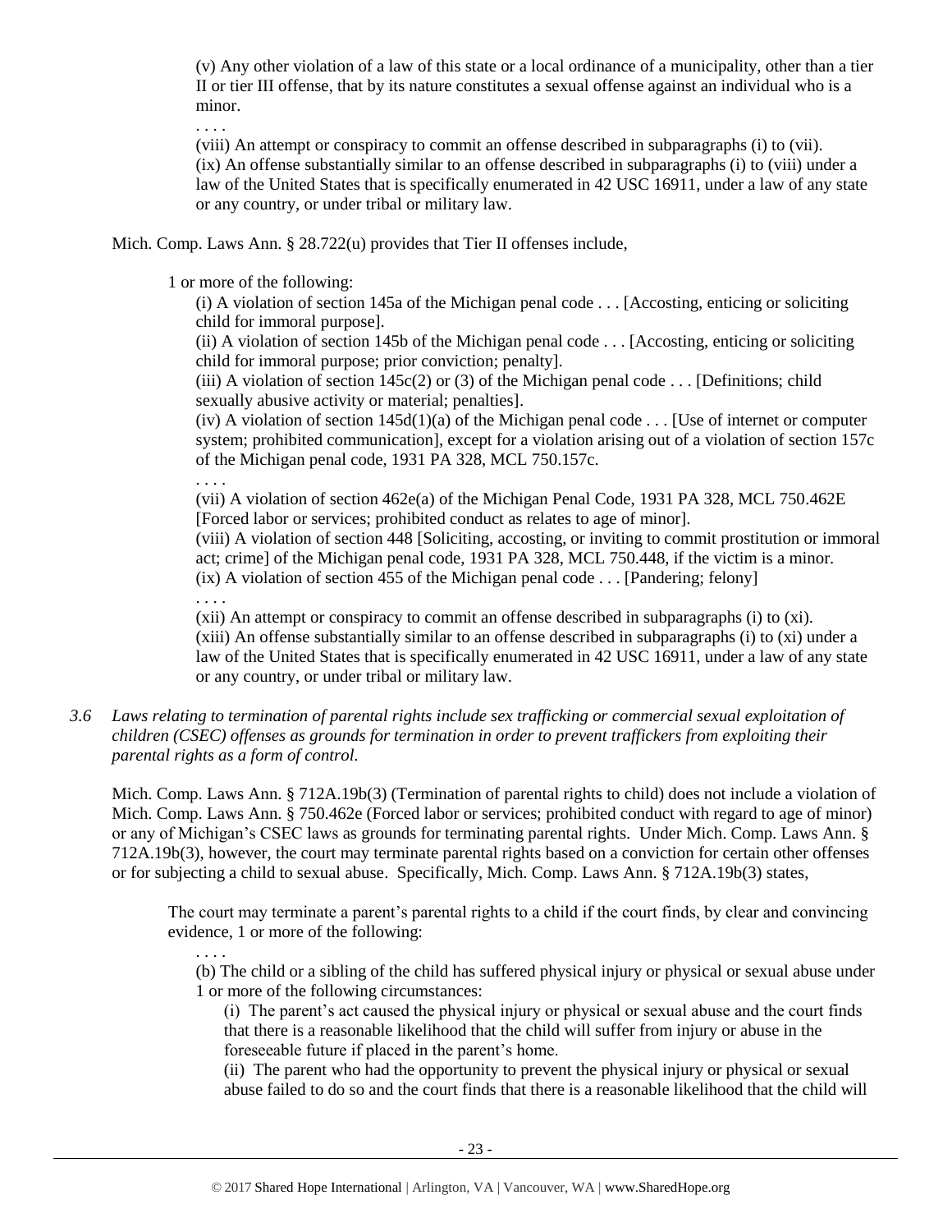(v) Any other violation of a law of this state or a local ordinance of a municipality, other than a tier II or tier III offense, that by its nature constitutes a sexual offense against an individual who is a minor.

. . . .

(viii) An attempt or conspiracy to commit an offense described in subparagraphs (i) to (vii).

(ix) An offense substantially similar to an offense described in subparagraphs (i) to (viii) under a law of the United States that is specifically enumerated in 42 USC 16911, under a law of any state or any country, or under tribal or military law.

Mich. Comp. Laws Ann. § 28.722(u) provides that Tier II offenses include,

1 or more of the following:

(i) A violation of section 145a of the Michigan penal code . . . [Accosting, enticing or soliciting child for immoral purpose].

(ii) A violation of section 145b of the Michigan penal code . . . [Accosting, enticing or soliciting child for immoral purpose; prior conviction; penalty].

(iii) A violation of section 145c(2) or (3) of the Michigan penal code . . . [Definitions; child sexually abusive activity or material; penalties].

(iv) A violation of section 145d(1)(a) of the Michigan penal code . . . [Use of internet or computer system; prohibited communication], except for a violation arising out of a violation of section 157c of the Michigan penal code, 1931 PA 328, MCL 750.157c.

. . . .

(vii) A violation of section 462e(a) of the Michigan Penal Code, 1931 PA 328, MCL 750.462E [Forced labor or services; prohibited conduct as relates to age of minor].

(viii) A violation of section 448 [Soliciting, accosting, or inviting to commit prostitution or immoral act; crime] of the Michigan penal code, 1931 PA 328, MCL 750.448, if the victim is a minor.

(ix) A violation of section 455 of the Michigan penal code . . . [Pandering; felony]

. . . .

(xii) An attempt or conspiracy to commit an offense described in subparagraphs (i) to (xi).

(xiii) An offense substantially similar to an offense described in subparagraphs (i) to (xi) under a law of the United States that is specifically enumerated in 42 USC 16911, under a law of any state or any country, or under tribal or military law.

*3.6 Laws relating to termination of parental rights include sex trafficking or commercial sexual exploitation of children (CSEC) offenses as grounds for termination in order to prevent traffickers from exploiting their parental rights as a form of control.*

Mich. Comp. Laws Ann. § 712A.19b(3) (Termination of parental rights to child) does not include a violation of Mich. Comp. Laws Ann. § 750.462e (Forced labor or services; prohibited conduct with regard to age of minor) or any of Michigan's CSEC laws as grounds for terminating parental rights. Under Mich. Comp. Laws Ann. § 712A.19b(3), however, the court may terminate parental rights based on a conviction for certain other offenses or for subjecting a child to sexual abuse. Specifically, Mich. Comp. Laws Ann. § 712A.19b(3) states,

The court may terminate a parent's parental rights to a child if the court finds, by clear and convincing evidence, 1 or more of the following:

. . . .

(b) The child or a sibling of the child has suffered physical injury or physical or sexual abuse under 1 or more of the following circumstances:

(i) The parent's act caused the physical injury or physical or sexual abuse and the court finds that there is a reasonable likelihood that the child will suffer from injury or abuse in the foreseeable future if placed in the parent's home.

(ii) The parent who had the opportunity to prevent the physical injury or physical or sexual abuse failed to do so and the court finds that there is a reasonable likelihood that the child will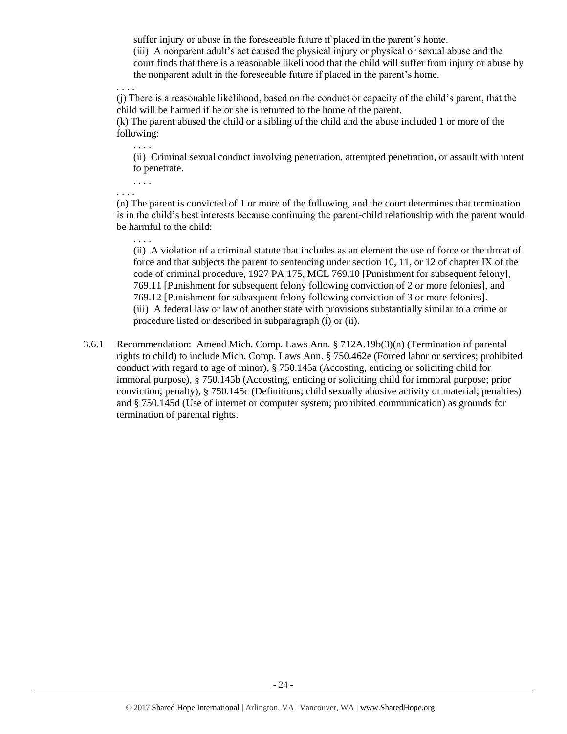suffer injury or abuse in the foreseeable future if placed in the parent's home.

(iii) A nonparent adult's act caused the physical injury or physical or sexual abuse and the court finds that there is a reasonable likelihood that the child will suffer from injury or abuse by the nonparent adult in the foreseeable future if placed in the parent's home.

. . . .

(j) There is a reasonable likelihood, based on the conduct or capacity of the child's parent, that the child will be harmed if he or she is returned to the home of the parent.

(k) The parent abused the child or a sibling of the child and the abuse included 1 or more of the following:

. . . .

(ii) Criminal sexual conduct involving penetration, attempted penetration, or assault with intent to penetrate.

. . . .

. . . .

(n) The parent is convicted of 1 or more of the following, and the court determines that termination is in the child's best interests because continuing the parent-child relationship with the parent would be harmful to the child:

. . . .

(ii) A violation of a criminal statute that includes as an element the use of force or the threat of force and that subjects the parent to sentencing under section 10, 11, or 12 of chapter IX of the code of criminal procedure, 1927 PA 175, MCL 769.10 [Punishment for subsequent felony], 769.11 [Punishment for subsequent felony following conviction of 2 or more felonies], and 769.12 [Punishment for subsequent felony following conviction of 3 or more felonies].

(iii) A federal law or law of another state with provisions substantially similar to a crime or procedure listed or described in subparagraph (i) or (ii).

3.6.1 Recommendation: Amend Mich. Comp. Laws Ann. § 712A.19b(3)(n) (Termination of parental rights to child) to include Mich. Comp. Laws Ann. § 750.462e (Forced labor or services; prohibited conduct with regard to age of minor), § 750.145a (Accosting, enticing or soliciting child for immoral purpose), § 750.145b (Accosting, enticing or soliciting child for immoral purpose; prior conviction; penalty), § 750.145c (Definitions; child sexually abusive activity or material; penalties) and § 750.145d (Use of internet or computer system; prohibited communication) as grounds for termination of parental rights.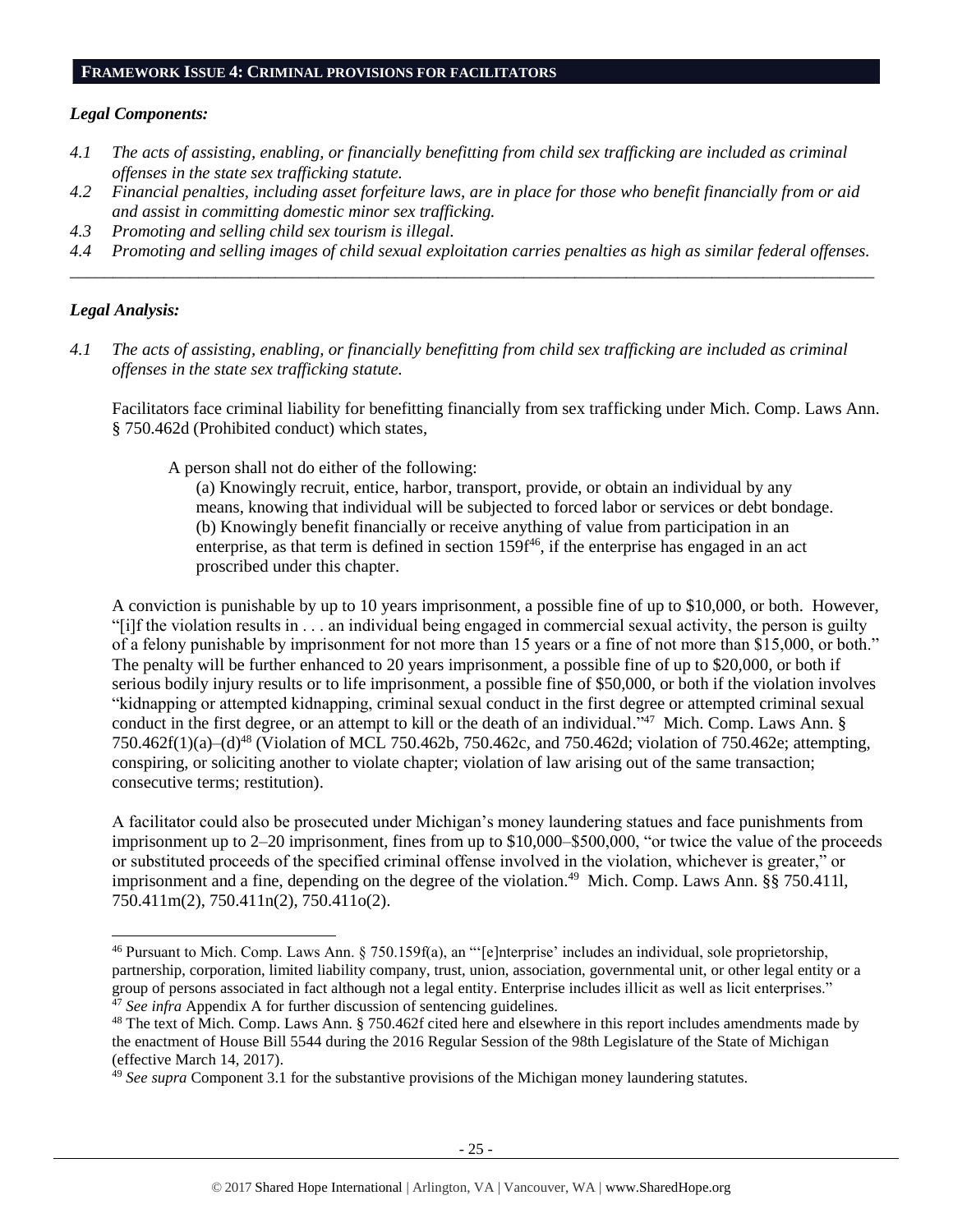## FRAMEWORK ISSUE 4: CRIMINAL PROVISIONS FOR FACILITATORS

### *Legal Components:*

*4.1 The acts of assisting, enabling, or financially benefitting from child sex trafficking are included as criminal offenses in the state sex trafficking statute.*

*4.2 Financial penalties, including asset forfeiture laws, are in place for those who benefit financially from or aid and assist in committing domestic minor sex trafficking.*

*4.3 Promoting and selling child sex tourism is illegal.*

*4.4 Promoting and selling images of child sexual exploitation carries penalties as high as similar federal offenses.*

---

### *Legal Analysis:*

*4.1 The acts of assisting, enabling, or financially benefitting from child sex trafficking are included as criminal offenses in the state sex trafficking statute.*

Facilitators face criminal liability for benefitting financially from sex trafficking under Mich. Comp. Laws Ann. § 750.462d (Prohibited conduct) which states,

> A person shall not do either of the following:
>
> (a) Knowingly recruit, entice, harbor, transport, provide, or obtain an individual by any means, knowing that individual will be subjected to forced labor or services or debt bondage.
>
> (b) Knowingly benefit financially or receive anything of value from participation in an enterprise, as that term is defined in section 159f[46], if the enterprise has engaged in an act proscribed under this chapter.

A conviction is punishable by up to 10 years imprisonment, a possible fine of up to $10,000, or both. However, "[i]f the violation results in . . . an individual being engaged in commercial sexual activity, the person is guilty of a felony punishable by imprisonment for not more than 15 years or a fine of not more than $15,000, or both." The penalty will be further enhanced to 20 years imprisonment, a possible fine of up to $20,000, or both if serious bodily injury results or to life imprisonment, a possible fine of $50,000, or both if the violation involves "kidnapping or attempted kidnapping, criminal sexual conduct in the first degree or attempted criminal sexual conduct in the first degree, or an attempt to kill or the death of an individual."[47] Mich. Comp. Laws Ann. § 750.462f(1)(a)–(d)[48] (Violation of MCL 750.462b, 750.462c, and 750.462d; violation of 750.462e; attempting, conspiring, or soliciting another to violate chapter; violation of law arising out of the same transaction; consecutive terms; restitution).

A facilitator could also be prosecuted under Michigan's money laundering statues and face punishments from imprisonment up to 2–20 imprisonment, fines from up to $10,000–$500,000, "or twice the value of the proceeds or substituted proceeds of the specified criminal offense involved in the violation, whichever is greater," or imprisonment and a fine, depending on the degree of the violation.[49] Mich. Comp. Laws Ann. §§ 750.411l, 750.411m(2), 750.411n(2), 750.411o(2).

---

[46] Pursuant to Mich. Comp. Laws Ann. § 750.159f(a), an "'[e]nterprise' includes an individual, sole proprietorship, partnership, corporation, limited liability company, trust, union, association, governmental unit, or other legal entity or a group of persons associated in fact although not a legal entity. Enterprise includes illicit as well as licit enterprises."

[47] *See infra* Appendix A for further discussion of sentencing guidelines.

[48] The text of Mich. Comp. Laws Ann. § 750.462f cited here and elsewhere in this report includes amendments made by the enactment of House Bill 5544 during the 2016 Regular Session of the 98th Legislature of the State of Michigan (effective March 14, 2017).

[49] *See supra* Component 3.1 for the substantive provisions of the Michigan money laundering statutes.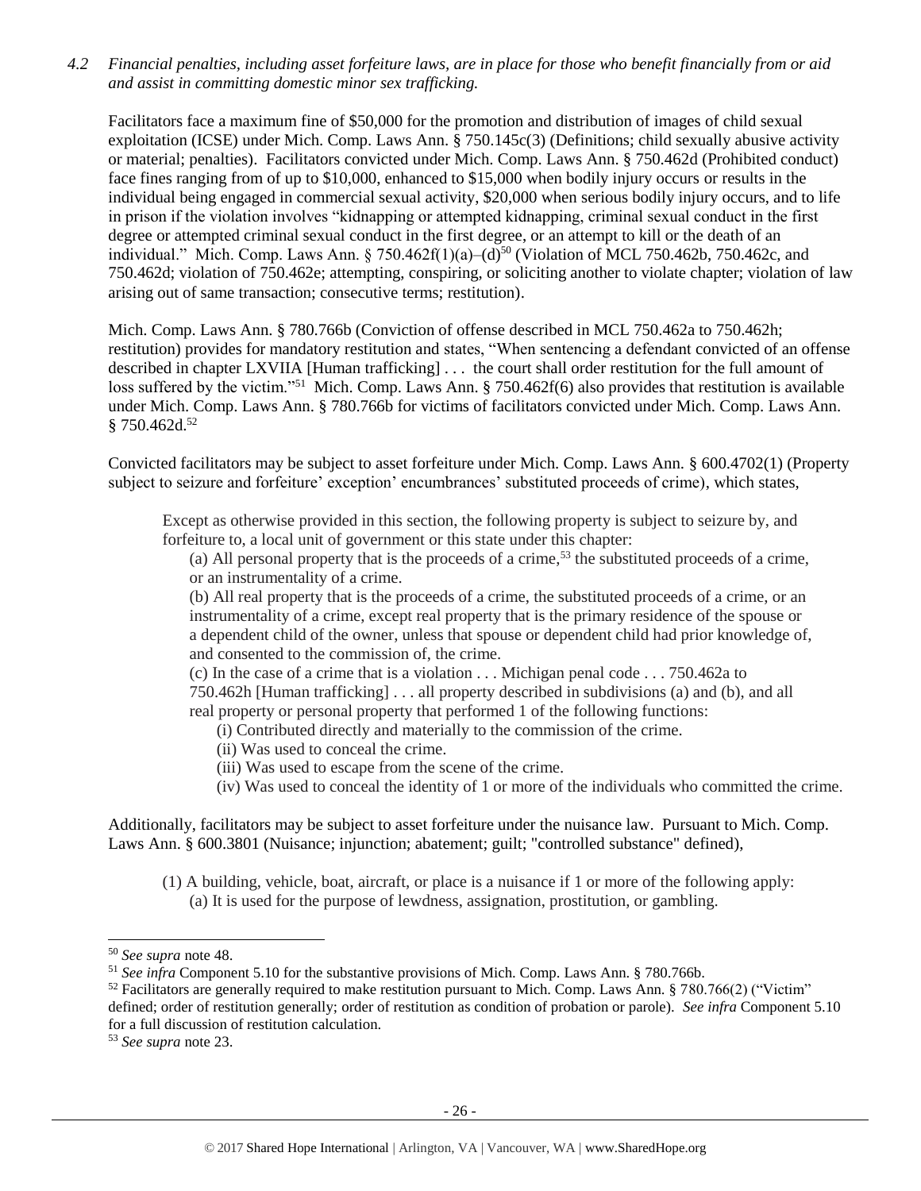*4.2 Financial penalties, including asset forfeiture laws, are in place for those who benefit financially from or aid and assist in committing domestic minor sex trafficking.*

Facilitators face a maximum fine of $50,000 for the promotion and distribution of images of child sexual exploitation (ICSE) under Mich. Comp. Laws Ann. § 750.145c(3) (Definitions; child sexually abusive activity or material; penalties). Facilitators convicted under Mich. Comp. Laws Ann. § 750.462d (Prohibited conduct) face fines ranging from of up to $10,000, enhanced to $15,000 when bodily injury occurs or results in the individual being engaged in commercial sexual activity, $20,000 when serious bodily injury occurs, and to life in prison if the violation involves "kidnapping or attempted kidnapping, criminal sexual conduct in the first degree or attempted criminal sexual conduct in the first degree, or an attempt to kill or the death of an individual." Mich. Comp. Laws Ann. § 750.462f(1)(a)–(d)[50] (Violation of MCL 750.462b, 750.462c, and 750.462d; violation of 750.462e; attempting, conspiring, or soliciting another to violate chapter; violation of law arising out of same transaction; consecutive terms; restitution).

Mich. Comp. Laws Ann. § 780.766b (Conviction of offense described in MCL 750.462a to 750.462h; restitution) provides for mandatory restitution and states, "When sentencing a defendant convicted of an offense described in chapter LXVIIA [Human trafficking] . . . the court shall order restitution for the full amount of loss suffered by the victim."[51] Mich. Comp. Laws Ann. § 750.462f(6) also provides that restitution is available under Mich. Comp. Laws Ann. § 780.766b for victims of facilitators convicted under Mich. Comp. Laws Ann. § 750.462d.[52]

Convicted facilitators may be subject to asset forfeiture under Mich. Comp. Laws Ann. § 600.4702(1) (Property subject to seizure and forfeiture' exception' encumbrances' substituted proceeds of crime), which states,

> Except as otherwise provided in this section, the following property is subject to seizure by, and forfeiture to, a local unit of government or this state under this chapter:
>
> (a) All personal property that is the proceeds of a crime,[53] the substituted proceeds of a crime, or an instrumentality of a crime.
>
> (b) All real property that is the proceeds of a crime, the substituted proceeds of a crime, or an instrumentality of a crime, except real property that is the primary residence of the spouse or a dependent child of the owner, unless that spouse or dependent child had prior knowledge of, and consented to the commission of, the crime.
>
> (c) In the case of a crime that is a violation . . . Michigan penal code . . . 750.462a to 750.462h [Human trafficking] . . . all property described in subdivisions (a) and (b), and all real property or personal property that performed 1 of the following functions:
>
> (i) Contributed directly and materially to the commission of the crime.
>
> (ii) Was used to conceal the crime.
>
> (iii) Was used to escape from the scene of the crime.
>
> (iv) Was used to conceal the identity of 1 or more of the individuals who committed the crime.

Additionally, facilitators may be subject to asset forfeiture under the nuisance law. Pursuant to Mich. Comp. Laws Ann. § 600.3801 (Nuisance; injunction; abatement; guilt; "controlled substance" defined),

> (1) A building, vehicle, boat, aircraft, or place is a nuisance if 1 or more of the following apply:
>
> (a) It is used for the purpose of lewdness, assignation, prostitution, or gambling.

---

[50] *See supra* note 48.

[51] *See infra* Component 5.10 for the substantive provisions of Mich. Comp. Laws Ann. § 780.766b.

[52] Facilitators are generally required to make restitution pursuant to Mich. Comp. Laws Ann. § 780.766(2) ("Victim" defined; order of restitution generally; order of restitution as condition of probation or parole). *See infra* Component 5.10 for a full discussion of restitution calculation.

[53] *See supra* note 23.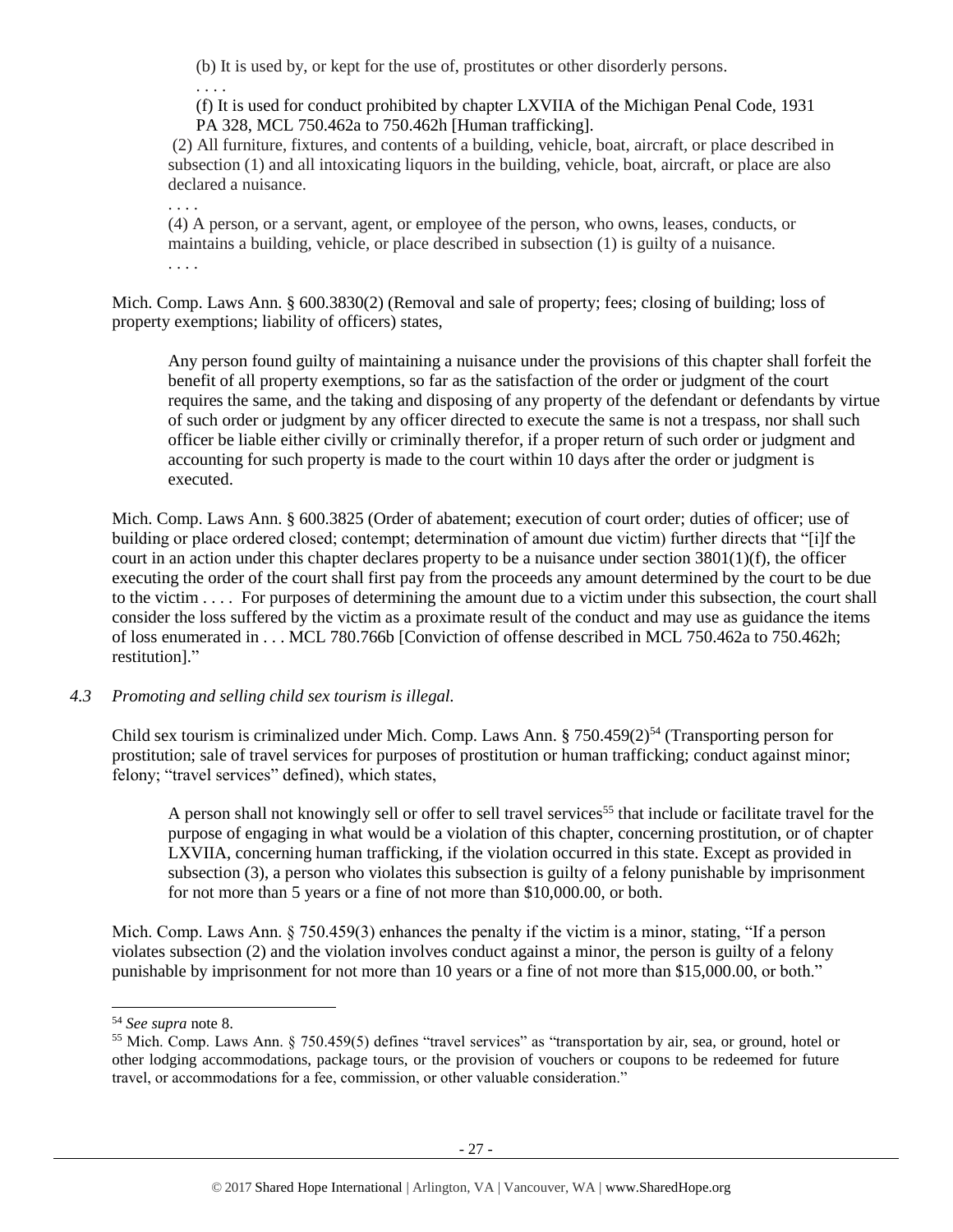(b) It is used by, or kept for the use of, prostitutes or other disorderly persons.

. . . .

(f) It is used for conduct prohibited by chapter LXVIIA of the Michigan Penal Code, 1931 PA 328, MCL 750.462a to 750.462h [Human trafficking].

(2) All furniture, fixtures, and contents of a building, vehicle, boat, aircraft, or place described in subsection (1) and all intoxicating liquors in the building, vehicle, boat, aircraft, or place are also declared a nuisance.

. . . .

(4) A person, or a servant, agent, or employee of the person, who owns, leases, conducts, or maintains a building, vehicle, or place described in subsection (1) is guilty of a nuisance.

. . . .

Mich. Comp. Laws Ann. § 600.3830(2) (Removal and sale of property; fees; closing of building; loss of property exemptions; liability of officers) states,

> Any person found guilty of maintaining a nuisance under the provisions of this chapter shall forfeit the benefit of all property exemptions, so far as the satisfaction of the order or judgment of the court requires the same, and the taking and disposing of any property of the defendant or defendants by virtue of such order or judgment by any officer directed to execute the same is not a trespass, nor shall such officer be liable either civilly or criminally therefor, if a proper return of such order or judgment and accounting for such property is made to the court within 10 days after the order or judgment is executed.

Mich. Comp. Laws Ann. § 600.3825 (Order of abatement; execution of court order; duties of officer; use of building or place ordered closed; contempt; determination of amount due victim) further directs that "[i]f the court in an action under this chapter declares property to be a nuisance under section 3801(1)(f), the officer executing the order of the court shall first pay from the proceeds any amount determined by the court to be due to the victim . . . . For purposes of determining the amount due to a victim under this subsection, the court shall consider the loss suffered by the victim as a proximate result of the conduct and may use as guidance the items of loss enumerated in . . . MCL 780.766b [Conviction of offense described in MCL 750.462a to 750.462h; restitution]."

*4.3 Promoting and selling child sex tourism is illegal.*

Child sex tourism is criminalized under Mich. Comp. Laws Ann. § 750.459(2)[54] (Transporting person for prostitution; sale of travel services for purposes of prostitution or human trafficking; conduct against minor; felony; "travel services" defined), which states,

> A person shall not knowingly sell or offer to sell travel services[55] that include or facilitate travel for the purpose of engaging in what would be a violation of this chapter, concerning prostitution, or of chapter LXVIIA, concerning human trafficking, if the violation occurred in this state. Except as provided in subsection (3), a person who violates this subsection is guilty of a felony punishable by imprisonment for not more than 5 years or a fine of not more than $10,000.00, or both.

Mich. Comp. Laws Ann. § 750.459(3) enhances the penalty if the victim is a minor, stating, "If a person violates subsection (2) and the violation involves conduct against a minor, the person is guilty of a felony punishable by imprisonment for not more than 10 years or a fine of not more than $15,000.00, or both."

---

[54] *See supra* note 8.

[55] Mich. Comp. Laws Ann. § 750.459(5) defines "travel services" as "transportation by air, sea, or ground, hotel or other lodging accommodations, package tours, or the provision of vouchers or coupons to be redeemed for future travel, or accommodations for a fee, commission, or other valuable consideration."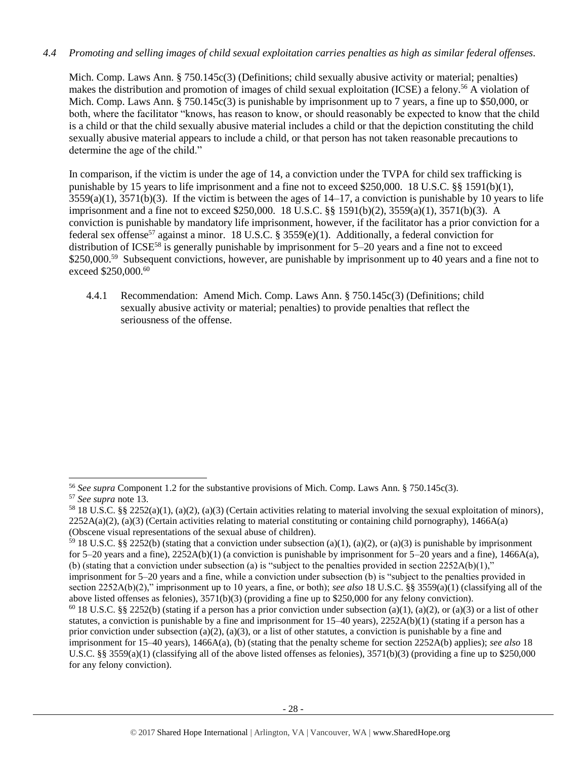*4.4 Promoting and selling images of child sexual exploitation carries penalties as high as similar federal offenses.*

Mich. Comp. Laws Ann. § 750.145c(3) (Definitions; child sexually abusive activity or material; penalties) makes the distribution and promotion of images of child sexual exploitation (ICSE) a felony.[56] A violation of Mich. Comp. Laws Ann. § 750.145c(3) is punishable by imprisonment up to 7 years, a fine up to $50,000, or both, where the facilitator "knows, has reason to know, or should reasonably be expected to know that the child is a child or that the child sexually abusive material includes a child or that the depiction constituting the child sexually abusive material appears to include a child, or that person has not taken reasonable precautions to determine the age of the child."

In comparison, if the victim is under the age of 14, a conviction under the TVPA for child sex trafficking is punishable by 15 years to life imprisonment and a fine not to exceed $250,000. 18 U.S.C. §§ 1591(b)(1), 3559(a)(1), 3571(b)(3). If the victim is between the ages of 14–17, a conviction is punishable by 10 years to life imprisonment and a fine not to exceed $250,000. 18 U.S.C. §§ 1591(b)(2), 3559(a)(1), 3571(b)(3). A conviction is punishable by mandatory life imprisonment, however, if the facilitator has a prior conviction for a federal sex offense[57] against a minor. 18 U.S.C. § 3559(e)(1). Additionally, a federal conviction for distribution of ICSE[58] is generally punishable by imprisonment for 5–20 years and a fine not to exceed $250,000.[59] Subsequent convictions, however, are punishable by imprisonment up to 40 years and a fine not to exceed $250,000.[60]

4.4.1 Recommendation: Amend Mich. Comp. Laws Ann. § 750.145c(3) (Definitions; child sexually abusive activity or material; penalties) to provide penalties that reflect the seriousness of the offense.

---

[56] *See supra* Component 1.2 for the substantive provisions of Mich. Comp. Laws Ann. § 750.145c(3).

[57] *See supra* note 13.

[58] 18 U.S.C. §§ 2252(a)(1), (a)(2), (a)(3) (Certain activities relating to material involving the sexual exploitation of minors), 2252A(a)(2), (a)(3) (Certain activities relating to material constituting or containing child pornography), 1466A(a) (Obscene visual representations of the sexual abuse of children).

[59] 18 U.S.C. §§ 2252(b) (stating that a conviction under subsection (a)(1), (a)(2), or (a)(3) is punishable by imprisonment for 5–20 years and a fine), 2252A(b)(1) (a conviction is punishable by imprisonment for 5–20 years and a fine), 1466A(a), (b) (stating that a conviction under subsection (a) is "subject to the penalties provided in section 2252A(b)(1)," imprisonment for 5–20 years and a fine, while a conviction under subsection (b) is "subject to the penalties provided in section 2252A(b)(2)," imprisonment up to 10 years, a fine, or both); *see also* 18 U.S.C. §§ 3559(a)(1) (classifying all of the above listed offenses as felonies), 3571(b)(3) (providing a fine up to $250,000 for any felony conviction).

[60] 18 U.S.C. §§ 2252(b) (stating if a person has a prior conviction under subsection (a)(1), (a)(2), or (a)(3) or a list of other statutes, a conviction is punishable by a fine and imprisonment for 15–40 years), 2252A(b)(1) (stating if a person has a prior conviction under subsection (a)(2), (a)(3), or a list of other statutes, a conviction is punishable by a fine and imprisonment for 15–40 years), 1466A(a), (b) (stating that the penalty scheme for section 2252A(b) applies); *see also* 18 U.S.C. §§ 3559(a)(1) (classifying all of the above listed offenses as felonies), 3571(b)(3) (providing a fine up to $250,000 for any felony conviction).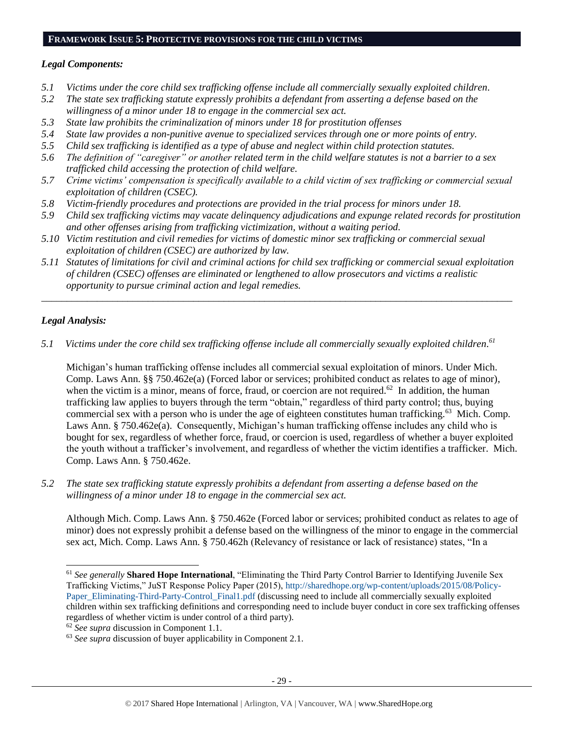## FRAMEWORK ISSUE 5: PROTECTIVE PROVISIONS FOR THE CHILD VICTIMS

### *Legal Components:*

*5.1 Victims under the core child sex trafficking offense include all commercially sexually exploited children.*
*5.2 The state sex trafficking statute expressly prohibits a defendant from asserting a defense based on the willingness of a minor under 18 to engage in the commercial sex act.*
*5.3 State law prohibits the criminalization of minors under 18 for prostitution offenses*
*5.4 State law provides a non-punitive avenue to specialized services through one or more points of entry.*
*5.5 Child sex trafficking is identified as a type of abuse and neglect within child protection statutes.*
*5.6 The definition of "caregiver" or another related term in the child welfare statutes is not a barrier to a sex trafficked child accessing the protection of child welfare.*
*5.7 Crime victims' compensation is specifically available to a child victim of sex trafficking or commercial sexual exploitation of children (CSEC).*
*5.8 Victim-friendly procedures and protections are provided in the trial process for minors under 18.*
*5.9 Child sex trafficking victims may vacate delinquency adjudications and expunge related records for prostitution and other offenses arising from trafficking victimization, without a waiting period.*
*5.10 Victim restitution and civil remedies for victims of domestic minor sex trafficking or commercial sexual exploitation of children (CSEC) are authorized by law.*
*5.11 Statutes of limitations for civil and criminal actions for child sex trafficking or commercial sexual exploitation of children (CSEC) offenses are eliminated or lengthened to allow prosecutors and victims a realistic opportunity to pursue criminal action and legal remedies.*

---

### *Legal Analysis:*

*5.1 Victims under the core child sex trafficking offense include all commercially sexually exploited children.*[61]

Michigan's human trafficking offense includes all commercial sexual exploitation of minors. Under Mich. Comp. Laws Ann. §§ 750.462e(a) (Forced labor or services; prohibited conduct as relates to age of minor), when the victim is a minor, means of force, fraud, or coercion are not required.[62] In addition, the human trafficking law applies to buyers through the term "obtain," regardless of third party control; thus, buying commercial sex with a person who is under the age of eighteen constitutes human trafficking.[63] Mich. Comp. Laws Ann. § 750.462e(a). Consequently, Michigan's human trafficking offense includes any child who is bought for sex, regardless of whether force, fraud, or coercion is used, regardless of whether a buyer exploited the youth without a trafficker's involvement, and regardless of whether the victim identifies a trafficker. Mich. Comp. Laws Ann. § 750.462e.

*5.2 The state sex trafficking statute expressly prohibits a defendant from asserting a defense based on the willingness of a minor under 18 to engage in the commercial sex act.*

Although Mich. Comp. Laws Ann. § 750.462e (Forced labor or services; prohibited conduct as relates to age of minor) does not expressly prohibit a defense based on the willingness of the minor to engage in the commercial sex act, Mich. Comp. Laws Ann. § 750.462h (Relevancy of resistance or lack of resistance) states, "In a

---

[61] *See generally* **Shared Hope International**, "Eliminating the Third Party Control Barrier to Identifying Juvenile Sex Trafficking Victims," JuST Response Policy Paper (2015), http://sharedhope.org/wp-content/uploads/2015/08/Policy-Paper_Eliminating-Third-Party-Control_Final1.pdf (discussing need to include all commercially sexually exploited children within sex trafficking definitions and corresponding need to include buyer conduct in core sex trafficking offenses regardless of whether victim is under control of a third party).

[62] *See supra* discussion in Component 1.1.

[63] *See supra* discussion of buyer applicability in Component 2.1.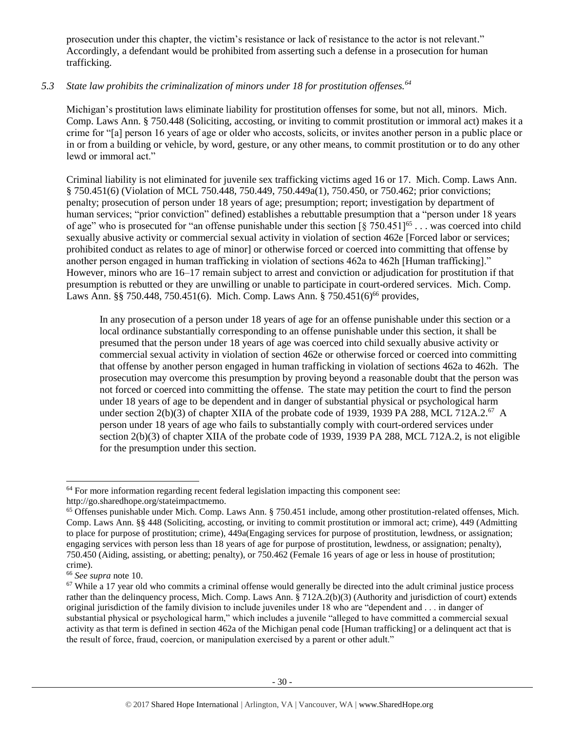prosecution under this chapter, the victim's resistance or lack of resistance to the actor is not relevant." Accordingly, a defendant would be prohibited from asserting such a defense in a prosecution for human trafficking.

### *5.3 State law prohibits the criminalization of minors under 18 for prostitution offenses.*[64]

Michigan's prostitution laws eliminate liability for prostitution offenses for some, but not all, minors. Mich. Comp. Laws Ann. § 750.448 (Soliciting, accosting, or inviting to commit prostitution or immoral act) makes it a crime for "[a] person 16 years of age or older who accosts, solicits, or invites another person in a public place or in or from a building or vehicle, by word, gesture, or any other means, to commit prostitution or to do any other lewd or immoral act."

Criminal liability is not eliminated for juvenile sex trafficking victims aged 16 or 17. Mich. Comp. Laws Ann. § 750.451(6) (Violation of MCL 750.448, 750.449, 750.449a(1), 750.450, or 750.462; prior convictions; penalty; prosecution of person under 18 years of age; presumption; report; investigation by department of human services; "prior conviction" defined) establishes a rebuttable presumption that a "person under 18 years of age" who is prosecuted for "an offense punishable under this section [§ 750.451][65] . . . was coerced into child sexually abusive activity or commercial sexual activity in violation of section 462e [Forced labor or services; prohibited conduct as relates to age of minor] or otherwise forced or coerced into committing that offense by another person engaged in human trafficking in violation of sections 462a to 462h [Human trafficking]." However, minors who are 16–17 remain subject to arrest and conviction or adjudication for prostitution if that presumption is rebutted or they are unwilling or unable to participate in court-ordered services. Mich. Comp. Laws Ann. §§ 750.448, 750.451(6). Mich. Comp. Laws Ann. § 750.451(6)[66] provides,

> In any prosecution of a person under 18 years of age for an offense punishable under this section or a local ordinance substantially corresponding to an offense punishable under this section, it shall be presumed that the person under 18 years of age was coerced into child sexually abusive activity or commercial sexual activity in violation of section 462e or otherwise forced or coerced into committing that offense by another person engaged in human trafficking in violation of sections 462a to 462h. The prosecution may overcome this presumption by proving beyond a reasonable doubt that the person was not forced or coerced into committing the offense. The state may petition the court to find the person under 18 years of age to be dependent and in danger of substantial physical or psychological harm under section 2(b)(3) of chapter XIIA of the probate code of 1939, 1939 PA 288, MCL 712A.2.[67] A person under 18 years of age who fails to substantially comply with court-ordered services under section 2(b)(3) of chapter XIIA of the probate code of 1939, 1939 PA 288, MCL 712A.2, is not eligible for the presumption under this section.

---

[64] For more information regarding recent federal legislation impacting this component see: http://go.sharedhope.org/stateimpactmemo.

[65] Offenses punishable under Mich. Comp. Laws Ann. § 750.451 include, among other prostitution-related offenses, Mich. Comp. Laws Ann. §§ 448 (Soliciting, accosting, or inviting to commit prostitution or immoral act; crime), 449 (Admitting to place for purpose of prostitution; crime), 449a(Engaging services for purpose of prostitution, lewdness, or assignation; engaging services with person less than 18 years of age for purpose of prostitution, lewdness, or assignation; penalty), 750.450 (Aiding, assisting, or abetting; penalty), or 750.462 (Female 16 years of age or less in house of prostitution; crime).

[66] *See supra* note 10.

[67] While a 17 year old who commits a criminal offense would generally be directed into the adult criminal justice process rather than the delinquency process, Mich. Comp. Laws Ann. § 712A.2(b)(3) (Authority and jurisdiction of court) extends original jurisdiction of the family division to include juveniles under 18 who are "dependent and . . . in danger of substantial physical or psychological harm," which includes a juvenile "alleged to have committed a commercial sexual activity as that term is defined in section 462a of the Michigan penal code [Human trafficking] or a delinquent act that is the result of force, fraud, coercion, or manipulation exercised by a parent or other adult."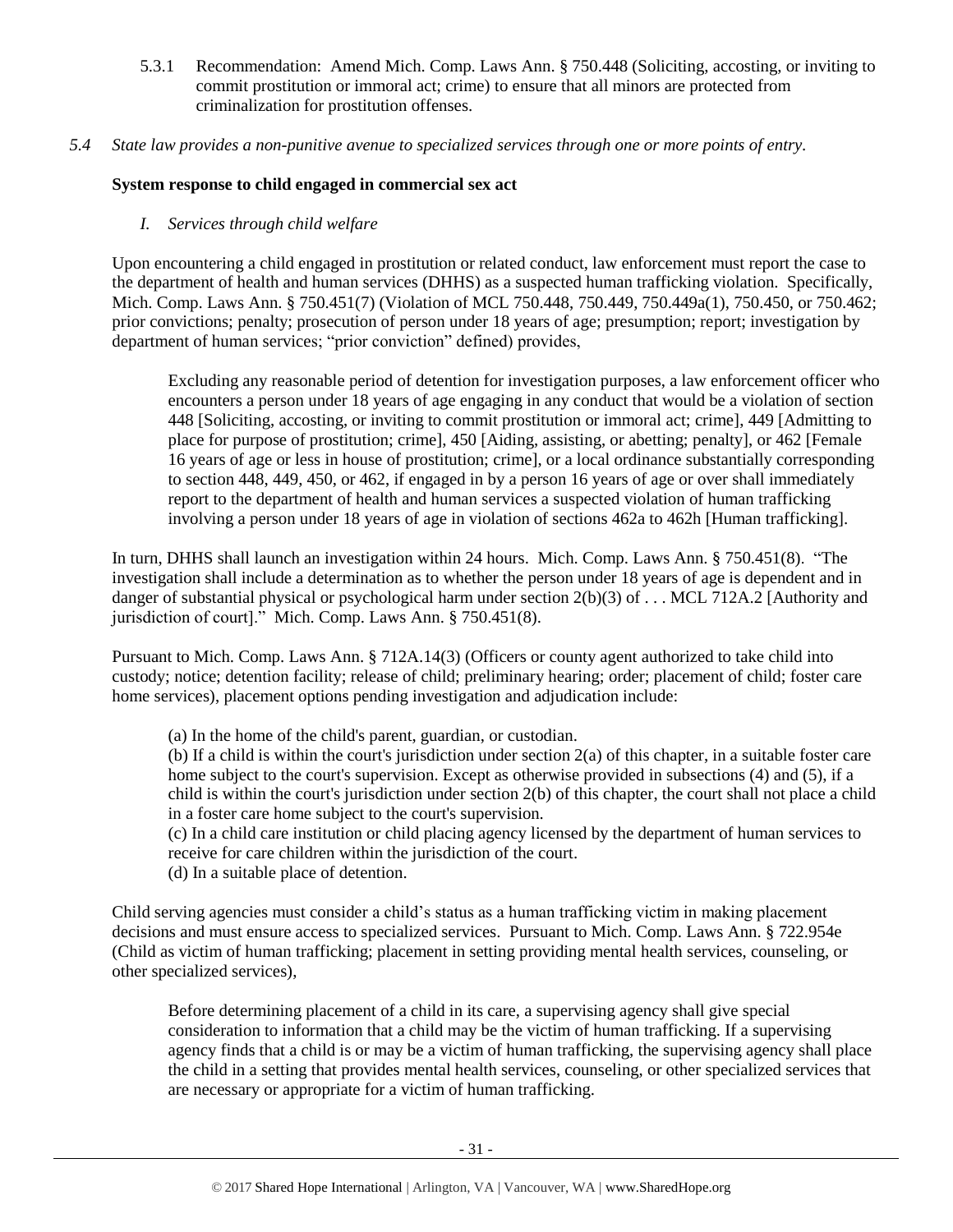5.3.1 Recommendation: Amend Mich. Comp. Laws Ann. § 750.448 (Soliciting, accosting, or inviting to commit prostitution or immoral act; crime) to ensure that all minors are protected from criminalization for prostitution offenses.

*5.4 State law provides a non-punitive avenue to specialized services through one or more points of entry.*

**System response to child engaged in commercial sex act**

*I. Services through child welfare*

Upon encountering a child engaged in prostitution or related conduct, law enforcement must report the case to the department of health and human services (DHHS) as a suspected human trafficking violation. Specifically, Mich. Comp. Laws Ann. § 750.451(7) (Violation of MCL 750.448, 750.449, 750.449a(1), 750.450, or 750.462; prior convictions; penalty; prosecution of person under 18 years of age; presumption; report; investigation by department of human services; "prior conviction" defined) provides,

> Excluding any reasonable period of detention for investigation purposes, a law enforcement officer who encounters a person under 18 years of age engaging in any conduct that would be a violation of section 448 [Soliciting, accosting, or inviting to commit prostitution or immoral act; crime], 449 [Admitting to place for purpose of prostitution; crime], 450 [Aiding, assisting, or abetting; penalty], or 462 [Female 16 years of age or less in house of prostitution; crime], or a local ordinance substantially corresponding to section 448, 449, 450, or 462, if engaged in by a person 16 years of age or over shall immediately report to the department of health and human services a suspected violation of human trafficking involving a person under 18 years of age in violation of sections 462a to 462h [Human trafficking].

In turn, DHHS shall launch an investigation within 24 hours. Mich. Comp. Laws Ann. § 750.451(8). "The investigation shall include a determination as to whether the person under 18 years of age is dependent and in danger of substantial physical or psychological harm under section 2(b)(3) of . . . MCL 712A.2 [Authority and jurisdiction of court]." Mich. Comp. Laws Ann. § 750.451(8).

Pursuant to Mich. Comp. Laws Ann. § 712A.14(3) (Officers or county agent authorized to take child into custody; notice; detention facility; release of child; preliminary hearing; order; placement of child; foster care home services), placement options pending investigation and adjudication include:

> (a) In the home of the child's parent, guardian, or custodian.
>
> (b) If a child is within the court's jurisdiction under section 2(a) of this chapter, in a suitable foster care home subject to the court's supervision. Except as otherwise provided in subsections (4) and (5), if a child is within the court's jurisdiction under section 2(b) of this chapter, the court shall not place a child in a foster care home subject to the court's supervision.
>
> (c) In a child care institution or child placing agency licensed by the department of human services to receive for care children within the jurisdiction of the court.
>
> (d) In a suitable place of detention.

Child serving agencies must consider a child's status as a human trafficking victim in making placement decisions and must ensure access to specialized services. Pursuant to Mich. Comp. Laws Ann. § 722.954e (Child as victim of human trafficking; placement in setting providing mental health services, counseling, or other specialized services),

> Before determining placement of a child in its care, a supervising agency shall give special consideration to information that a child may be the victim of human trafficking. If a supervising agency finds that a child is or may be a victim of human trafficking, the supervising agency shall place the child in a setting that provides mental health services, counseling, or other specialized services that are necessary or appropriate for a victim of human trafficking.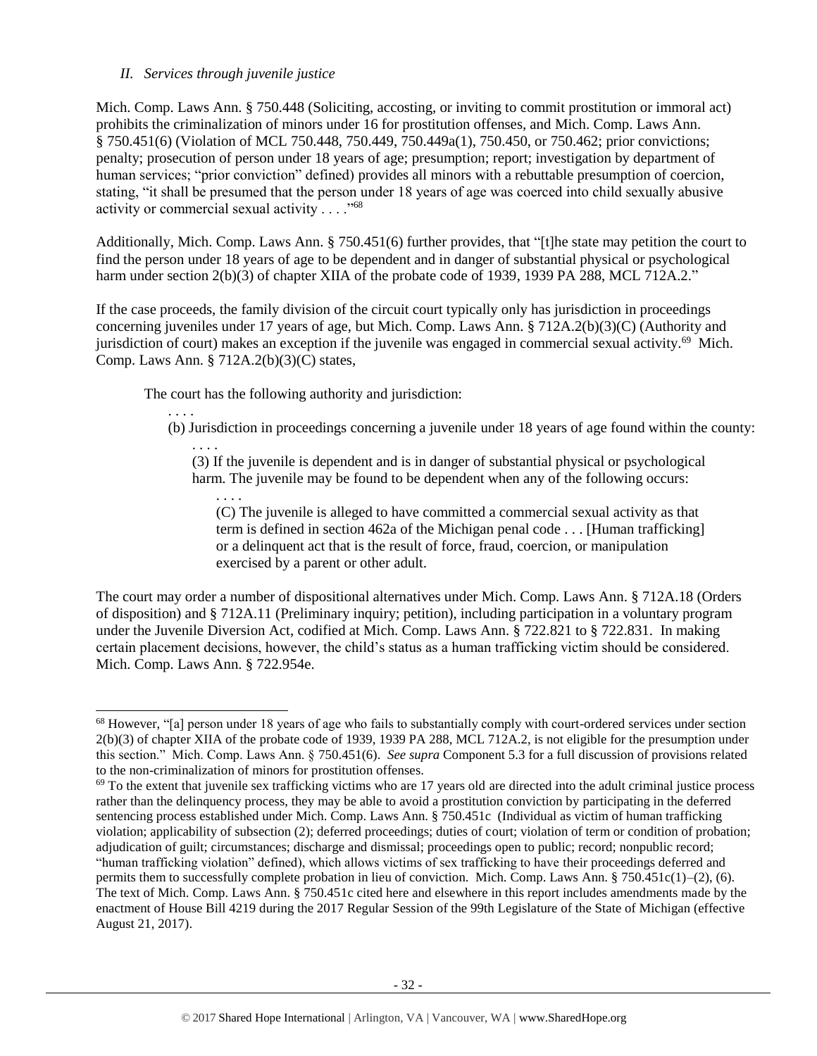*II. Services through juvenile justice*

Mich. Comp. Laws Ann. § 750.448 (Soliciting, accosting, or inviting to commit prostitution or immoral act) prohibits the criminalization of minors under 16 for prostitution offenses, and Mich. Comp. Laws Ann. § 750.451(6) (Violation of MCL 750.448, 750.449, 750.449a(1), 750.450, or 750.462; prior convictions; penalty; prosecution of person under 18 years of age; presumption; report; investigation by department of human services; "prior conviction" defined) provides all minors with a rebuttable presumption of coercion, stating, "it shall be presumed that the person under 18 years of age was coerced into child sexually abusive activity or commercial sexual activity . . . ."[68]

Additionally, Mich. Comp. Laws Ann. § 750.451(6) further provides, that "[t]he state may petition the court to find the person under 18 years of age to be dependent and in danger of substantial physical or psychological harm under section 2(b)(3) of chapter XIIA of the probate code of 1939, 1939 PA 288, MCL 712A.2."

If the case proceeds, the family division of the circuit court typically only has jurisdiction in proceedings concerning juveniles under 17 years of age, but Mich. Comp. Laws Ann. § 712A.2(b)(3)(C) (Authority and jurisdiction of court) makes an exception if the juvenile was engaged in commercial sexual activity.[69] Mich. Comp. Laws Ann. § 712A.2(b)(3)(C) states,

> The court has the following authority and jurisdiction:
>
> . . . .
>
> (b) Jurisdiction in proceedings concerning a juvenile under 18 years of age found within the county:
>
> . . . .
>
> (3) If the juvenile is dependent and is in danger of substantial physical or psychological harm. The juvenile may be found to be dependent when any of the following occurs:
>
> . . . .
>
> (C) The juvenile is alleged to have committed a commercial sexual activity as that term is defined in section 462a of the Michigan penal code . . . [Human trafficking] or a delinquent act that is the result of force, fraud, coercion, or manipulation exercised by a parent or other adult.

The court may order a number of dispositional alternatives under Mich. Comp. Laws Ann. § 712A.18 (Orders of disposition) and § 712A.11 (Preliminary inquiry; petition), including participation in a voluntary program under the Juvenile Diversion Act, codified at Mich. Comp. Laws Ann. § 722.821 to § 722.831. In making certain placement decisions, however, the child's status as a human trafficking victim should be considered. Mich. Comp. Laws Ann. § 722.954e.

---

[68] However, "[a] person under 18 years of age who fails to substantially comply with court-ordered services under section 2(b)(3) of chapter XIIA of the probate code of 1939, 1939 PA 288, MCL 712A.2, is not eligible for the presumption under this section." Mich. Comp. Laws Ann. § 750.451(6). *See supra* Component 5.3 for a full discussion of provisions related to the non-criminalization of minors for prostitution offenses.

[69] To the extent that juvenile sex trafficking victims who are 17 years old are directed into the adult criminal justice process rather than the delinquency process, they may be able to avoid a prostitution conviction by participating in the deferred sentencing process established under Mich. Comp. Laws Ann. § 750.451c (Individual as victim of human trafficking violation; applicability of subsection (2); deferred proceedings; duties of court; violation of term or condition of probation; adjudication of guilt; circumstances; discharge and dismissal; proceedings open to public; record; nonpublic record; "human trafficking violation" defined), which allows victims of sex trafficking to have their proceedings deferred and permits them to successfully complete probation in lieu of conviction. Mich. Comp. Laws Ann. § 750.451c(1)–(2), (6). The text of Mich. Comp. Laws Ann. § 750.451c cited here and elsewhere in this report includes amendments made by the enactment of House Bill 4219 during the 2017 Regular Session of the 99th Legislature of the State of Michigan (effective August 21, 2017).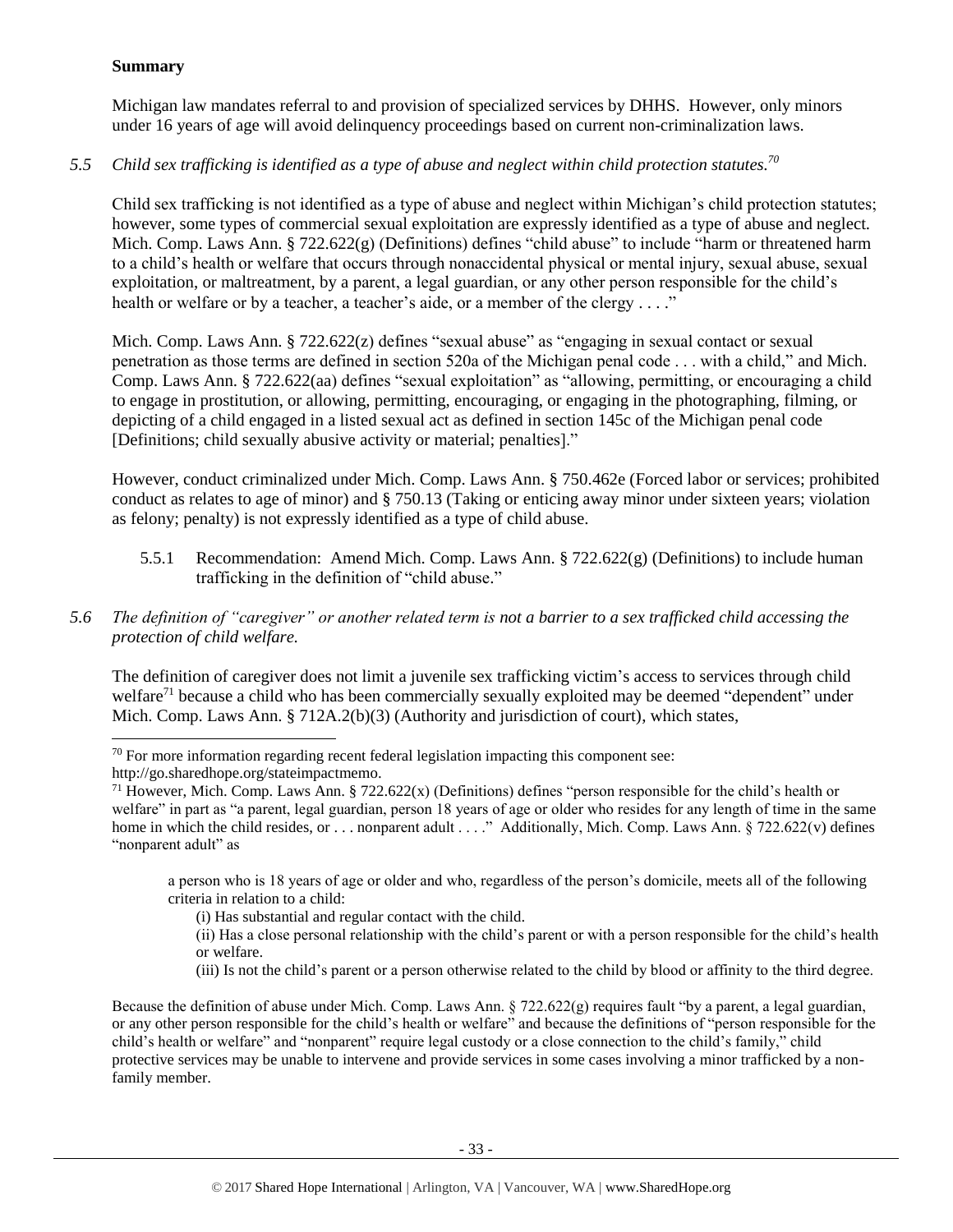**Summary**

Michigan law mandates referral to and provision of specialized services by DHHS. However, only minors under 16 years of age will avoid delinquency proceedings based on current non-criminalization laws.

*5.5 Child sex trafficking is identified as a type of abuse and neglect within child protection statutes.*[70]

Child sex trafficking is not identified as a type of abuse and neglect within Michigan's child protection statutes; however, some types of commercial sexual exploitation are expressly identified as a type of abuse and neglect. Mich. Comp. Laws Ann. § 722.622(g) (Definitions) defines "child abuse" to include "harm or threatened harm to a child's health or welfare that occurs through nonaccidental physical or mental injury, sexual abuse, sexual exploitation, or maltreatment, by a parent, a legal guardian, or any other person responsible for the child's health or welfare or by a teacher, a teacher's aide, or a member of the clergy . . . ."

Mich. Comp. Laws Ann. § 722.622(z) defines "sexual abuse" as "engaging in sexual contact or sexual penetration as those terms are defined in section 520a of the Michigan penal code . . . with a child," and Mich. Comp. Laws Ann. § 722.622(aa) defines "sexual exploitation" as "allowing, permitting, or encouraging a child to engage in prostitution, or allowing, permitting, encouraging, or engaging in the photographing, filming, or depicting of a child engaged in a listed sexual act as defined in section 145c of the Michigan penal code [Definitions; child sexually abusive activity or material; penalties]."

However, conduct criminalized under Mich. Comp. Laws Ann. § 750.462e (Forced labor or services; prohibited conduct as relates to age of minor) and § 750.13 (Taking or enticing away minor under sixteen years; violation as felony; penalty) is not expressly identified as a type of child abuse.

5.5.1 Recommendation: Amend Mich. Comp. Laws Ann. § 722.622(g) (Definitions) to include human trafficking in the definition of "child abuse."

*5.6 The definition of "caregiver" or another related term is not a barrier to a sex trafficked child accessing the protection of child welfare.*

The definition of caregiver does not limit a juvenile sex trafficking victim's access to services through child welfare[71] because a child who has been commercially sexually exploited may be deemed "dependent" under Mich. Comp. Laws Ann. § 712A.2(b)(3) (Authority and jurisdiction of court), which states,

---

[70] For more information regarding recent federal legislation impacting this component see: http://go.sharedhope.org/stateimpactmemo.

[71] However, Mich. Comp. Laws Ann. § 722.622(x) (Definitions) defines "person responsible for the child's health or welfare" in part as "a parent, legal guardian, person 18 years of age or older who resides for any length of time in the same home in which the child resides, or . . . nonparent adult . . . ." Additionally, Mich. Comp. Laws Ann. § 722.622(v) defines "nonparent adult" as

> a person who is 18 years of age or older and who, regardless of the person's domicile, meets all of the following criteria in relation to a child:
>
> (i) Has substantial and regular contact with the child.
>
> (ii) Has a close personal relationship with the child's parent or with a person responsible for the child's health or welfare.
>
> (iii) Is not the child's parent or a person otherwise related to the child by blood or affinity to the third degree.

Because the definition of abuse under Mich. Comp. Laws Ann. § 722.622(g) requires fault "by a parent, a legal guardian, or any other person responsible for the child's health or welfare" and because the definitions of "person responsible for the child's health or welfare" and "nonparent" require legal custody or a close connection to the child's family," child protective services may be unable to intervene and provide services in some cases involving a minor trafficked by a non-family member.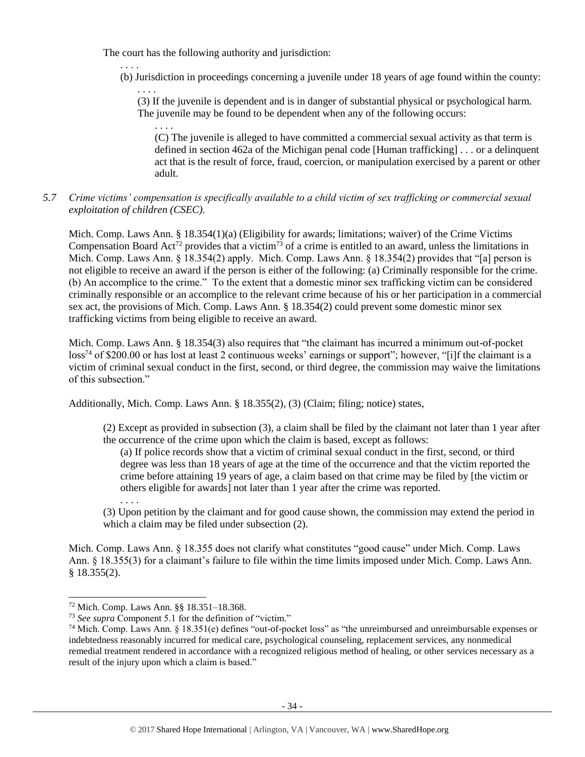The court has the following authority and jurisdiction:

> . . . .
>
> (b) Jurisdiction in proceedings concerning a juvenile under 18 years of age found within the county:
>
> > . . . .
> >
> > (3) If the juvenile is dependent and is in danger of substantial physical or psychological harm. The juvenile may be found to be dependent when any of the following occurs:
> >
> > > . . . .
> > >
> > > (C) The juvenile is alleged to have committed a commercial sexual activity as that term is defined in section 462a of the Michigan penal code [Human trafficking] . . . or a delinquent act that is the result of force, fraud, coercion, or manipulation exercised by a parent or other adult.

*5.7 Crime victims' compensation is specifically available to a child victim of sex trafficking or commercial sexual exploitation of children (CSEC).*

Mich. Comp. Laws Ann. § 18.354(1)(a) (Eligibility for awards; limitations; waiver) of the Crime Victims Compensation Board Act[72] provides that a victim[73] of a crime is entitled to an award, unless the limitations in Mich. Comp. Laws Ann. § 18.354(2) apply. Mich. Comp. Laws Ann. § 18.354(2) provides that "[a] person is not eligible to receive an award if the person is either of the following: (a) Criminally responsible for the crime. (b) An accomplice to the crime." To the extent that a domestic minor sex trafficking victim can be considered criminally responsible or an accomplice to the relevant crime because of his or her participation in a commercial sex act, the provisions of Mich. Comp. Laws Ann. § 18.354(2) could prevent some domestic minor sex trafficking victims from being eligible to receive an award.

Mich. Comp. Laws Ann. § 18.354(3) also requires that "the claimant has incurred a minimum out-of-pocket loss[74] of $200.00 or has lost at least 2 continuous weeks' earnings or support"; however, "[i]f the claimant is a victim of criminal sexual conduct in the first, second, or third degree, the commission may waive the limitations of this subsection."

Additionally, Mich. Comp. Laws Ann. § 18.355(2), (3) (Claim; filing; notice) states,

> (2) Except as provided in subsection (3), a claim shall be filed by the claimant not later than 1 year after the occurrence of the crime upon which the claim is based, except as follows:
>
> > (a) If police records show that a victim of criminal sexual conduct in the first, second, or third degree was less than 18 years of age at the time of the occurrence and that the victim reported the crime before attaining 19 years of age, a claim based on that crime may be filed by [the victim or others eligible for awards] not later than 1 year after the crime was reported.
> >
> > . . . .
>
> (3) Upon petition by the claimant and for good cause shown, the commission may extend the period in which a claim may be filed under subsection (2).

Mich. Comp. Laws Ann. § 18.355 does not clarify what constitutes "good cause" under Mich. Comp. Laws Ann. § 18.355(3) for a claimant's failure to file within the time limits imposed under Mich. Comp. Laws Ann. § 18.355(2).

---

[72] Mich. Comp. Laws Ann. §§ 18.351–18.368.

[73] *See supra* Component 5.1 for the definition of "victim."

[74] Mich. Comp. Laws Ann. § 18.351(e) defines "out-of-pocket loss" as "the unreimbursed and unreimbursable expenses or indebtedness reasonably incurred for medical care, psychological counseling, replacement services, any nonmedical remedial treatment rendered in accordance with a recognized religious method of healing, or other services necessary as a result of the injury upon which a claim is based."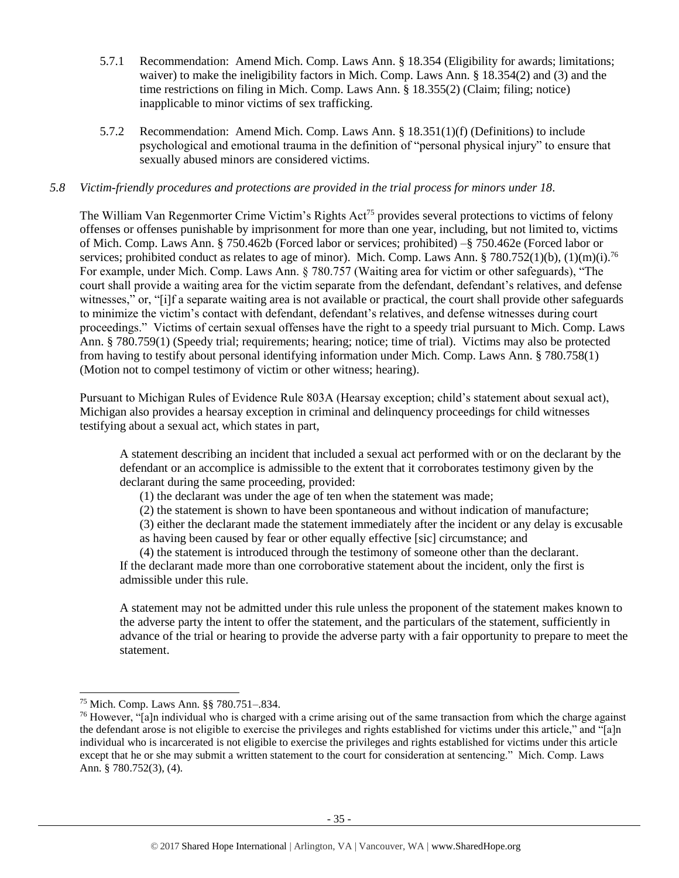5.7.1 Recommendation: Amend Mich. Comp. Laws Ann. § 18.354 (Eligibility for awards; limitations; waiver) to make the ineligibility factors in Mich. Comp. Laws Ann. § 18.354(2) and (3) and the time restrictions on filing in Mich. Comp. Laws Ann. § 18.355(2) (Claim; filing; notice) inapplicable to minor victims of sex trafficking.

5.7.2 Recommendation: Amend Mich. Comp. Laws Ann. § 18.351(1)(f) (Definitions) to include psychological and emotional trauma in the definition of "personal physical injury" to ensure that sexually abused minors are considered victims.

*5.8 Victim-friendly procedures and protections are provided in the trial process for minors under 18.*

The William Van Regenmorter Crime Victim's Rights Act[75] provides several protections to victims of felony offenses or offenses punishable by imprisonment for more than one year, including, but not limited to, victims of Mich. Comp. Laws Ann. § 750.462b (Forced labor or services; prohibited) –§ 750.462e (Forced labor or services; prohibited conduct as relates to age of minor). Mich. Comp. Laws Ann. § 780.752(1)(b), (1)(m)(i).[76] For example, under Mich. Comp. Laws Ann. § 780.757 (Waiting area for victim or other safeguards), "The court shall provide a waiting area for the victim separate from the defendant, defendant's relatives, and defense witnesses," or, "[i]f a separate waiting area is not available or practical, the court shall provide other safeguards to minimize the victim's contact with defendant, defendant's relatives, and defense witnesses during court proceedings." Victims of certain sexual offenses have the right to a speedy trial pursuant to Mich. Comp. Laws Ann. § 780.759(1) (Speedy trial; requirements; hearing; notice; time of trial). Victims may also be protected from having to testify about personal identifying information under Mich. Comp. Laws Ann. § 780.758(1) (Motion not to compel testimony of victim or other witness; hearing).

Pursuant to Michigan Rules of Evidence Rule 803A (Hearsay exception; child's statement about sexual act), Michigan also provides a hearsay exception in criminal and delinquency proceedings for child witnesses testifying about a sexual act, which states in part,

> A statement describing an incident that included a sexual act performed with or on the declarant by the defendant or an accomplice is admissible to the extent that it corroborates testimony given by the declarant during the same proceeding, provided:
>
> (1) the declarant was under the age of ten when the statement was made;
>
> (2) the statement is shown to have been spontaneous and without indication of manufacture;
>
> (3) either the declarant made the statement immediately after the incident or any delay is excusable as having been caused by fear or other equally effective [sic] circumstance; and
>
> (4) the statement is introduced through the testimony of someone other than the declarant.
>
> If the declarant made more than one corroborative statement about the incident, only the first is admissible under this rule.
>
> A statement may not be admitted under this rule unless the proponent of the statement makes known to the adverse party the intent to offer the statement, and the particulars of the statement, sufficiently in advance of the trial or hearing to provide the adverse party with a fair opportunity to prepare to meet the statement.

---

[75] Mich. Comp. Laws Ann. §§ 780.751–.834.

[76] However, "[a]n individual who is charged with a crime arising out of the same transaction from which the charge against the defendant arose is not eligible to exercise the privileges and rights established for victims under this article," and "[a]n individual who is incarcerated is not eligible to exercise the privileges and rights established for victims under this article except that he or she may submit a written statement to the court for consideration at sentencing." Mich. Comp. Laws Ann. § 780.752(3), (4).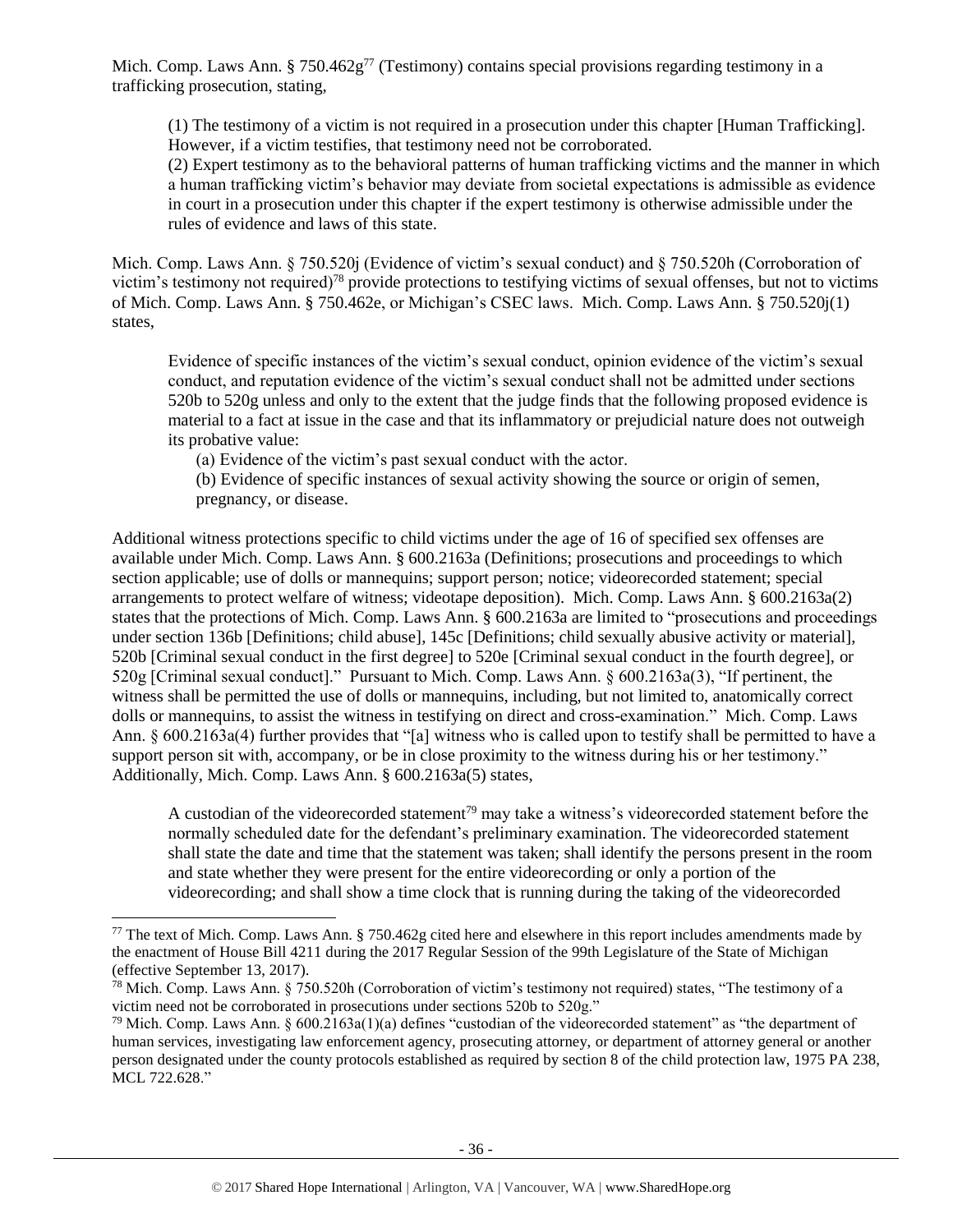Mich. Comp. Laws Ann. § 750.462g[77] (Testimony) contains special provisions regarding testimony in a trafficking prosecution, stating,

> (1) The testimony of a victim is not required in a prosecution under this chapter [Human Trafficking]. However, if a victim testifies, that testimony need not be corroborated.
> (2) Expert testimony as to the behavioral patterns of human trafficking victims and the manner in which a human trafficking victim's behavior may deviate from societal expectations is admissible as evidence in court in a prosecution under this chapter if the expert testimony is otherwise admissible under the rules of evidence and laws of this state.

Mich. Comp. Laws Ann. § 750.520j (Evidence of victim's sexual conduct) and § 750.520h (Corroboration of victim's testimony not required)[78] provide protections to testifying victims of sexual offenses, but not to victims of Mich. Comp. Laws Ann. § 750.462e, or Michigan's CSEC laws. Mich. Comp. Laws Ann. § 750.520j(1) states,

> Evidence of specific instances of the victim's sexual conduct, opinion evidence of the victim's sexual conduct, and reputation evidence of the victim's sexual conduct shall not be admitted under sections 520b to 520g unless and only to the extent that the judge finds that the following proposed evidence is material to a fact at issue in the case and that its inflammatory or prejudicial nature does not outweigh its probative value:
>
> (a) Evidence of the victim's past sexual conduct with the actor.
>
> (b) Evidence of specific instances of sexual activity showing the source or origin of semen, pregnancy, or disease.

Additional witness protections specific to child victims under the age of 16 of specified sex offenses are available under Mich. Comp. Laws Ann. § 600.2163a (Definitions; prosecutions and proceedings to which section applicable; use of dolls or mannequins; support person; notice; videorecorded statement; special arrangements to protect welfare of witness; videotape deposition). Mich. Comp. Laws Ann. § 600.2163a(2) states that the protections of Mich. Comp. Laws Ann. § 600.2163a are limited to "prosecutions and proceedings under section 136b [Definitions; child abuse], 145c [Definitions; child sexually abusive activity or material], 520b [Criminal sexual conduct in the first degree] to 520e [Criminal sexual conduct in the fourth degree], or 520g [Criminal sexual conduct]." Pursuant to Mich. Comp. Laws Ann. § 600.2163a(3), "If pertinent, the witness shall be permitted the use of dolls or mannequins, including, but not limited to, anatomically correct dolls or mannequins, to assist the witness in testifying on direct and cross-examination." Mich. Comp. Laws Ann. § 600.2163a(4) further provides that "[a] witness who is called upon to testify shall be permitted to have a support person sit with, accompany, or be in close proximity to the witness during his or her testimony." Additionally, Mich. Comp. Laws Ann. § 600.2163a(5) states,

> A custodian of the videorecorded statement[79] may take a witness's videorecorded statement before the normally scheduled date for the defendant's preliminary examination. The videorecorded statement shall state the date and time that the statement was taken; shall identify the persons present in the room and state whether they were present for the entire videorecording or only a portion of the videorecording; and shall show a time clock that is running during the taking of the videorecorded

---

[77] The text of Mich. Comp. Laws Ann. § 750.462g cited here and elsewhere in this report includes amendments made by the enactment of House Bill 4211 during the 2017 Regular Session of the 99th Legislature of the State of Michigan (effective September 13, 2017).

[78] Mich. Comp. Laws Ann. § 750.520h (Corroboration of victim's testimony not required) states, "The testimony of a victim need not be corroborated in prosecutions under sections 520b to 520g."

[79] Mich. Comp. Laws Ann. § 600.2163a(1)(a) defines "custodian of the videorecorded statement" as "the department of human services, investigating law enforcement agency, prosecuting attorney, or department of attorney general or another person designated under the county protocols established as required by section 8 of the child protection law, 1975 PA 238, MCL 722.628."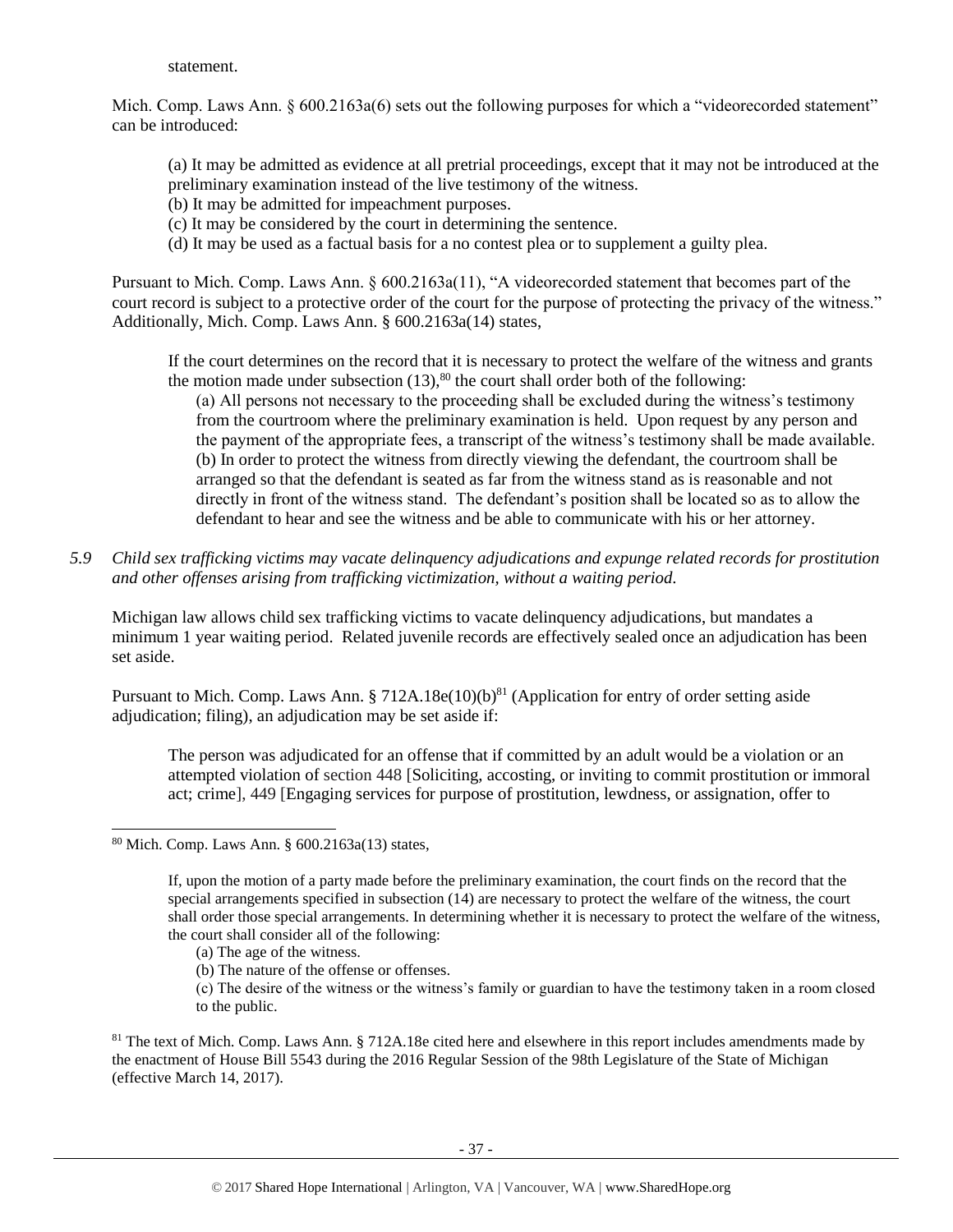statement.

Mich. Comp. Laws Ann. § 600.2163a(6) sets out the following purposes for which a "videorecorded statement" can be introduced:

> (a) It may be admitted as evidence at all pretrial proceedings, except that it may not be introduced at the preliminary examination instead of the live testimony of the witness.
> (b) It may be admitted for impeachment purposes.
> (c) It may be considered by the court in determining the sentence.
> (d) It may be used as a factual basis for a no contest plea or to supplement a guilty plea.

Pursuant to Mich. Comp. Laws Ann. § 600.2163a(11), "A videorecorded statement that becomes part of the court record is subject to a protective order of the court for the purpose of protecting the privacy of the witness." Additionally, Mich. Comp. Laws Ann. § 600.2163a(14) states,

> If the court determines on the record that it is necessary to protect the welfare of the witness and grants the motion made under subsection (13),[80] the court shall order both of the following:
>
> (a) All persons not necessary to the proceeding shall be excluded during the witness's testimony from the courtroom where the preliminary examination is held. Upon request by any person and the payment of the appropriate fees, a transcript of the witness's testimony shall be made available.
> (b) In order to protect the witness from directly viewing the defendant, the courtroom shall be arranged so that the defendant is seated as far from the witness stand as is reasonable and not directly in front of the witness stand. The defendant's position shall be located so as to allow the defendant to hear and see the witness and be able to communicate with his or her attorney.

*5.9 Child sex trafficking victims may vacate delinquency adjudications and expunge related records for prostitution and other offenses arising from trafficking victimization, without a waiting period.*

Michigan law allows child sex trafficking victims to vacate delinquency adjudications, but mandates a minimum 1 year waiting period. Related juvenile records are effectively sealed once an adjudication has been set aside.

Pursuant to Mich. Comp. Laws Ann. § 712A.18e(10)(b)[81] (Application for entry of order setting aside adjudication; filing), an adjudication may be set aside if:

> The person was adjudicated for an offense that if committed by an adult would be a violation or an attempted violation of section 448 [Soliciting, accosting, or inviting to commit prostitution or immoral act; crime], 449 [Engaging services for purpose of prostitution, lewdness, or assignation, offer to

---

[80] Mich. Comp. Laws Ann. § 600.2163a(13) states,

> If, upon the motion of a party made before the preliminary examination, the court finds on the record that the special arrangements specified in subsection (14) are necessary to protect the welfare of the witness, the court shall order those special arrangements. In determining whether it is necessary to protect the welfare of the witness, the court shall consider all of the following:
>
> (a) The age of the witness.
> (b) The nature of the offense or offenses.
> (c) The desire of the witness or the witness's family or guardian to have the testimony taken in a room closed to the public.

[81] The text of Mich. Comp. Laws Ann. § 712A.18e cited here and elsewhere in this report includes amendments made by the enactment of House Bill 5543 during the 2016 Regular Session of the 98th Legislature of the State of Michigan (effective March 14, 2017).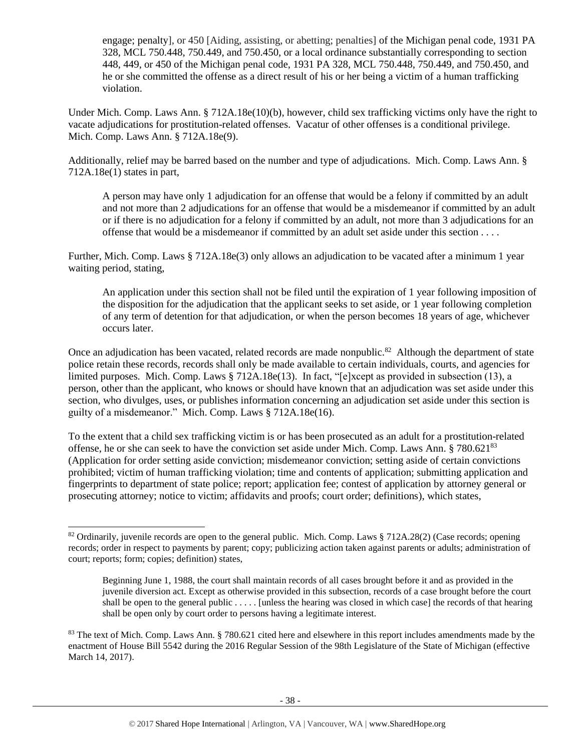> engage; penalty], or 450 [Aiding, assisting, or abetting; penalties] of the Michigan penal code, 1931 PA 328, MCL 750.448, 750.449, and 750.450, or a local ordinance substantially corresponding to section 448, 449, or 450 of the Michigan penal code, 1931 PA 328, MCL 750.448, 750.449, and 750.450, and he or she committed the offense as a direct result of his or her being a victim of a human trafficking violation.

Under Mich. Comp. Laws Ann. § 712A.18e(10)(b), however, child sex trafficking victims only have the right to vacate adjudications for prostitution-related offenses. Vacatur of other offenses is a conditional privilege. Mich. Comp. Laws Ann. § 712A.18e(9).

Additionally, relief may be barred based on the number and type of adjudications. Mich. Comp. Laws Ann. § 712A.18e(1) states in part,

> A person may have only 1 adjudication for an offense that would be a felony if committed by an adult and not more than 2 adjudications for an offense that would be a misdemeanor if committed by an adult or if there is no adjudication for a felony if committed by an adult, not more than 3 adjudications for an offense that would be a misdemeanor if committed by an adult set aside under this section . . . .

Further, Mich. Comp. Laws § 712A.18e(3) only allows an adjudication to be vacated after a minimum 1 year waiting period, stating,

> An application under this section shall not be filed until the expiration of 1 year following imposition of the disposition for the adjudication that the applicant seeks to set aside, or 1 year following completion of any term of detention for that adjudication, or when the person becomes 18 years of age, whichever occurs later.

Once an adjudication has been vacated, related records are made nonpublic.[82] Although the department of state police retain these records, records shall only be made available to certain individuals, courts, and agencies for limited purposes. Mich. Comp. Laws § 712A.18e(13). In fact, "[e]xcept as provided in subsection (13), a person, other than the applicant, who knows or should have known that an adjudication was set aside under this section, who divulges, uses, or publishes information concerning an adjudication set aside under this section is guilty of a misdemeanor." Mich. Comp. Laws § 712A.18e(16).

To the extent that a child sex trafficking victim is or has been prosecuted as an adult for a prostitution-related offense, he or she can seek to have the conviction set aside under Mich. Comp. Laws Ann. § 780.621[83] (Application for order setting aside conviction; misdemeanor conviction; setting aside of certain convictions prohibited; victim of human trafficking violation; time and contents of application; submitting application and fingerprints to department of state police; report; application fee; contest of application by attorney general or prosecuting attorney; notice to victim; affidavits and proofs; court order; definitions), which states,

---

[82] Ordinarily, juvenile records are open to the general public. Mich. Comp. Laws § 712A.28(2) (Case records; opening records; order in respect to payments by parent; copy; publicizing action taken against parents or adults; administration of court; reports; form; copies; definition) states,

> Beginning June 1, 1988, the court shall maintain records of all cases brought before it and as provided in the juvenile diversion act. Except as otherwise provided in this subsection, records of a case brought before the court shall be open to the general public . . . . . [unless the hearing was closed in which case] the records of that hearing shall be open only by court order to persons having a legitimate interest.

[83] The text of Mich. Comp. Laws Ann. § 780.621 cited here and elsewhere in this report includes amendments made by the enactment of House Bill 5542 during the 2016 Regular Session of the 98th Legislature of the State of Michigan (effective March 14, 2017).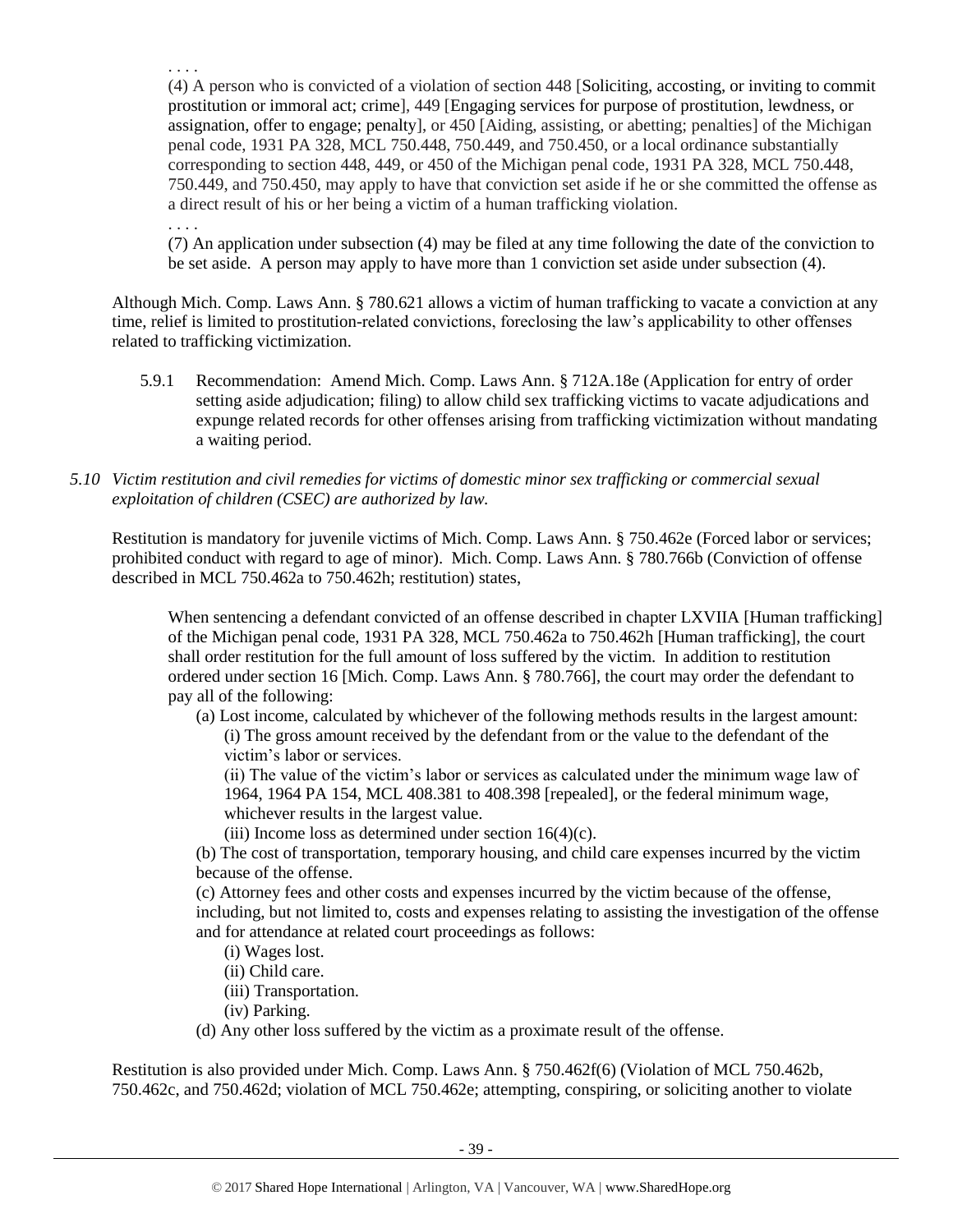. . . .

> (4) A person who is convicted of a violation of section 448 [Soliciting, accosting, or inviting to commit prostitution or immoral act; crime], 449 [Engaging services for purpose of prostitution, lewdness, or assignation, offer to engage; penalty], or 450 [Aiding, assisting, or abetting; penalties] of the Michigan penal code, 1931 PA 328, MCL 750.448, 750.449, and 750.450, or a local ordinance substantially corresponding to section 448, 449, or 450 of the Michigan penal code, 1931 PA 328, MCL 750.448, 750.449, and 750.450, may apply to have that conviction set aside if he or she committed the offense as a direct result of his or her being a victim of a human trafficking violation.
>
> . . . .
>
> (7) An application under subsection (4) may be filed at any time following the date of the conviction to be set aside. A person may apply to have more than 1 conviction set aside under subsection (4).

Although Mich. Comp. Laws Ann. § 780.621 allows a victim of human trafficking to vacate a conviction at any time, relief is limited to prostitution-related convictions, foreclosing the law's applicability to other offenses related to trafficking victimization.

5.9.1 Recommendation: Amend Mich. Comp. Laws Ann. § 712A.18e (Application for entry of order setting aside adjudication; filing) to allow child sex trafficking victims to vacate adjudications and expunge related records for other offenses arising from trafficking victimization without mandating a waiting period.

*5.10 Victim restitution and civil remedies for victims of domestic minor sex trafficking or commercial sexual exploitation of children (CSEC) are authorized by law.*

Restitution is mandatory for juvenile victims of Mich. Comp. Laws Ann. § 750.462e (Forced labor or services; prohibited conduct with regard to age of minor). Mich. Comp. Laws Ann. § 780.766b (Conviction of offense described in MCL 750.462a to 750.462h; restitution) states,

> When sentencing a defendant convicted of an offense described in chapter LXVIIA [Human trafficking] of the Michigan penal code, 1931 PA 328, MCL 750.462a to 750.462h [Human trafficking], the court shall order restitution for the full amount of loss suffered by the victim. In addition to restitution ordered under section 16 [Mich. Comp. Laws Ann. § 780.766], the court may order the defendant to pay all of the following:
>
> (a) Lost income, calculated by whichever of the following methods results in the largest amount:
>
> (i) The gross amount received by the defendant from or the value to the defendant of the victim's labor or services.
>
> (ii) The value of the victim's labor or services as calculated under the minimum wage law of 1964, 1964 PA 154, MCL 408.381 to 408.398 [repealed], or the federal minimum wage, whichever results in the largest value.
>
> (iii) Income loss as determined under section 16(4)(c).
>
> (b) The cost of transportation, temporary housing, and child care expenses incurred by the victim because of the offense.
>
> (c) Attorney fees and other costs and expenses incurred by the victim because of the offense, including, but not limited to, costs and expenses relating to assisting the investigation of the offense and for attendance at related court proceedings as follows:
>
> (i) Wages lost.
>
> (ii) Child care.
>
> (iii) Transportation.
>
> (iv) Parking.
>
> (d) Any other loss suffered by the victim as a proximate result of the offense.

Restitution is also provided under Mich. Comp. Laws Ann. § 750.462f(6) (Violation of MCL 750.462b, 750.462c, and 750.462d; violation of MCL 750.462e; attempting, conspiring, or soliciting another to violate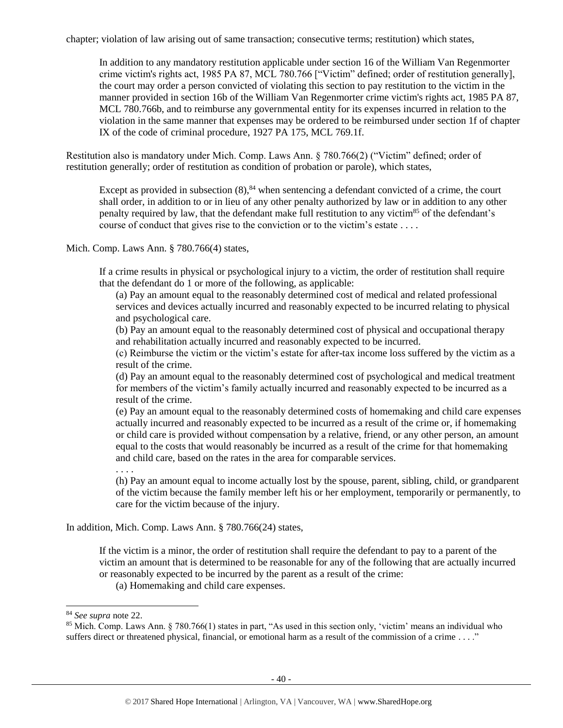chapter; violation of law arising out of same transaction; consecutive terms; restitution) which states,

> In addition to any mandatory restitution applicable under section 16 of the William Van Regenmorter crime victim's rights act, 1985 PA 87, MCL 780.766 ["Victim" defined; order of restitution generally], the court may order a person convicted of violating this section to pay restitution to the victim in the manner provided in section 16b of the William Van Regenmorter crime victim's rights act, 1985 PA 87, MCL 780.766b, and to reimburse any governmental entity for its expenses incurred in relation to the violation in the same manner that expenses may be ordered to be reimbursed under section 1f of chapter IX of the code of criminal procedure, 1927 PA 175, MCL 769.1f.

Restitution also is mandatory under Mich. Comp. Laws Ann. § 780.766(2) ("Victim" defined; order of restitution generally; order of restitution as condition of probation or parole), which states,

> Except as provided in subsection (8),[84] when sentencing a defendant convicted of a crime, the court shall order, in addition to or in lieu of any other penalty authorized by law or in addition to any other penalty required by law, that the defendant make full restitution to any victim[85] of the defendant's course of conduct that gives rise to the conviction or to the victim's estate . . . .

Mich. Comp. Laws Ann. § 780.766(4) states,

> If a crime results in physical or psychological injury to a victim, the order of restitution shall require that the defendant do 1 or more of the following, as applicable:
>
> (a) Pay an amount equal to the reasonably determined cost of medical and related professional services and devices actually incurred and reasonably expected to be incurred relating to physical and psychological care.
>
> (b) Pay an amount equal to the reasonably determined cost of physical and occupational therapy and rehabilitation actually incurred and reasonably expected to be incurred.
>
> (c) Reimburse the victim or the victim's estate for after-tax income loss suffered by the victim as a result of the crime.
>
> (d) Pay an amount equal to the reasonably determined cost of psychological and medical treatment for members of the victim's family actually incurred and reasonably expected to be incurred as a result of the crime.
>
> (e) Pay an amount equal to the reasonably determined costs of homemaking and child care expenses actually incurred and reasonably expected to be incurred as a result of the crime or, if homemaking or child care is provided without compensation by a relative, friend, or any other person, an amount equal to the costs that would reasonably be incurred as a result of the crime for that homemaking and child care, based on the rates in the area for comparable services.
>
> . . . .
>
> (h) Pay an amount equal to income actually lost by the spouse, parent, sibling, child, or grandparent of the victim because the family member left his or her employment, temporarily or permanently, to care for the victim because of the injury.

In addition, Mich. Comp. Laws Ann. § 780.766(24) states,

> If the victim is a minor, the order of restitution shall require the defendant to pay to a parent of the victim an amount that is determined to be reasonable for any of the following that are actually incurred or reasonably expected to be incurred by the parent as a result of the crime:
>
> (a) Homemaking and child care expenses.

---

[84] *See supra* note 22.

[85] Mich. Comp. Laws Ann. § 780.766(1) states in part, "As used in this section only, 'victim' means an individual who suffers direct or threatened physical, financial, or emotional harm as a result of the commission of a crime . . . ."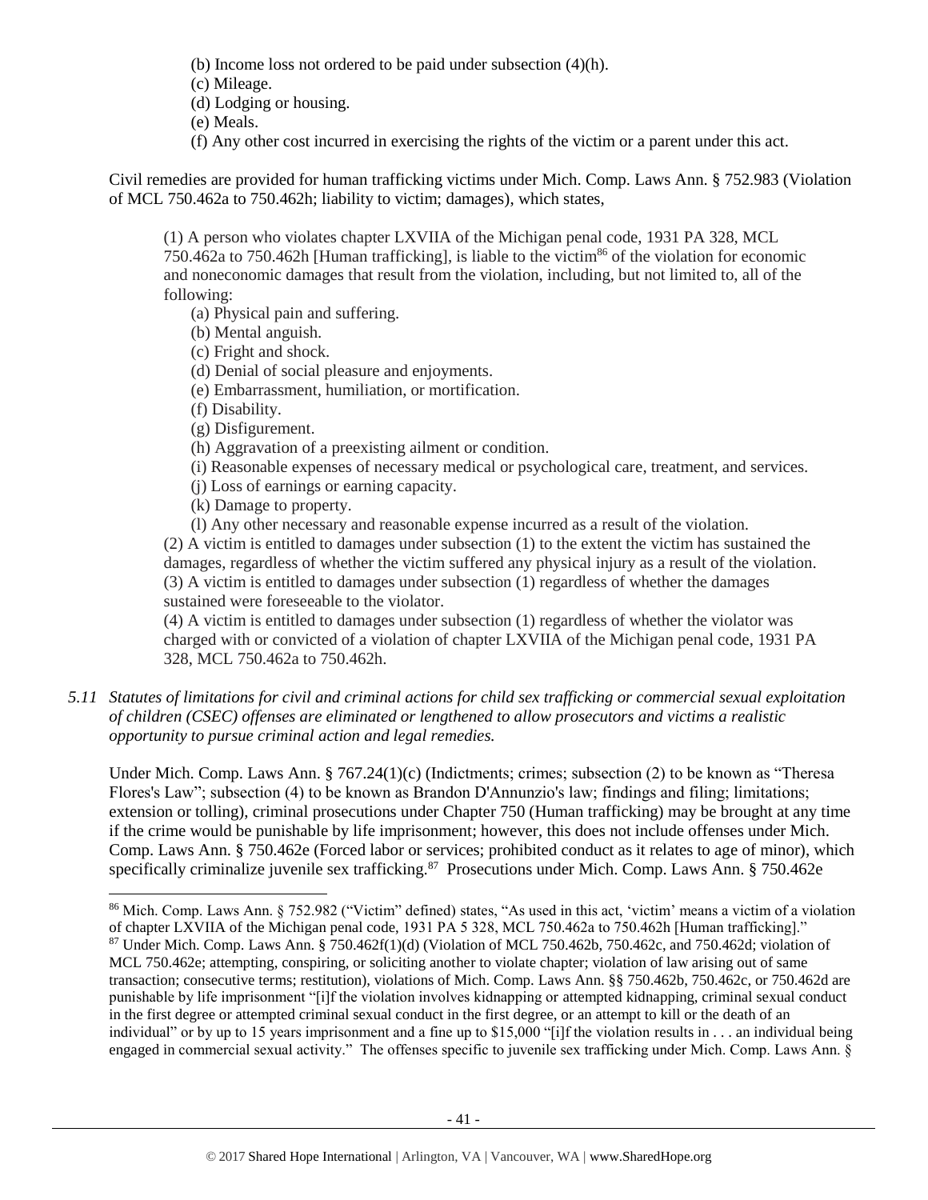(b) Income loss not ordered to be paid under subsection (4)(h).
(c) Mileage.
(d) Lodging or housing.
(e) Meals.
(f) Any other cost incurred in exercising the rights of the victim or a parent under this act.

Civil remedies are provided for human trafficking victims under Mich. Comp. Laws Ann. § 752.983 (Violation of MCL 750.462a to 750.462h; liability to victim; damages), which states,

> (1) A person who violates chapter LXVIIA of the Michigan penal code, 1931 PA 328, MCL 750.462a to 750.462h [Human trafficking], is liable to the victim[86] of the violation for economic and noneconomic damages that result from the violation, including, but not limited to, all of the following:
> (a) Physical pain and suffering.
> (b) Mental anguish.
> (c) Fright and shock.
> (d) Denial of social pleasure and enjoyments.
> (e) Embarrassment, humiliation, or mortification.
> (f) Disability.
> (g) Disfigurement.
> (h) Aggravation of a preexisting ailment or condition.
> (i) Reasonable expenses of necessary medical or psychological care, treatment, and services.
> (j) Loss of earnings or earning capacity.
> (k) Damage to property.
> (l) Any other necessary and reasonable expense incurred as a result of the violation.
> (2) A victim is entitled to damages under subsection (1) to the extent the victim has sustained the damages, regardless of whether the victim suffered any physical injury as a result of the violation.
> (3) A victim is entitled to damages under subsection (1) regardless of whether the damages sustained were foreseeable to the violator.
> (4) A victim is entitled to damages under subsection (1) regardless of whether the violator was charged with or convicted of a violation of chapter LXVIIA of the Michigan penal code, 1931 PA 328, MCL 750.462a to 750.462h.

*5.11 Statutes of limitations for civil and criminal actions for child sex trafficking or commercial sexual exploitation of children (CSEC) offenses are eliminated or lengthened to allow prosecutors and victims a realistic opportunity to pursue criminal action and legal remedies.*

Under Mich. Comp. Laws Ann. § 767.24(1)(c) (Indictments; crimes; subsection (2) to be known as "Theresa Flores's Law"; subsection (4) to be known as Brandon D'Annunzio's law; findings and filing; limitations; extension or tolling), criminal prosecutions under Chapter 750 (Human trafficking) may be brought at any time if the crime would be punishable by life imprisonment; however, this does not include offenses under Mich. Comp. Laws Ann. § 750.462e (Forced labor or services; prohibited conduct as it relates to age of minor), which specifically criminalize juvenile sex trafficking.[87] Prosecutions under Mich. Comp. Laws Ann. § 750.462e

---

[86] Mich. Comp. Laws Ann. § 752.982 ("Victim" defined) states, "As used in this act, 'victim' means a victim of a violation of chapter LXVIIA of the Michigan penal code, 1931 PA 5 328, MCL 750.462a to 750.462h [Human trafficking]."

[87] Under Mich. Comp. Laws Ann. § 750.462f(1)(d) (Violation of MCL 750.462b, 750.462c, and 750.462d; violation of MCL 750.462e; attempting, conspiring, or soliciting another to violate chapter; violation of law arising out of same transaction; consecutive terms; restitution), violations of Mich. Comp. Laws Ann. §§ 750.462b, 750.462c, or 750.462d are punishable by life imprisonment "[i]f the violation involves kidnapping or attempted kidnapping, criminal sexual conduct in the first degree or attempted criminal sexual conduct in the first degree, or an attempt to kill or the death of an individual" or by up to 15 years imprisonment and a fine up to $15,000 "[i]f the violation results in . . . an individual being engaged in commercial sexual activity." The offenses specific to juvenile sex trafficking under Mich. Comp. Laws Ann. §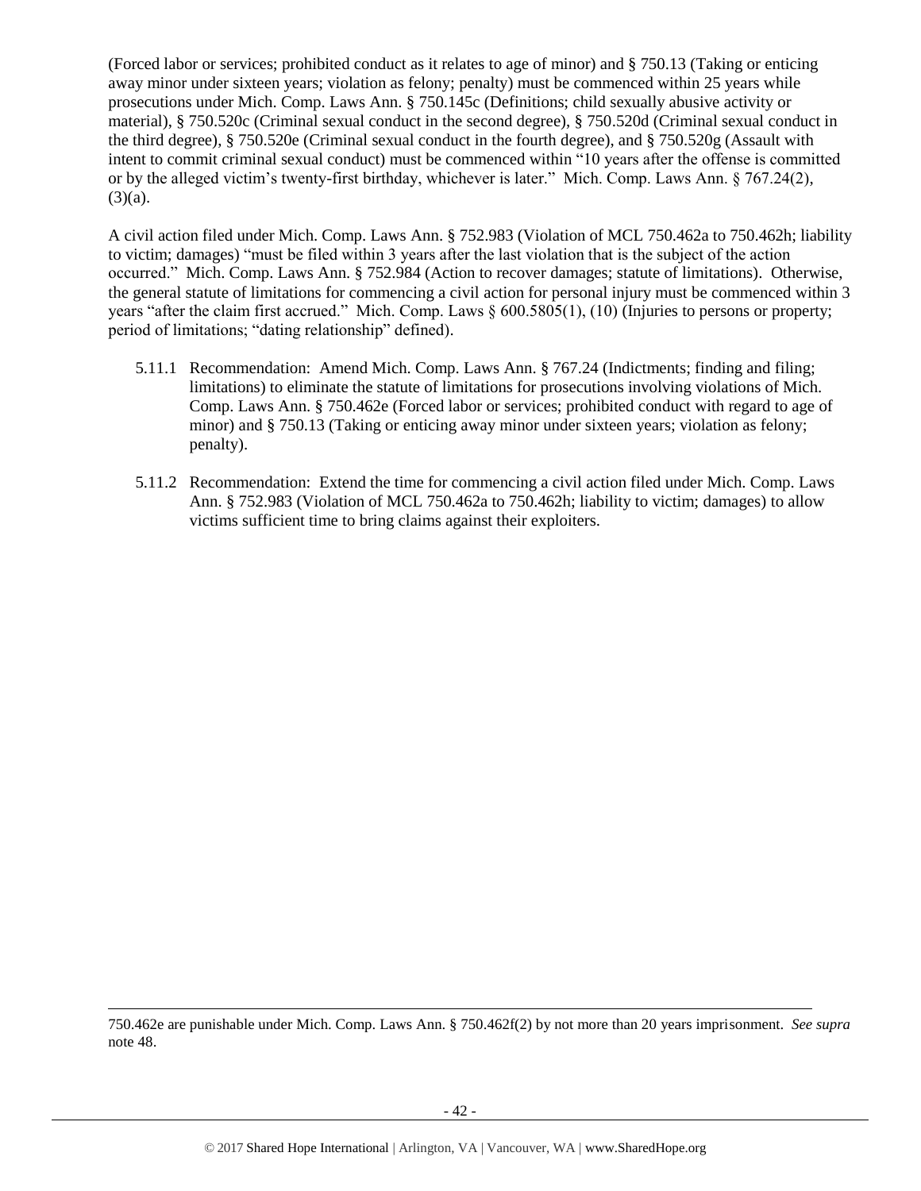(Forced labor or services; prohibited conduct as it relates to age of minor) and § 750.13 (Taking or enticing away minor under sixteen years; violation as felony; penalty) must be commenced within 25 years while prosecutions under Mich. Comp. Laws Ann. § 750.145c (Definitions; child sexually abusive activity or material), § 750.520c (Criminal sexual conduct in the second degree), § 750.520d (Criminal sexual conduct in the third degree), § 750.520e (Criminal sexual conduct in the fourth degree), and § 750.520g (Assault with intent to commit criminal sexual conduct) must be commenced within "10 years after the offense is committed or by the alleged victim's twenty-first birthday, whichever is later." Mich. Comp. Laws Ann. § 767.24(2), (3)(a).

A civil action filed under Mich. Comp. Laws Ann. § 752.983 (Violation of MCL 750.462a to 750.462h; liability to victim; damages) "must be filed within 3 years after the last violation that is the subject of the action occurred." Mich. Comp. Laws Ann. § 752.984 (Action to recover damages; statute of limitations). Otherwise, the general statute of limitations for commencing a civil action for personal injury must be commenced within 3 years "after the claim first accrued." Mich. Comp. Laws § 600.5805(1), (10) (Injuries to persons or property; period of limitations; "dating relationship" defined).

5.11.1 Recommendation: Amend Mich. Comp. Laws Ann. § 767.24 (Indictments; finding and filing; limitations) to eliminate the statute of limitations for prosecutions involving violations of Mich. Comp. Laws Ann. § 750.462e (Forced labor or services; prohibited conduct with regard to age of minor) and § 750.13 (Taking or enticing away minor under sixteen years; violation as felony; penalty).

5.11.2 Recommendation: Extend the time for commencing a civil action filed under Mich. Comp. Laws Ann. § 752.983 (Violation of MCL 750.462a to 750.462h; liability to victim; damages) to allow victims sufficient time to bring claims against their exploiters.

---

750.462e are punishable under Mich. Comp. Laws Ann. § 750.462f(2) by not more than 20 years imprisonment. *See supra* note 48.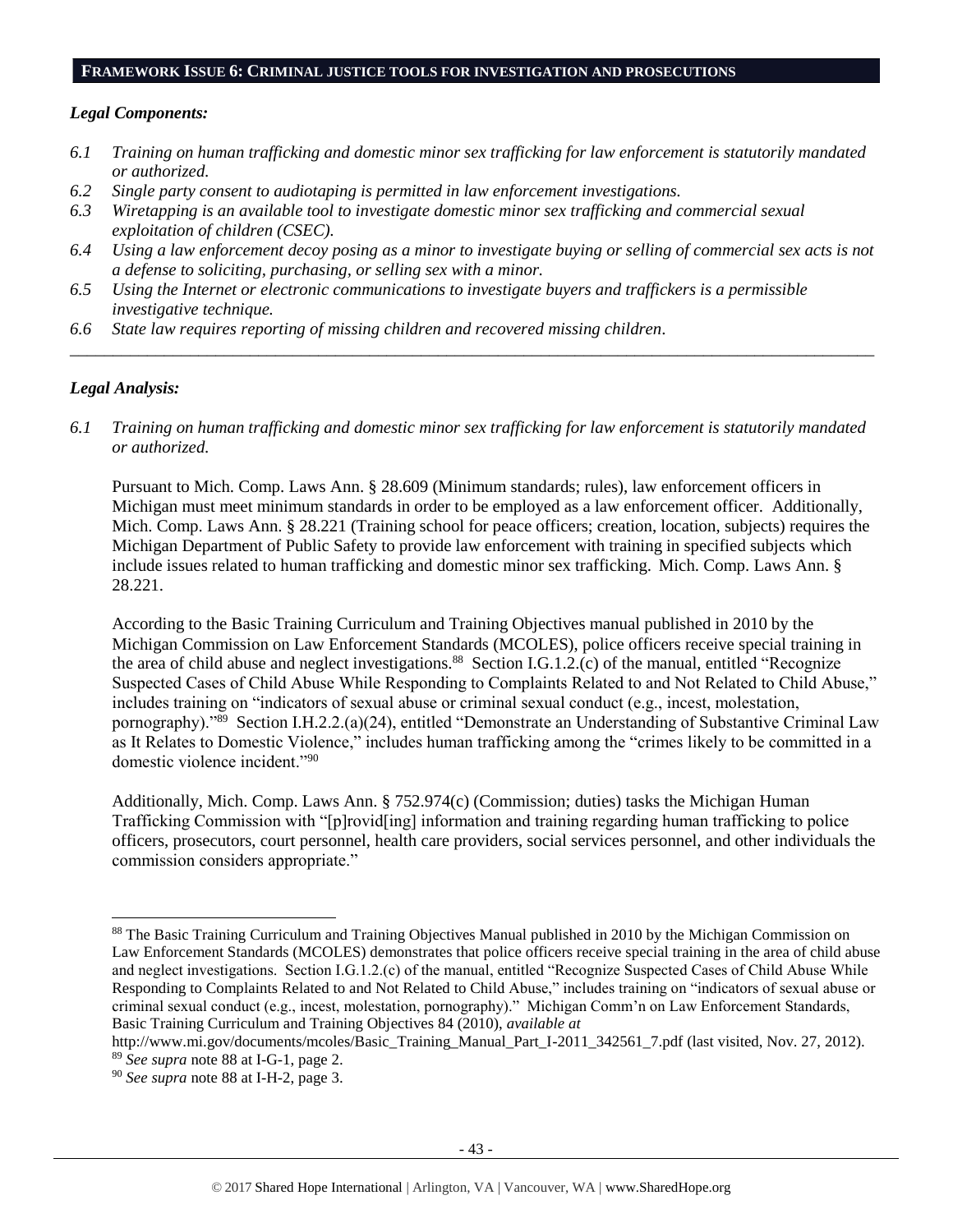## FRAMEWORK ISSUE 6: CRIMINAL JUSTICE TOOLS FOR INVESTIGATION AND PROSECUTIONS

### *Legal Components:*

*6.1 Training on human trafficking and domestic minor sex trafficking for law enforcement is statutorily mandated or authorized.*

*6.2 Single party consent to audiotaping is permitted in law enforcement investigations.*

*6.3 Wiretapping is an available tool to investigate domestic minor sex trafficking and commercial sexual exploitation of children (CSEC).*

*6.4 Using a law enforcement decoy posing as a minor to investigate buying or selling of commercial sex acts is not a defense to soliciting, purchasing, or selling sex with a minor.*

*6.5 Using the Internet or electronic communications to investigate buyers and traffickers is a permissible investigative technique.*

*6.6 State law requires reporting of missing children and recovered missing children.*

---

### *Legal Analysis:*

*6.1 Training on human trafficking and domestic minor sex trafficking for law enforcement is statutorily mandated or authorized.*

Pursuant to Mich. Comp. Laws Ann. § 28.609 (Minimum standards; rules), law enforcement officers in Michigan must meet minimum standards in order to be employed as a law enforcement officer. Additionally, Mich. Comp. Laws Ann. § 28.221 (Training school for peace officers; creation, location, subjects) requires the Michigan Department of Public Safety to provide law enforcement with training in specified subjects which include issues related to human trafficking and domestic minor sex trafficking. Mich. Comp. Laws Ann. § 28.221.

According to the Basic Training Curriculum and Training Objectives manual published in 2010 by the Michigan Commission on Law Enforcement Standards (MCOLES), police officers receive special training in the area of child abuse and neglect investigations.[88] Section I.G.1.2.(c) of the manual, entitled "Recognize Suspected Cases of Child Abuse While Responding to Complaints Related to and Not Related to Child Abuse," includes training on "indicators of sexual abuse or criminal sexual conduct (e.g., incest, molestation, pornography)."[89] Section I.H.2.2.(a)(24), entitled "Demonstrate an Understanding of Substantive Criminal Law as It Relates to Domestic Violence," includes human trafficking among the "crimes likely to be committed in a domestic violence incident."[90]

Additionally, Mich. Comp. Laws Ann. § 752.974(c) (Commission; duties) tasks the Michigan Human Trafficking Commission with "[p]rovid[ing] information and training regarding human trafficking to police officers, prosecutors, court personnel, health care providers, social services personnel, and other individuals the commission considers appropriate."

---

[88] The Basic Training Curriculum and Training Objectives Manual published in 2010 by the Michigan Commission on Law Enforcement Standards (MCOLES) demonstrates that police officers receive special training in the area of child abuse and neglect investigations. Section I.G.1.2.(c) of the manual, entitled "Recognize Suspected Cases of Child Abuse While Responding to Complaints Related to and Not Related to Child Abuse," includes training on "indicators of sexual abuse or criminal sexual conduct (e.g., incest, molestation, pornography)." Michigan Comm'n on Law Enforcement Standards, Basic Training Curriculum and Training Objectives 84 (2010), *available at* http://www.mi.gov/documents/mcoles/Basic_Training_Manual_Part_I-2011_342561_7.pdf (last visited, Nov. 27, 2012).

[89] *See supra* note 88 at I-G-1, page 2.

[90] *See supra* note 88 at I-H-2, page 3.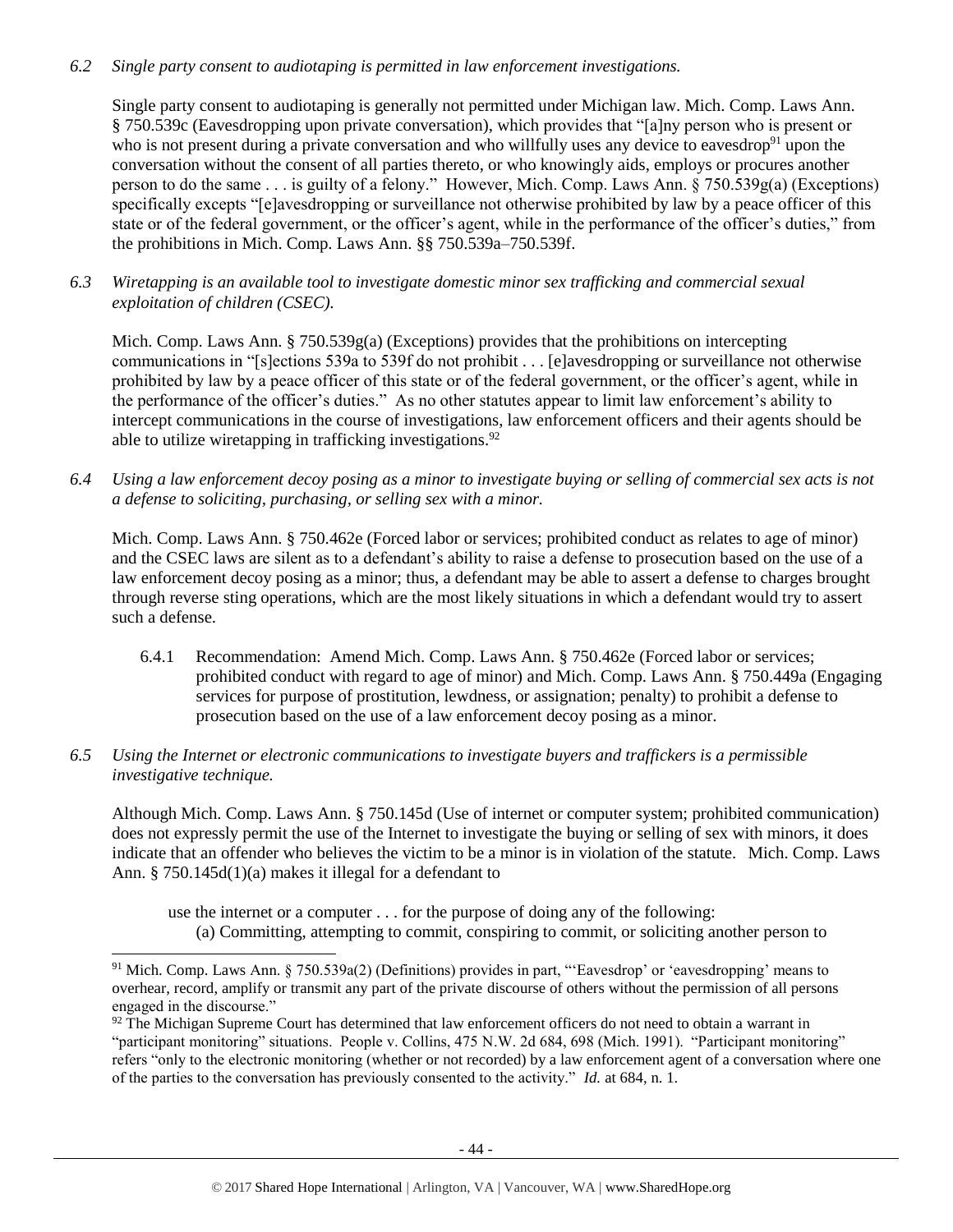*6.2 Single party consent to audiotaping is permitted in law enforcement investigations.*

Single party consent to audiotaping is generally not permitted under Michigan law. Mich. Comp. Laws Ann. § 750.539c (Eavesdropping upon private conversation), which provides that "[a]ny person who is present or who is not present during a private conversation and who willfully uses any device to eavesdrop[91] upon the conversation without the consent of all parties thereto, or who knowingly aids, employs or procures another person to do the same . . . is guilty of a felony." However, Mich. Comp. Laws Ann. § 750.539g(a) (Exceptions) specifically excepts "[e]avesdropping or surveillance not otherwise prohibited by law by a peace officer of this state or of the federal government, or the officer's agent, while in the performance of the officer's duties," from the prohibitions in Mich. Comp. Laws Ann. §§ 750.539a–750.539f.

*6.3 Wiretapping is an available tool to investigate domestic minor sex trafficking and commercial sexual exploitation of children (CSEC).*

Mich. Comp. Laws Ann. § 750.539g(a) (Exceptions) provides that the prohibitions on intercepting communications in "[s]ections 539a to 539f do not prohibit . . . [e]avesdropping or surveillance not otherwise prohibited by law by a peace officer of this state or of the federal government, or the officer's agent, while in the performance of the officer's duties." As no other statutes appear to limit law enforcement's ability to intercept communications in the course of investigations, law enforcement officers and their agents should be able to utilize wiretapping in trafficking investigations.[92]

*6.4 Using a law enforcement decoy posing as a minor to investigate buying or selling of commercial sex acts is not a defense to soliciting, purchasing, or selling sex with a minor.*

Mich. Comp. Laws Ann. § 750.462e (Forced labor or services; prohibited conduct as relates to age of minor) and the CSEC laws are silent as to a defendant's ability to raise a defense to prosecution based on the use of a law enforcement decoy posing as a minor; thus, a defendant may be able to assert a defense to charges brought through reverse sting operations, which are the most likely situations in which a defendant would try to assert such a defense.

6.4.1 Recommendation: Amend Mich. Comp. Laws Ann. § 750.462e (Forced labor or services; prohibited conduct with regard to age of minor) and Mich. Comp. Laws Ann. § 750.449a (Engaging services for purpose of prostitution, lewdness, or assignation; penalty) to prohibit a defense to prosecution based on the use of a law enforcement decoy posing as a minor.

*6.5 Using the Internet or electronic communications to investigate buyers and traffickers is a permissible investigative technique.*

Although Mich. Comp. Laws Ann. § 750.145d (Use of internet or computer system; prohibited communication) does not expressly permit the use of the Internet to investigate the buying or selling of sex with minors, it does indicate that an offender who believes the victim to be a minor is in violation of the statute. Mich. Comp. Laws Ann. § 750.145d(1)(a) makes it illegal for a defendant to

> use the internet or a computer . . . for the purpose of doing any of the following:
> (a) Committing, attempting to commit, conspiring to commit, or soliciting another person to

---

[91] Mich. Comp. Laws Ann. § 750.539a(2) (Definitions) provides in part, "'Eavesdrop' or 'eavesdropping' means to overhear, record, amplify or transmit any part of the private discourse of others without the permission of all persons engaged in the discourse."

[92] The Michigan Supreme Court has determined that law enforcement officers do not need to obtain a warrant in "participant monitoring" situations. People v. Collins, 475 N.W. 2d 684, 698 (Mich. 1991). "Participant monitoring" refers "only to the electronic monitoring (whether or not recorded) by a law enforcement agent of a conversation where one of the parties to the conversation has previously consented to the activity." *Id.* at 684, n. 1.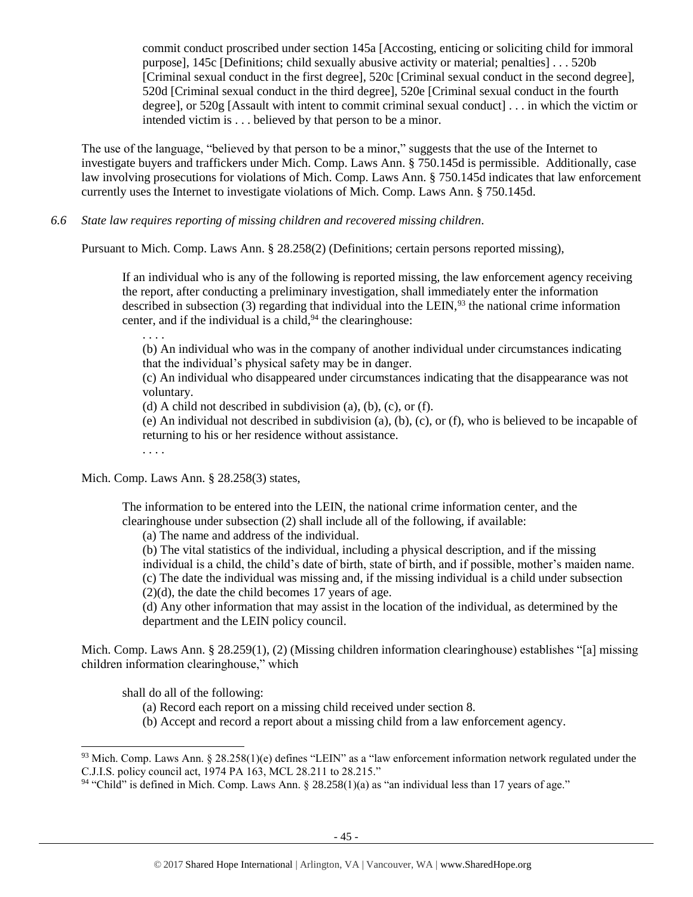commit conduct proscribed under section 145a [Accosting, enticing or soliciting child for immoral purpose], 145c [Definitions; child sexually abusive activity or material; penalties] . . . 520b [Criminal sexual conduct in the first degree], 520c [Criminal sexual conduct in the second degree], 520d [Criminal sexual conduct in the third degree], 520e [Criminal sexual conduct in the fourth degree], or 520g [Assault with intent to commit criminal sexual conduct] . . . in which the victim or intended victim is . . . believed by that person to be a minor.

The use of the language, "believed by that person to be a minor," suggests that the use of the Internet to investigate buyers and traffickers under Mich. Comp. Laws Ann. § 750.145d is permissible. Additionally, case law involving prosecutions for violations of Mich. Comp. Laws Ann. § 750.145d indicates that law enforcement currently uses the Internet to investigate violations of Mich. Comp. Laws Ann. § 750.145d.

*6.6 State law requires reporting of missing children and recovered missing children.*

Pursuant to Mich. Comp. Laws Ann. § 28.258(2) (Definitions; certain persons reported missing),

> If an individual who is any of the following is reported missing, the law enforcement agency receiving the report, after conducting a preliminary investigation, shall immediately enter the information described in subsection (3) regarding that individual into the LEIN,[93] the national crime information center, and if the individual is a child,[94] the clearinghouse:
>
> . . . .
>
> (b) An individual who was in the company of another individual under circumstances indicating that the individual's physical safety may be in danger.
>
> (c) An individual who disappeared under circumstances indicating that the disappearance was not voluntary.
>
> (d) A child not described in subdivision (a), (b), (c), or (f).
>
> (e) An individual not described in subdivision (a), (b), (c), or (f), who is believed to be incapable of returning to his or her residence without assistance.
>
> . . . .

Mich. Comp. Laws Ann. § 28.258(3) states,

> The information to be entered into the LEIN, the national crime information center, and the clearinghouse under subsection (2) shall include all of the following, if available:
>
> (a) The name and address of the individual.
>
> (b) The vital statistics of the individual, including a physical description, and if the missing individual is a child, the child's date of birth, state of birth, and if possible, mother's maiden name.
>
> (c) The date the individual was missing and, if the missing individual is a child under subsection (2)(d), the date the child becomes 17 years of age.
>
> (d) Any other information that may assist in the location of the individual, as determined by the department and the LEIN policy council.

Mich. Comp. Laws Ann. § 28.259(1), (2) (Missing children information clearinghouse) establishes "[a] missing children information clearinghouse," which

> shall do all of the following:
>
> (a) Record each report on a missing child received under section 8.
>
> (b) Accept and record a report about a missing child from a law enforcement agency.

---

[93] Mich. Comp. Laws Ann. § 28.258(1)(e) defines "LEIN" as a "law enforcement information network regulated under the C.J.I.S. policy council act, 1974 PA 163, MCL 28.211 to 28.215."

[94] "Child" is defined in Mich. Comp. Laws Ann. § 28.258(1)(a) as "an individual less than 17 years of age."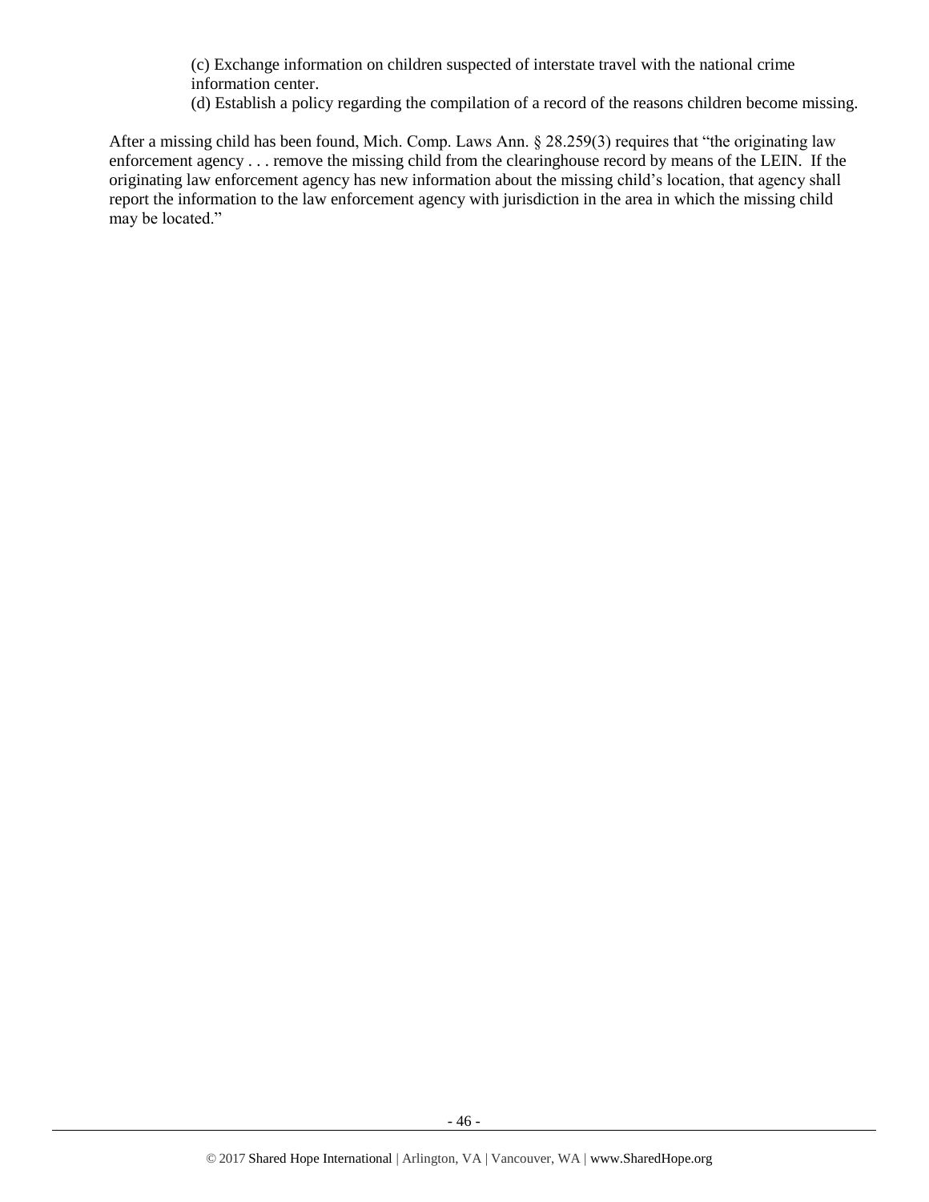(c) Exchange information on children suspected of interstate travel with the national crime information center.

(d) Establish a policy regarding the compilation of a record of the reasons children become missing.

After a missing child has been found, Mich. Comp. Laws Ann. § 28.259(3) requires that "the originating law enforcement agency . . . remove the missing child from the clearinghouse record by means of the LEIN. If the originating law enforcement agency has new information about the missing child's location, that agency shall report the information to the law enforcement agency with jurisdiction in the area in which the missing child may be located."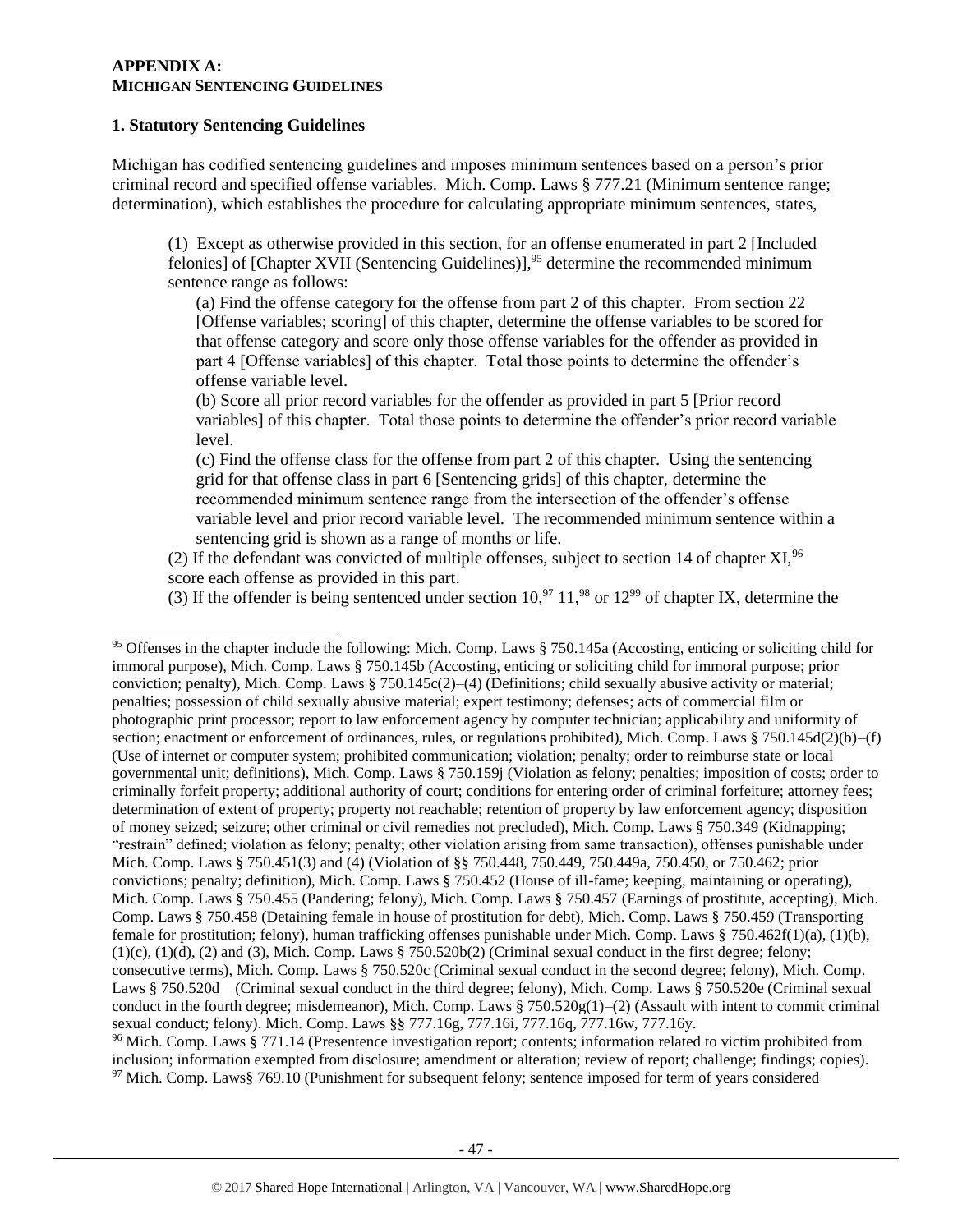## APPENDIX A:
### MICHIGAN SENTENCING GUIDELINES

**1. Statutory Sentencing Guidelines**

Michigan has codified sentencing guidelines and imposes minimum sentences based on a person's prior criminal record and specified offense variables. Mich. Comp. Laws § 777.21 (Minimum sentence range; determination), which establishes the procedure for calculating appropriate minimum sentences, states,

> (1) Except as otherwise provided in this section, for an offense enumerated in part 2 [Included felonies] of [Chapter XVII (Sentencing Guidelines)],[95] determine the recommended minimum sentence range as follows:
>
> (a) Find the offense category for the offense from part 2 of this chapter. From section 22 [Offense variables; scoring] of this chapter, determine the offense variables to be scored for that offense category and score only those offense variables for the offender as provided in part 4 [Offense variables] of this chapter. Total those points to determine the offender's offense variable level.
>
> (b) Score all prior record variables for the offender as provided in part 5 [Prior record variables] of this chapter. Total those points to determine the offender's prior record variable level.
>
> (c) Find the offense class for the offense from part 2 of this chapter. Using the sentencing grid for that offense class in part 6 [Sentencing grids] of this chapter, determine the recommended minimum sentence range from the intersection of the offender's offense variable level and prior record variable level. The recommended minimum sentence within a sentencing grid is shown as a range of months or life.
>
> (2) If the defendant was convicted of multiple offenses, subject to section 14 of chapter XI,[96] score each offense as provided in this part.
>
> (3) If the offender is being sentenced under section 10,[97] 11,[98] or 12[99] of chapter IX, determine the

---

[95] Offenses in the chapter include the following: Mich. Comp. Laws § 750.145a (Accosting, enticing or soliciting child for immoral purpose), Mich. Comp. Laws § 750.145b (Accosting, enticing or soliciting child for immoral purpose; prior conviction; penalty), Mich. Comp. Laws § 750.145c(2)–(4) (Definitions; child sexually abusive activity or material; penalties; possession of child sexually abusive material; expert testimony; defenses; acts of commercial film or photographic print processor; report to law enforcement agency by computer technician; applicability and uniformity of section; enactment or enforcement of ordinances, rules, or regulations prohibited), Mich. Comp. Laws § 750.145d(2)(b)–(f) (Use of internet or computer system; prohibited communication; violation; penalty; order to reimburse state or local governmental unit; definitions), Mich. Comp. Laws § 750.159j (Violation as felony; penalties; imposition of costs; order to criminally forfeit property; additional authority of court; conditions for entering order of criminal forfeiture; attorney fees; determination of extent of property; property not reachable; retention of property by law enforcement agency; disposition of money seized; seizure; other criminal or civil remedies not precluded), Mich. Comp. Laws § 750.349 (Kidnapping; "restrain" defined; violation as felony; penalty; other violation arising from same transaction), offenses punishable under Mich. Comp. Laws § 750.451(3) and (4) (Violation of §§ 750.448, 750.449, 750.449a, 750.450, or 750.462; prior convictions; penalty; definition), Mich. Comp. Laws § 750.452 (House of ill-fame; keeping, maintaining or operating), Mich. Comp. Laws § 750.455 (Pandering; felony), Mich. Comp. Laws § 750.457 (Earnings of prostitute, accepting), Mich. Comp. Laws § 750.458 (Detaining female in house of prostitution for debt), Mich. Comp. Laws § 750.459 (Transporting female for prostitution; felony), human trafficking offenses punishable under Mich. Comp. Laws § 750.462f(1)(a), (1)(b), (1)(c), (1)(d), (2) and (3), Mich. Comp. Laws § 750.520b(2) (Criminal sexual conduct in the first degree; felony; consecutive terms), Mich. Comp. Laws § 750.520c (Criminal sexual conduct in the second degree; felony), Mich. Comp. Laws § 750.520d (Criminal sexual conduct in the third degree; felony), Mich. Comp. Laws § 750.520e (Criminal sexual conduct in the fourth degree; misdemeanor), Mich. Comp. Laws § 750.520g(1)–(2) (Assault with intent to commit criminal sexual conduct; felony). Mich. Comp. Laws §§ 777.16g, 777.16i, 777.16q, 777.16w, 777.16y.

[96] Mich. Comp. Laws § 771.14 (Presentence investigation report; contents; information related to victim prohibited from inclusion; information exempted from disclosure; amendment or alteration; review of report; challenge; findings; copies).

[97] Mich. Comp. Laws§ 769.10 (Punishment for subsequent felony; sentence imposed for term of years considered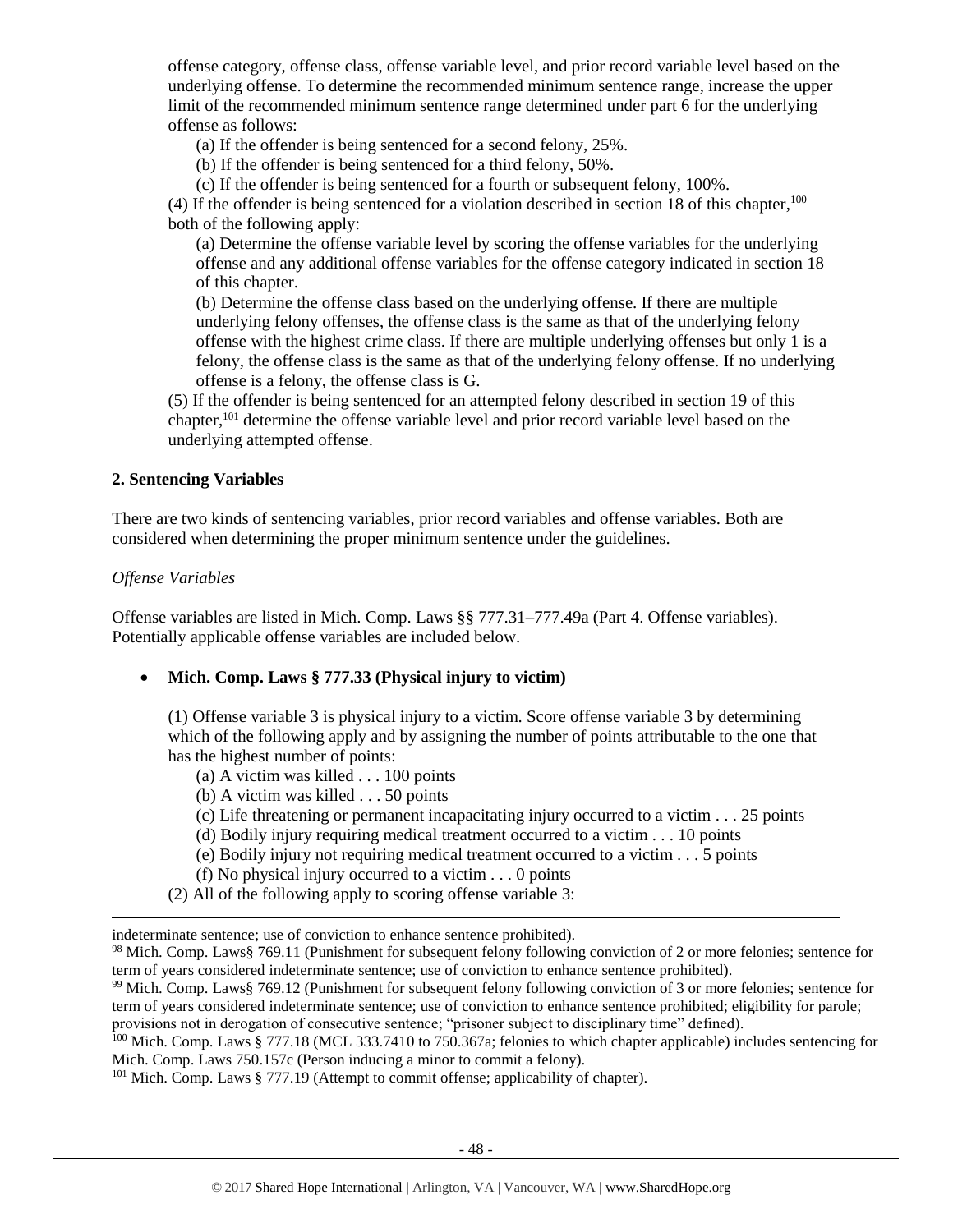offense category, offense class, offense variable level, and prior record variable level based on the underlying offense. To determine the recommended minimum sentence range, increase the upper limit of the recommended minimum sentence range determined under part 6 for the underlying offense as follows:

(a) If the offender is being sentenced for a second felony, 25%.
(b) If the offender is being sentenced for a third felony, 50%.
(c) If the offender is being sentenced for a fourth or subsequent felony, 100%.

(4) If the offender is being sentenced for a violation described in section 18 of this chapter,[100] both of the following apply:

(a) Determine the offense variable level by scoring the offense variables for the underlying offense and any additional offense variables for the offense category indicated in section 18 of this chapter.
(b) Determine the offense class based on the underlying offense. If there are multiple underlying felony offenses, the offense class is the same as that of the underlying felony offense with the highest crime class. If there are multiple underlying offenses but only 1 is a felony, the offense class is the same as that of the underlying felony offense. If no underlying offense is a felony, the offense class is G.

(5) If the offender is being sentenced for an attempted felony described in section 19 of this chapter,[101] determine the offense variable level and prior record variable level based on the underlying attempted offense.

**2. Sentencing Variables**

There are two kinds of sentencing variables, prior record variables and offense variables. Both are considered when determining the proper minimum sentence under the guidelines.

*Offense Variables*

Offense variables are listed in Mich. Comp. Laws §§ 777.31–777.49a (Part 4. Offense variables). Potentially applicable offense variables are included below.

- **Mich. Comp. Laws § 777.33 (Physical injury to victim)**

(1) Offense variable 3 is physical injury to a victim. Score offense variable 3 by determining which of the following apply and by assigning the number of points attributable to the one that has the highest number of points:

(a) A victim was killed . . . 100 points
(b) A victim was killed . . . 50 points
(c) Life threatening or permanent incapacitating injury occurred to a victim . . . 25 points
(d) Bodily injury requiring medical treatment occurred to a victim . . . 10 points
(e) Bodily injury not requiring medical treatment occurred to a victim . . . 5 points
(f) No physical injury occurred to a victim . . . 0 points

(2) All of the following apply to scoring offense variable 3:

---

indeterminate sentence; use of conviction to enhance sentence prohibited).

[98] Mich. Comp. Laws§ 769.11 (Punishment for subsequent felony following conviction of 2 or more felonies; sentence for term of years considered indeterminate sentence; use of conviction to enhance sentence prohibited).

[99] Mich. Comp. Laws§ 769.12 (Punishment for subsequent felony following conviction of 3 or more felonies; sentence for term of years considered indeterminate sentence; use of conviction to enhance sentence prohibited; eligibility for parole; provisions not in derogation of consecutive sentence; "prisoner subject to disciplinary time" defined).

[100] Mich. Comp. Laws § 777.18 (MCL 333.7410 to 750.367a; felonies to which chapter applicable) includes sentencing for Mich. Comp. Laws 750.157c (Person inducing a minor to commit a felony).

[101] Mich. Comp. Laws § 777.19 (Attempt to commit offense; applicability of chapter).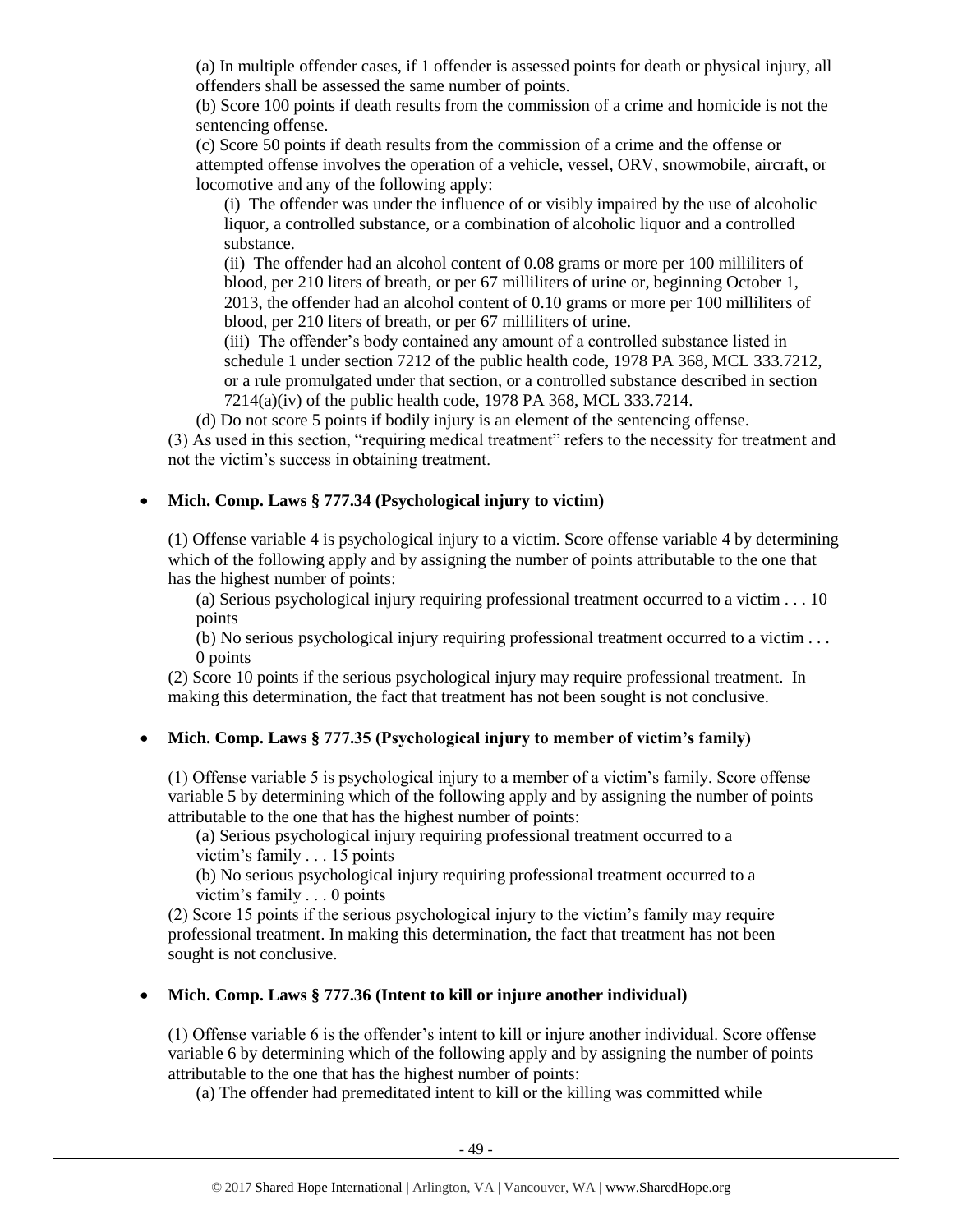(a) In multiple offender cases, if 1 offender is assessed points for death or physical injury, all offenders shall be assessed the same number of points.

(b) Score 100 points if death results from the commission of a crime and homicide is not the sentencing offense.

(c) Score 50 points if death results from the commission of a crime and the offense or attempted offense involves the operation of a vehicle, vessel, ORV, snowmobile, aircraft, or locomotive and any of the following apply:

(i) The offender was under the influence of or visibly impaired by the use of alcoholic liquor, a controlled substance, or a combination of alcoholic liquor and a controlled substance.

(ii) The offender had an alcohol content of 0.08 grams or more per 100 milliliters of blood, per 210 liters of breath, or per 67 milliliters of urine or, beginning October 1, 2013, the offender had an alcohol content of 0.10 grams or more per 100 milliliters of blood, per 210 liters of breath, or per 67 milliliters of urine.

(iii) The offender's body contained any amount of a controlled substance listed in schedule 1 under section 7212 of the public health code, 1978 PA 368, MCL 333.7212, or a rule promulgated under that section, or a controlled substance described in section 7214(a)(iv) of the public health code, 1978 PA 368, MCL 333.7214.

(d) Do not score 5 points if bodily injury is an element of the sentencing offense.

(3) As used in this section, "requiring medical treatment" refers to the necessity for treatment and not the victim's success in obtaining treatment.

- **Mich. Comp. Laws § 777.34 (Psychological injury to victim)**

(1) Offense variable 4 is psychological injury to a victim. Score offense variable 4 by determining which of the following apply and by assigning the number of points attributable to the one that has the highest number of points:

(a) Serious psychological injury requiring professional treatment occurred to a victim . . . 10 points

(b) No serious psychological injury requiring professional treatment occurred to a victim . . . 0 points

(2) Score 10 points if the serious psychological injury may require professional treatment. In making this determination, the fact that treatment has not been sought is not conclusive.

- **Mich. Comp. Laws § 777.35 (Psychological injury to member of victim's family)**

(1) Offense variable 5 is psychological injury to a member of a victim's family. Score offense variable 5 by determining which of the following apply and by assigning the number of points attributable to the one that has the highest number of points:

(a) Serious psychological injury requiring professional treatment occurred to a victim's family . . . 15 points

(b) No serious psychological injury requiring professional treatment occurred to a victim's family . . . 0 points

(2) Score 15 points if the serious psychological injury to the victim's family may require professional treatment. In making this determination, the fact that treatment has not been sought is not conclusive.

- **Mich. Comp. Laws § 777.36 (Intent to kill or injure another individual)**

(1) Offense variable 6 is the offender's intent to kill or injure another individual. Score offense variable 6 by determining which of the following apply and by assigning the number of points attributable to the one that has the highest number of points:

(a) The offender had premeditated intent to kill or the killing was committed while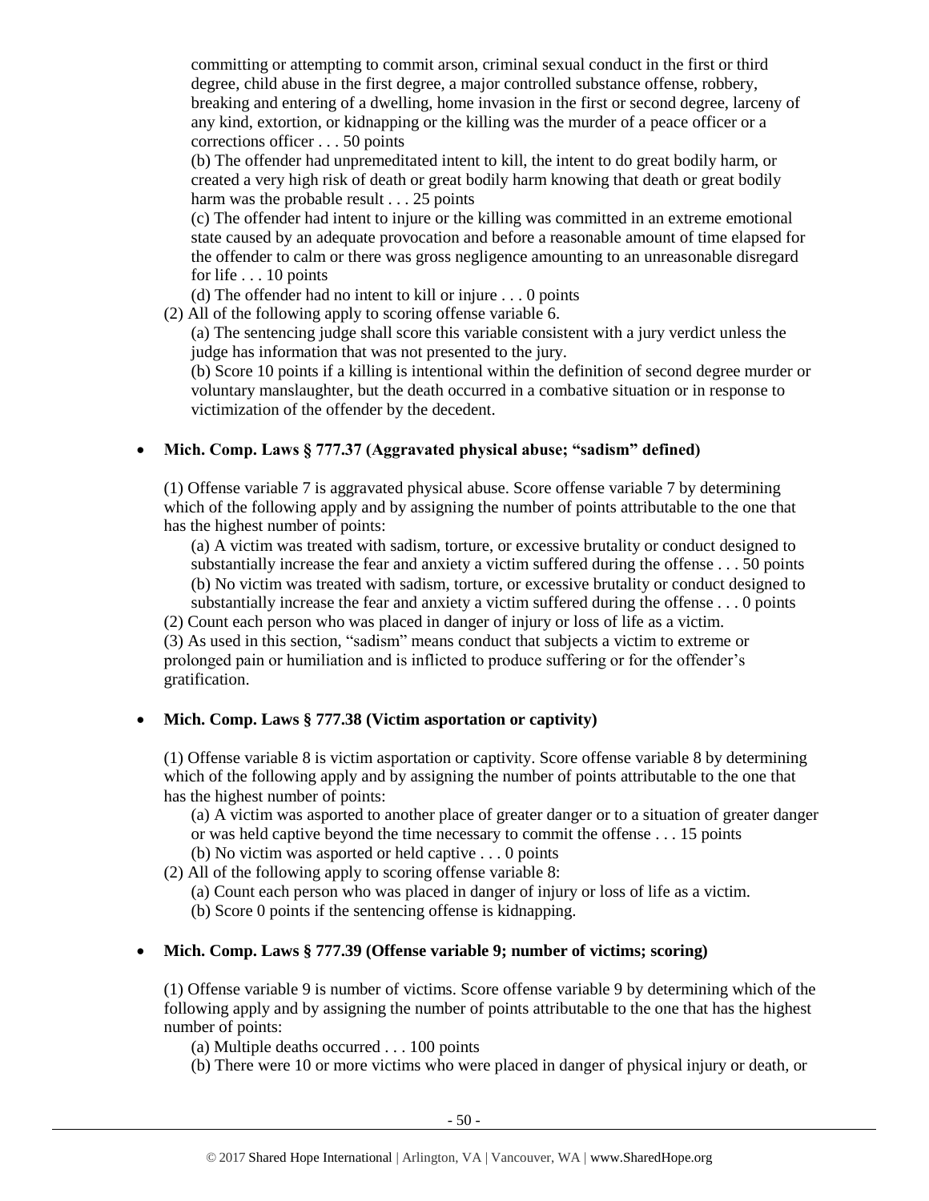committing or attempting to commit arson, criminal sexual conduct in the first or third degree, child abuse in the first degree, a major controlled substance offense, robbery, breaking and entering of a dwelling, home invasion in the first or second degree, larceny of any kind, extortion, or kidnapping or the killing was the murder of a peace officer or a corrections officer . . . 50 points

(b) The offender had unpremeditated intent to kill, the intent to do great bodily harm, or created a very high risk of death or great bodily harm knowing that death or great bodily harm was the probable result . . . 25 points

(c) The offender had intent to injure or the killing was committed in an extreme emotional state caused by an adequate provocation and before a reasonable amount of time elapsed for the offender to calm or there was gross negligence amounting to an unreasonable disregard for life . . . 10 points

(d) The offender had no intent to kill or injure . . . 0 points

(2) All of the following apply to scoring offense variable 6.

(a) The sentencing judge shall score this variable consistent with a jury verdict unless the judge has information that was not presented to the jury.

(b) Score 10 points if a killing is intentional within the definition of second degree murder or voluntary manslaughter, but the death occurred in a combative situation or in response to victimization of the offender by the decedent.

- **Mich. Comp. Laws § 777.37 (Aggravated physical abuse; "sadism" defined)**

(1) Offense variable 7 is aggravated physical abuse. Score offense variable 7 by determining which of the following apply and by assigning the number of points attributable to the one that has the highest number of points:

(a) A victim was treated with sadism, torture, or excessive brutality or conduct designed to substantially increase the fear and anxiety a victim suffered during the offense . . . 50 points

(b) No victim was treated with sadism, torture, or excessive brutality or conduct designed to substantially increase the fear and anxiety a victim suffered during the offense . . . 0 points

(2) Count each person who was placed in danger of injury or loss of life as a victim.

(3) As used in this section, "sadism" means conduct that subjects a victim to extreme or prolonged pain or humiliation and is inflicted to produce suffering or for the offender's gratification.

- **Mich. Comp. Laws § 777.38 (Victim asportation or captivity)**

(1) Offense variable 8 is victim asportation or captivity. Score offense variable 8 by determining which of the following apply and by assigning the number of points attributable to the one that has the highest number of points:

(a) A victim was asported to another place of greater danger or to a situation of greater danger or was held captive beyond the time necessary to commit the offense . . . 15 points

(b) No victim was asported or held captive . . . 0 points

(2) All of the following apply to scoring offense variable 8:

(a) Count each person who was placed in danger of injury or loss of life as a victim.

(b) Score 0 points if the sentencing offense is kidnapping.

- **Mich. Comp. Laws § 777.39 (Offense variable 9; number of victims; scoring)**

(1) Offense variable 9 is number of victims. Score offense variable 9 by determining which of the following apply and by assigning the number of points attributable to the one that has the highest number of points:

(a) Multiple deaths occurred . . . 100 points

(b) There were 10 or more victims who were placed in danger of physical injury or death, or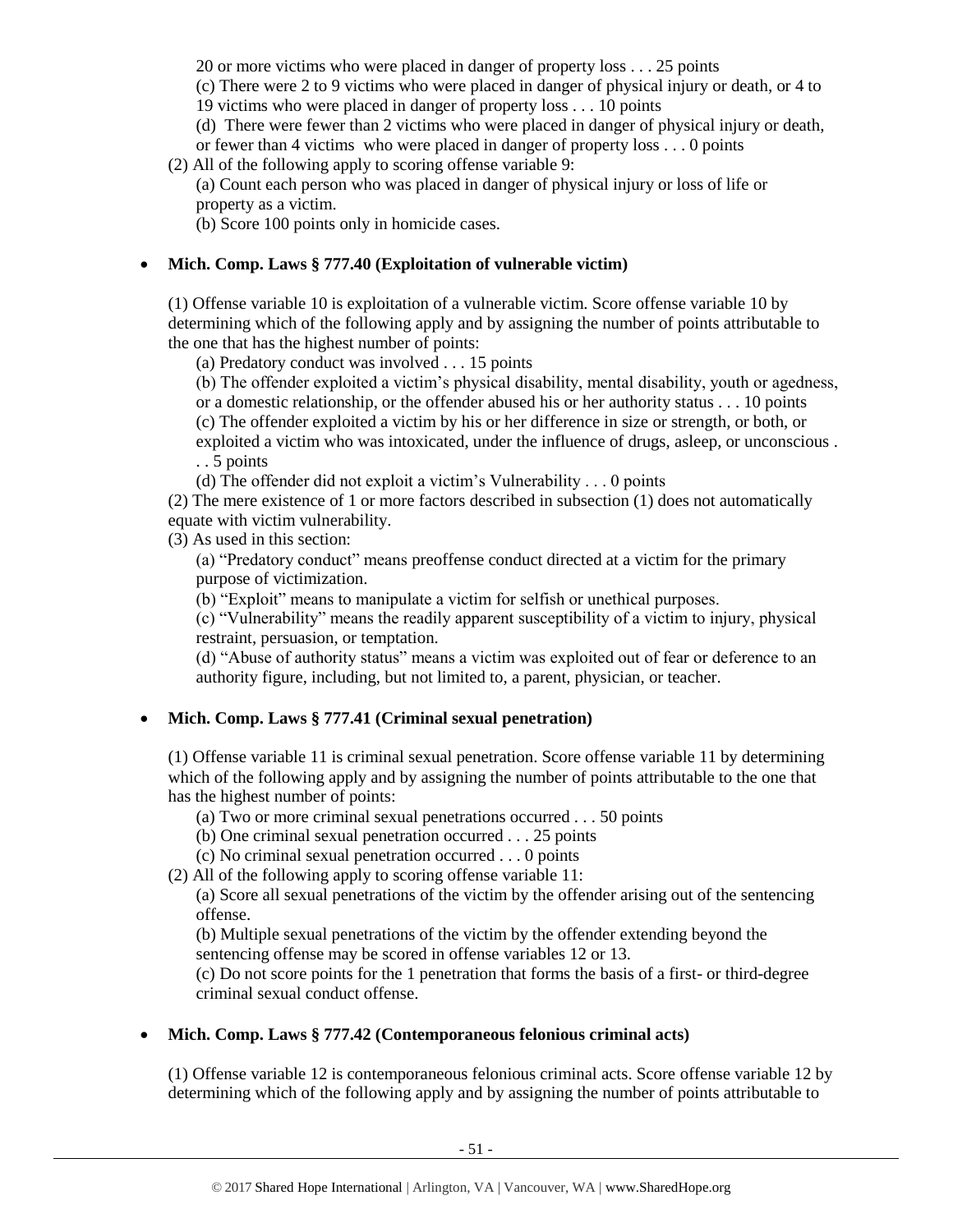20 or more victims who were placed in danger of property loss . . . 25 points

(c) There were 2 to 9 victims who were placed in danger of physical injury or death, or 4 to 19 victims who were placed in danger of property loss . . . 10 points

(d) There were fewer than 2 victims who were placed in danger of physical injury or death, or fewer than 4 victims who were placed in danger of property loss . . . 0 points

(2) All of the following apply to scoring offense variable 9:

(a) Count each person who was placed in danger of physical injury or loss of life or property as a victim.

(b) Score 100 points only in homicide cases.

- **Mich. Comp. Laws § 777.40 (Exploitation of vulnerable victim)**

(1) Offense variable 10 is exploitation of a vulnerable victim. Score offense variable 10 by determining which of the following apply and by assigning the number of points attributable to the one that has the highest number of points:

(a) Predatory conduct was involved . . . 15 points

(b) The offender exploited a victim's physical disability, mental disability, youth or agedness, or a domestic relationship, or the offender abused his or her authority status . . . 10 points

(c) The offender exploited a victim by his or her difference in size or strength, or both, or exploited a victim who was intoxicated, under the influence of drugs, asleep, or unconscious . . . 5 points

(d) The offender did not exploit a victim's Vulnerability . . . 0 points

(2) The mere existence of 1 or more factors described in subsection (1) does not automatically equate with victim vulnerability.

(3) As used in this section:

(a) "Predatory conduct" means preoffense conduct directed at a victim for the primary purpose of victimization.

(b) "Exploit" means to manipulate a victim for selfish or unethical purposes.

(c) "Vulnerability" means the readily apparent susceptibility of a victim to injury, physical restraint, persuasion, or temptation.

(d) "Abuse of authority status" means a victim was exploited out of fear or deference to an authority figure, including, but not limited to, a parent, physician, or teacher.

- **Mich. Comp. Laws § 777.41 (Criminal sexual penetration)**

(1) Offense variable 11 is criminal sexual penetration. Score offense variable 11 by determining which of the following apply and by assigning the number of points attributable to the one that has the highest number of points:

(a) Two or more criminal sexual penetrations occurred . . . 50 points

(b) One criminal sexual penetration occurred . . . 25 points

(c) No criminal sexual penetration occurred . . . 0 points

(2) All of the following apply to scoring offense variable 11:

(a) Score all sexual penetrations of the victim by the offender arising out of the sentencing offense.

(b) Multiple sexual penetrations of the victim by the offender extending beyond the sentencing offense may be scored in offense variables 12 or 13.

(c) Do not score points for the 1 penetration that forms the basis of a first- or third-degree criminal sexual conduct offense.

- **Mich. Comp. Laws § 777.42 (Contemporaneous felonious criminal acts)**

(1) Offense variable 12 is contemporaneous felonious criminal acts. Score offense variable 12 by determining which of the following apply and by assigning the number of points attributable to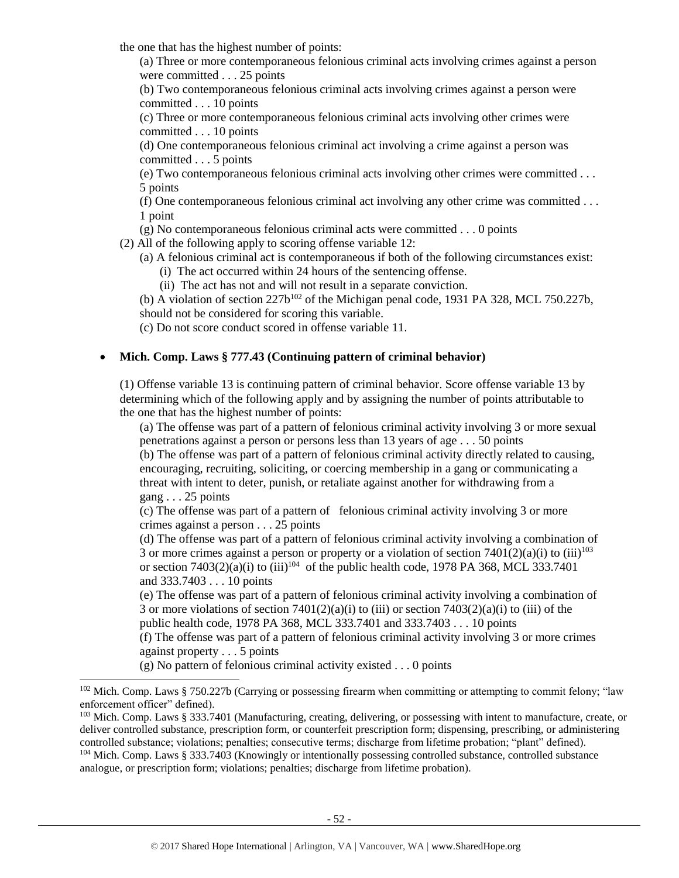the one that has the highest number of points:

(a) Three or more contemporaneous felonious criminal acts involving crimes against a person were committed . . . 25 points

(b) Two contemporaneous felonious criminal acts involving crimes against a person were committed . . . 10 points

(c) Three or more contemporaneous felonious criminal acts involving other crimes were committed . . . 10 points

(d) One contemporaneous felonious criminal act involving a crime against a person was committed . . . 5 points

(e) Two contemporaneous felonious criminal acts involving other crimes were committed . . . 5 points

(f) One contemporaneous felonious criminal act involving any other crime was committed . . . 1 point

(g) No contemporaneous felonious criminal acts were committed . . . 0 points

(2) All of the following apply to scoring offense variable 12:

(a) A felonious criminal act is contemporaneous if both of the following circumstances exist:

(i) The act occurred within 24 hours of the sentencing offense.

(ii) The act has not and will not result in a separate conviction.

(b) A violation of section 227b[102] of the Michigan penal code, 1931 PA 328, MCL 750.227b, should not be considered for scoring this variable.

(c) Do not score conduct scored in offense variable 11.

- **Mich. Comp. Laws § 777.43 (Continuing pattern of criminal behavior)**

(1) Offense variable 13 is continuing pattern of criminal behavior. Score offense variable 13 by determining which of the following apply and by assigning the number of points attributable to the one that has the highest number of points:

(a) The offense was part of a pattern of felonious criminal activity involving 3 or more sexual penetrations against a person or persons less than 13 years of age . . . 50 points

(b) The offense was part of a pattern of felonious criminal activity directly related to causing, encouraging, recruiting, soliciting, or coercing membership in a gang or communicating a threat with intent to deter, punish, or retaliate against another for withdrawing from a gang . . . 25 points

(c) The offense was part of a pattern of felonious criminal activity involving 3 or more crimes against a person . . . 25 points

(d) The offense was part of a pattern of felonious criminal activity involving a combination of 3 or more crimes against a person or property or a violation of section 7401(2)(a)(i) to (iii)[103] or section 7403(2)(a)(i) to (iii)[104] of the public health code, 1978 PA 368, MCL 333.7401 and 333.7403 . . . 10 points

(e) The offense was part of a pattern of felonious criminal activity involving a combination of 3 or more violations of section 7401(2)(a)(i) to (iii) or section 7403(2)(a)(i) to (iii) of the public health code, 1978 PA 368, MCL 333.7401 and 333.7403 . . . 10 points

(f) The offense was part of a pattern of felonious criminal activity involving 3 or more crimes against property . . . 5 points

(g) No pattern of felonious criminal activity existed . . . 0 points

---

[102] Mich. Comp. Laws § 750.227b (Carrying or possessing firearm when committing or attempting to commit felony; "law enforcement officer" defined).

[103] Mich. Comp. Laws § 333.7401 (Manufacturing, creating, delivering, or possessing with intent to manufacture, create, or deliver controlled substance, prescription form, or counterfeit prescription form; dispensing, prescribing, or administering controlled substance; violations; penalties; consecutive terms; discharge from lifetime probation; "plant" defined).

[104] Mich. Comp. Laws § 333.7403 (Knowingly or intentionally possessing controlled substance, controlled substance analogue, or prescription form; violations; penalties; discharge from lifetime probation).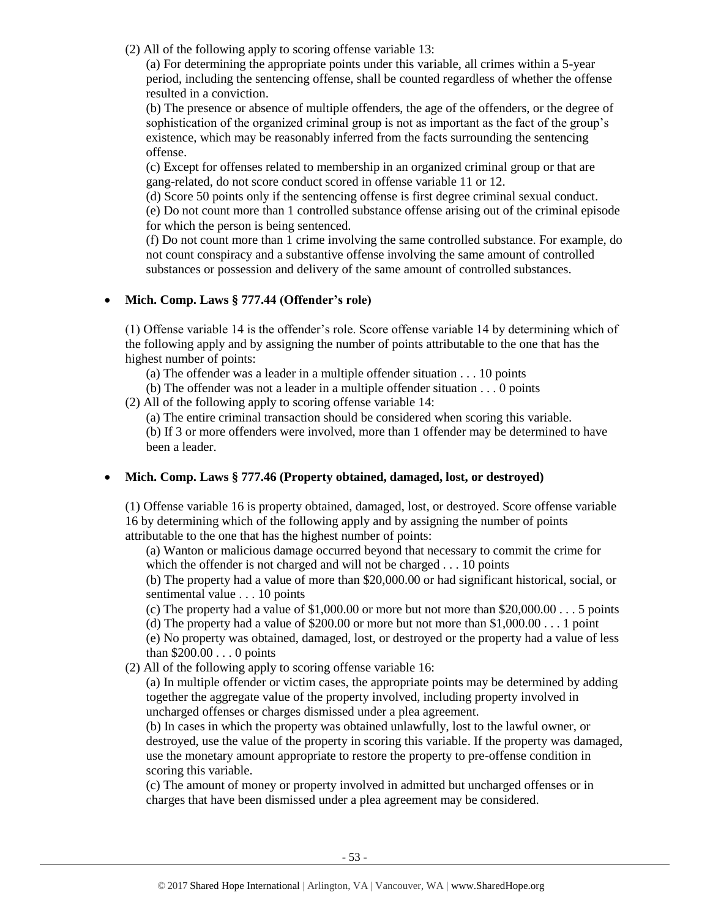(2) All of the following apply to scoring offense variable 13:

(a) For determining the appropriate points under this variable, all crimes within a 5-year period, including the sentencing offense, shall be counted regardless of whether the offense resulted in a conviction.

(b) The presence or absence of multiple offenders, the age of the offenders, or the degree of sophistication of the organized criminal group is not as important as the fact of the group's existence, which may be reasonably inferred from the facts surrounding the sentencing offense.

(c) Except for offenses related to membership in an organized criminal group or that are gang-related, do not score conduct scored in offense variable 11 or 12.

(d) Score 50 points only if the sentencing offense is first degree criminal sexual conduct.

(e) Do not count more than 1 controlled substance offense arising out of the criminal episode for which the person is being sentenced.

(f) Do not count more than 1 crime involving the same controlled substance. For example, do not count conspiracy and a substantive offense involving the same amount of controlled substances or possession and delivery of the same amount of controlled substances.

- **Mich. Comp. Laws § 777.44 (Offender's role)**

(1) Offense variable 14 is the offender's role. Score offense variable 14 by determining which of the following apply and by assigning the number of points attributable to the one that has the highest number of points:

(a) The offender was a leader in a multiple offender situation . . . 10 points

(b) The offender was not a leader in a multiple offender situation . . . 0 points

(2) All of the following apply to scoring offense variable 14:

(a) The entire criminal transaction should be considered when scoring this variable.

(b) If 3 or more offenders were involved, more than 1 offender may be determined to have been a leader.

- **Mich. Comp. Laws § 777.46 (Property obtained, damaged, lost, or destroyed)**

(1) Offense variable 16 is property obtained, damaged, lost, or destroyed. Score offense variable 16 by determining which of the following apply and by assigning the number of points attributable to the one that has the highest number of points:

(a) Wanton or malicious damage occurred beyond that necessary to commit the crime for which the offender is not charged and will not be charged . . . 10 points

(b) The property had a value of more than $20,000.00 or had significant historical, social, or sentimental value . . . 10 points

(c) The property had a value of $1,000.00 or more but not more than $20,000.00 . . . 5 points

(d) The property had a value of $200.00 or more but not more than $1,000.00 . . . 1 point

(e) No property was obtained, damaged, lost, or destroyed or the property had a value of less than $200.00 . . . 0 points

(2) All of the following apply to scoring offense variable 16:

(a) In multiple offender or victim cases, the appropriate points may be determined by adding together the aggregate value of the property involved, including property involved in uncharged offenses or charges dismissed under a plea agreement.

(b) In cases in which the property was obtained unlawfully, lost to the lawful owner, or destroyed, use the value of the property in scoring this variable. If the property was damaged, use the monetary amount appropriate to restore the property to pre-offense condition in scoring this variable.

(c) The amount of money or property involved in admitted but uncharged offenses or in charges that have been dismissed under a plea agreement may be considered.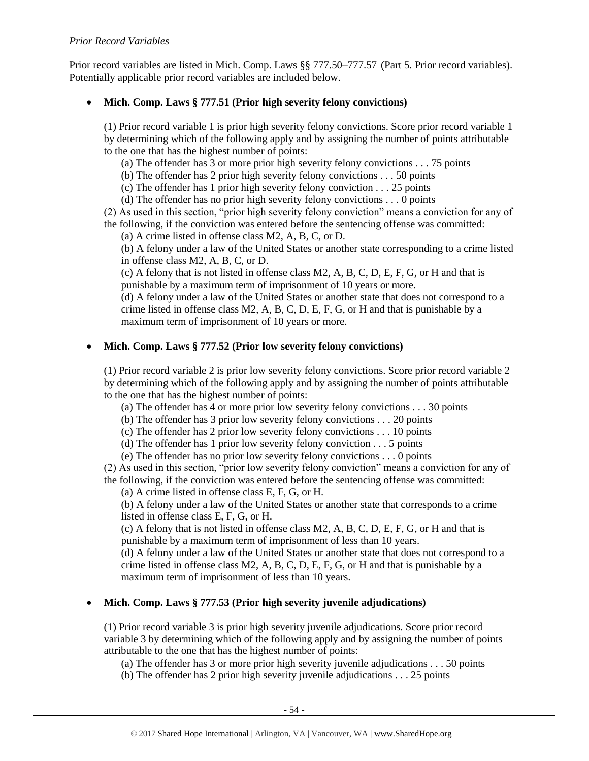*Prior Record Variables*

Prior record variables are listed in Mich. Comp. Laws §§ 777.50–777.57 (Part 5. Prior record variables). Potentially applicable prior record variables are included below.

- **Mich. Comp. Laws § 777.51 (Prior high severity felony convictions)**

  (1) Prior record variable 1 is prior high severity felony convictions. Score prior record variable 1 by determining which of the following apply and by assigning the number of points attributable to the one that has the highest number of points:

    (a) The offender has 3 or more prior high severity felony convictions . . . 75 points

    (b) The offender has 2 prior high severity felony convictions . . . 50 points

    (c) The offender has 1 prior high severity felony conviction . . . 25 points

    (d) The offender has no prior high severity felony convictions . . . 0 points

  (2) As used in this section, "prior high severity felony conviction" means a conviction for any of the following, if the conviction was entered before the sentencing offense was committed:

    (a) A crime listed in offense class M2, A, B, C, or D.

    (b) A felony under a law of the United States or another state corresponding to a crime listed in offense class M2, A, B, C, or D.

    (c) A felony that is not listed in offense class M2, A, B, C, D, E, F, G, or H and that is punishable by a maximum term of imprisonment of 10 years or more.

    (d) A felony under a law of the United States or another state that does not correspond to a crime listed in offense class M2, A, B, C, D, E, F, G, or H and that is punishable by a maximum term of imprisonment of 10 years or more.

- **Mich. Comp. Laws § 777.52 (Prior low severity felony convictions)**

  (1) Prior record variable 2 is prior low severity felony convictions. Score prior record variable 2 by determining which of the following apply and by assigning the number of points attributable to the one that has the highest number of points:

    (a) The offender has 4 or more prior low severity felony convictions . . . 30 points

    (b) The offender has 3 prior low severity felony convictions . . . 20 points

    (c) The offender has 2 prior low severity felony convictions . . . 10 points

    (d) The offender has 1 prior low severity felony conviction . . . 5 points

    (e) The offender has no prior low severity felony convictions . . . 0 points

  (2) As used in this section, "prior low severity felony conviction" means a conviction for any of the following, if the conviction was entered before the sentencing offense was committed:

    (a) A crime listed in offense class E, F, G, or H.

    (b) A felony under a law of the United States or another state that corresponds to a crime listed in offense class E, F, G, or H.

    (c) A felony that is not listed in offense class M2, A, B, C, D, E, F, G, or H and that is punishable by a maximum term of imprisonment of less than 10 years.

    (d) A felony under a law of the United States or another state that does not correspond to a crime listed in offense class M2, A, B, C, D, E, F, G, or H and that is punishable by a maximum term of imprisonment of less than 10 years.

- **Mich. Comp. Laws § 777.53 (Prior high severity juvenile adjudications)**

  (1) Prior record variable 3 is prior high severity juvenile adjudications. Score prior record variable 3 by determining which of the following apply and by assigning the number of points attributable to the one that has the highest number of points:

    (a) The offender has 3 or more prior high severity juvenile adjudications . . . 50 points

    (b) The offender has 2 prior high severity juvenile adjudications . . . 25 points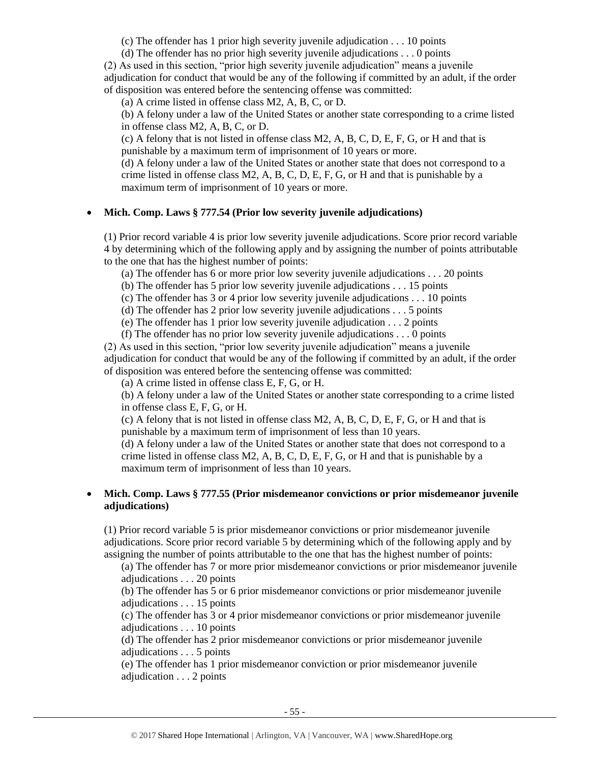(c) The offender has 1 prior high severity juvenile adjudication . . . 10 points

(d) The offender has no prior high severity juvenile adjudications . . . 0 points

(2) As used in this section, "prior high severity juvenile adjudication" means a juvenile adjudication for conduct that would be any of the following if committed by an adult, if the order of disposition was entered before the sentencing offense was committed:

(a) A crime listed in offense class M2, A, B, C, or D.

(b) A felony under a law of the United States or another state corresponding to a crime listed in offense class M2, A, B, C, or D.

(c) A felony that is not listed in offense class M2, A, B, C, D, E, F, G, or H and that is punishable by a maximum term of imprisonment of 10 years or more.

(d) A felony under a law of the United States or another state that does not correspond to a crime listed in offense class M2, A, B, C, D, E, F, G, or H and that is punishable by a maximum term of imprisonment of 10 years or more.

- **Mich. Comp. Laws § 777.54 (Prior low severity juvenile adjudications)**

(1) Prior record variable 4 is prior low severity juvenile adjudications. Score prior record variable 4 by determining which of the following apply and by assigning the number of points attributable to the one that has the highest number of points:

(a) The offender has 6 or more prior low severity juvenile adjudications . . . 20 points

(b) The offender has 5 prior low severity juvenile adjudications . . . 15 points

(c) The offender has 3 or 4 prior low severity juvenile adjudications . . . 10 points

(d) The offender has 2 prior low severity juvenile adjudications . . . 5 points

(e) The offender has 1 prior low severity juvenile adjudication . . . 2 points

(f) The offender has no prior low severity juvenile adjudications . . . 0 points

(2) As used in this section, "prior low severity juvenile adjudication" means a juvenile adjudication for conduct that would be any of the following if committed by an adult, if the order of disposition was entered before the sentencing offense was committed:

(a) A crime listed in offense class E, F, G, or H.

(b) A felony under a law of the United States or another state corresponding to a crime listed in offense class E, F, G, or H.

(c) A felony that is not listed in offense class M2, A, B, C, D, E, F, G, or H and that is punishable by a maximum term of imprisonment of less than 10 years.

(d) A felony under a law of the United States or another state that does not correspond to a crime listed in offense class M2, A, B, C, D, E, F, G, or H and that is punishable by a maximum term of imprisonment of less than 10 years.

- **Mich. Comp. Laws § 777.55 (Prior misdemeanor convictions or prior misdemeanor juvenile adjudications)**

(1) Prior record variable 5 is prior misdemeanor convictions or prior misdemeanor juvenile adjudications. Score prior record variable 5 by determining which of the following apply and by assigning the number of points attributable to the one that has the highest number of points:

(a) The offender has 7 or more prior misdemeanor convictions or prior misdemeanor juvenile adjudications . . . 20 points

(b) The offender has 5 or 6 prior misdemeanor convictions or prior misdemeanor juvenile adjudications . . . 15 points

(c) The offender has 3 or 4 prior misdemeanor convictions or prior misdemeanor juvenile adjudications . . . 10 points

(d) The offender has 2 prior misdemeanor convictions or prior misdemeanor juvenile adjudications . . . 5 points

(e) The offender has 1 prior misdemeanor conviction or prior misdemeanor juvenile adjudication . . . 2 points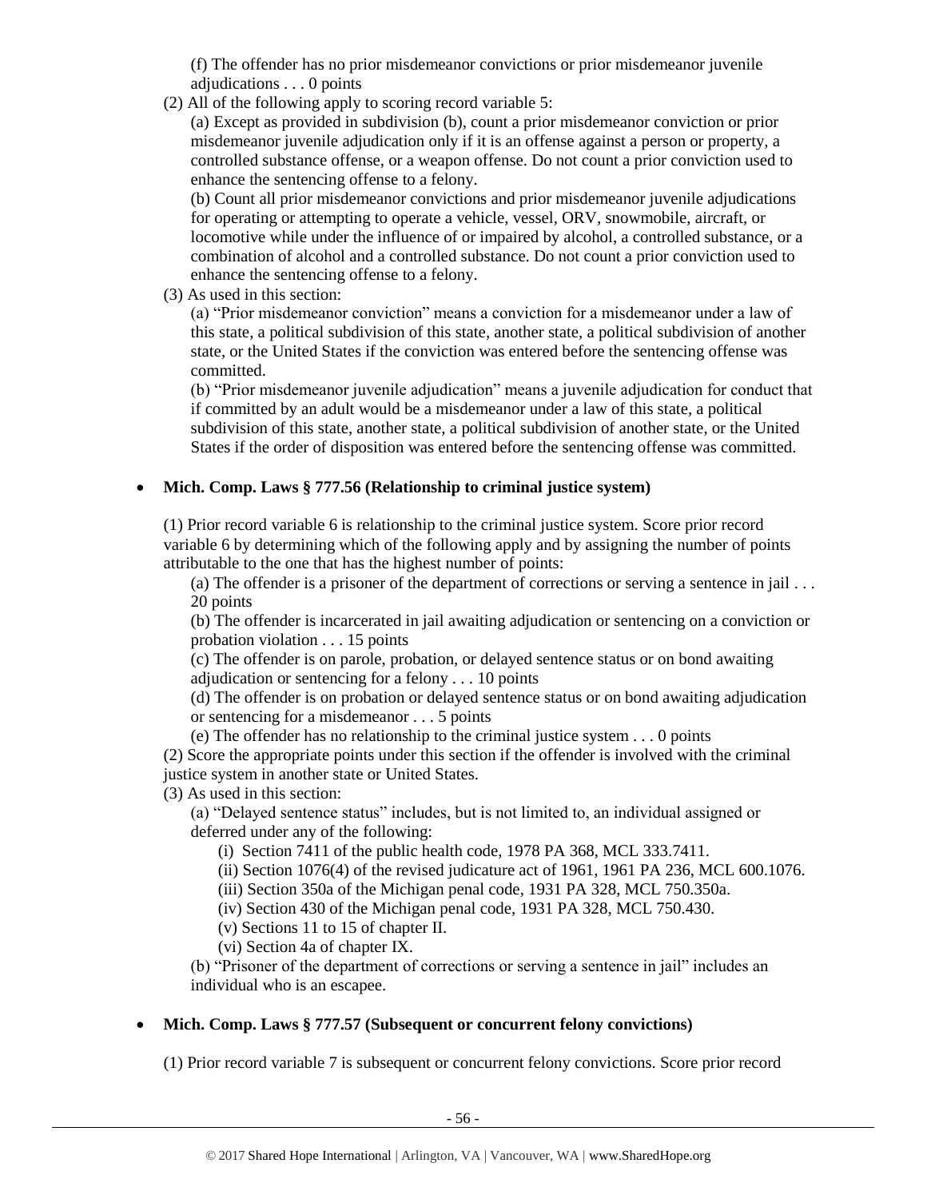(f) The offender has no prior misdemeanor convictions or prior misdemeanor juvenile adjudications . . . 0 points

(2) All of the following apply to scoring record variable 5:

(a) Except as provided in subdivision (b), count a prior misdemeanor conviction or prior misdemeanor juvenile adjudication only if it is an offense against a person or property, a controlled substance offense, or a weapon offense. Do not count a prior conviction used to enhance the sentencing offense to a felony.

(b) Count all prior misdemeanor convictions and prior misdemeanor juvenile adjudications for operating or attempting to operate a vehicle, vessel, ORV, snowmobile, aircraft, or locomotive while under the influence of or impaired by alcohol, a controlled substance, or a combination of alcohol and a controlled substance. Do not count a prior conviction used to enhance the sentencing offense to a felony.

(3) As used in this section:

(a) "Prior misdemeanor conviction" means a conviction for a misdemeanor under a law of this state, a political subdivision of this state, another state, a political subdivision of another state, or the United States if the conviction was entered before the sentencing offense was committed.

(b) "Prior misdemeanor juvenile adjudication" means a juvenile adjudication for conduct that if committed by an adult would be a misdemeanor under a law of this state, a political subdivision of this state, another state, a political subdivision of another state, or the United States if the order of disposition was entered before the sentencing offense was committed.

- **Mich. Comp. Laws § 777.56 (Relationship to criminal justice system)**

(1) Prior record variable 6 is relationship to the criminal justice system. Score prior record variable 6 by determining which of the following apply and by assigning the number of points attributable to the one that has the highest number of points:

(a) The offender is a prisoner of the department of corrections or serving a sentence in jail . . . 20 points

(b) The offender is incarcerated in jail awaiting adjudication or sentencing on a conviction or probation violation . . . 15 points

(c) The offender is on parole, probation, or delayed sentence status or on bond awaiting adjudication or sentencing for a felony . . . 10 points

(d) The offender is on probation or delayed sentence status or on bond awaiting adjudication or sentencing for a misdemeanor . . . 5 points

(e) The offender has no relationship to the criminal justice system . . . 0 points

(2) Score the appropriate points under this section if the offender is involved with the criminal justice system in another state or United States.

(3) As used in this section:

(a) "Delayed sentence status" includes, but is not limited to, an individual assigned or deferred under any of the following:

(i) Section 7411 of the public health code, 1978 PA 368, MCL 333.7411.

(ii) Section 1076(4) of the revised judicature act of 1961, 1961 PA 236, MCL 600.1076.

(iii) Section 350a of the Michigan penal code, 1931 PA 328, MCL 750.350a.

(iv) Section 430 of the Michigan penal code, 1931 PA 328, MCL 750.430.

(v) Sections 11 to 15 of chapter II.

(vi) Section 4a of chapter IX.

(b) "Prisoner of the department of corrections or serving a sentence in jail" includes an individual who is an escapee.

- **Mich. Comp. Laws § 777.57 (Subsequent or concurrent felony convictions)**

(1) Prior record variable 7 is subsequent or concurrent felony convictions. Score prior record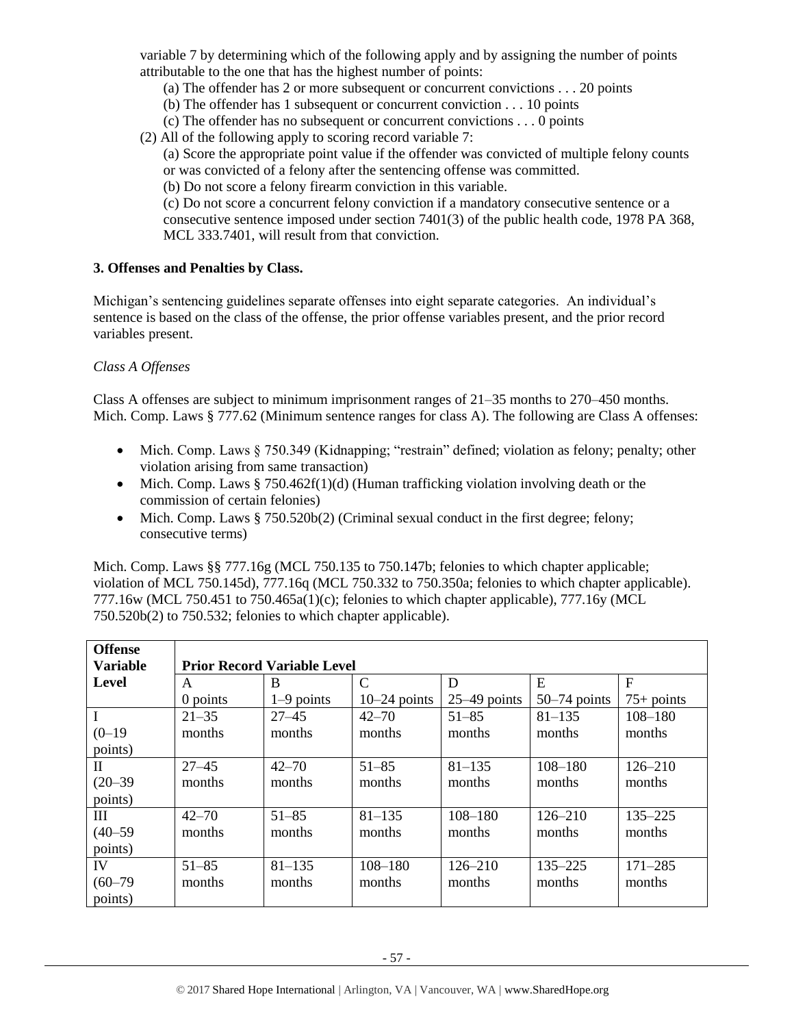variable 7 by determining which of the following apply and by assigning the number of points attributable to the one that has the highest number of points:

(a) The offender has 2 or more subsequent or concurrent convictions . . . 20 points
(b) The offender has 1 subsequent or concurrent conviction . . . 10 points
(c) The offender has no subsequent or concurrent convictions . . . 0 points

(2) All of the following apply to scoring record variable 7:

(a) Score the appropriate point value if the offender was convicted of multiple felony counts or was convicted of a felony after the sentencing offense was committed.
(b) Do not score a felony firearm conviction in this variable.
(c) Do not score a concurrent felony conviction if a mandatory consecutive sentence or a consecutive sentence imposed under section 7401(3) of the public health code, 1978 PA 368, MCL 333.7401, will result from that conviction.

**3. Offenses and Penalties by Class.**

Michigan's sentencing guidelines separate offenses into eight separate categories. An individual's sentence is based on the class of the offense, the prior offense variables present, and the prior record variables present.

*Class A Offenses*

Class A offenses are subject to minimum imprisonment ranges of 21–35 months to 270–450 months. Mich. Comp. Laws § 777.62 (Minimum sentence ranges for class A). The following are Class A offenses:

- Mich. Comp. Laws § 750.349 (Kidnapping; "restrain" defined; violation as felony; penalty; other violation arising from same transaction)
- Mich. Comp. Laws § 750.462f(1)(d) (Human trafficking violation involving death or the commission of certain felonies)
- Mich. Comp. Laws § 750.520b(2) (Criminal sexual conduct in the first degree; felony; consecutive terms)

Mich. Comp. Laws §§ 777.16g (MCL 750.135 to 750.147b; felonies to which chapter applicable; violation of MCL 750.145d), 777.16q (MCL 750.332 to 750.350a; felonies to which chapter applicable). 777.16w (MCL 750.451 to 750.465a(1)(c); felonies to which chapter applicable), 777.16y (MCL 750.520b(2) to 750.532; felonies to which chapter applicable).

| Offense Variable Level | Prior Record Variable Level | | | | | |
|---|---|---|---|---|---|---|
| | A<br>0 points | B<br>1–9 points | C<br>10–24 points | D<br>25–49 points | E<br>50–74 points | F<br>75+ points |
| I<br>(0–19 points) | 21–35 months | 27–45 months | 42–70 months | 51–85 months | 81–135 months | 108–180 months |
| II<br>(20–39 points) | 27–45 months | 42–70 months | 51–85 months | 81–135 months | 108–180 months | 126–210 months |
| III<br>(40–59 points) | 42–70 months | 51–85 months | 81–135 months | 108–180 months | 126–210 months | 135–225 months |
| IV<br>(60–79 points) | 51–85 months | 81–135 months | 108–180 months | 126–210 months | 135–225 months | 171–285 months |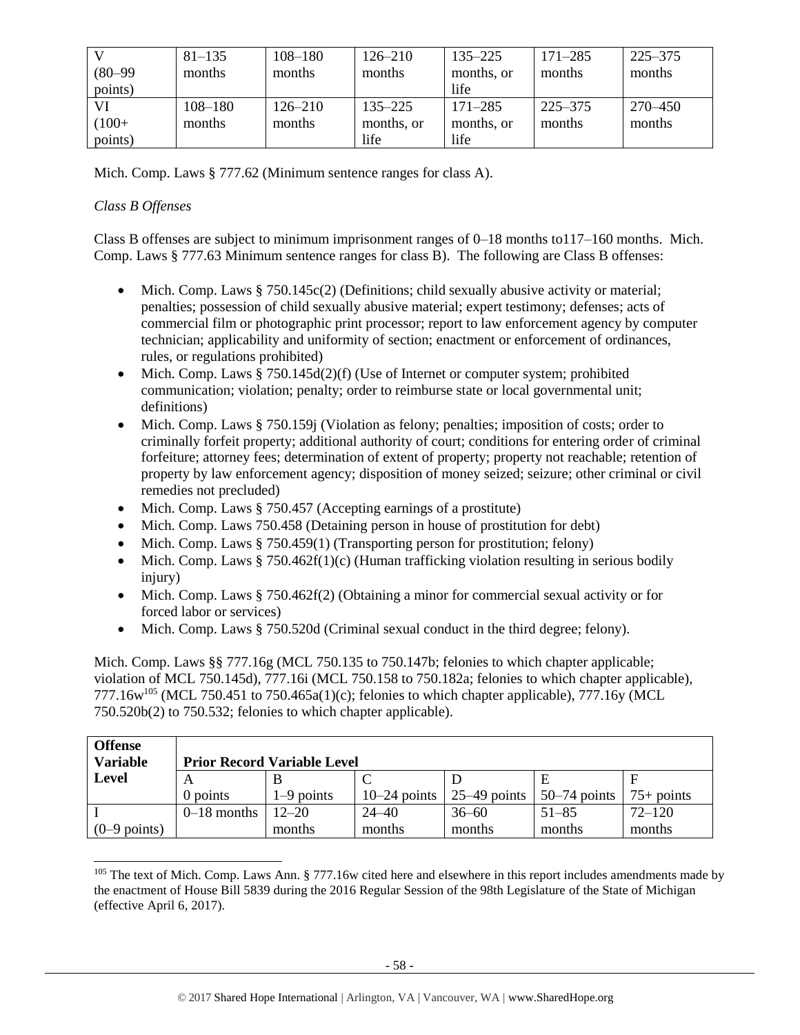| V (80–99 points) | 81–135 months | 108–180 months | 126–210 months | 135–225 months, or life | 171–285 months | 225–375 months |
|---|---|---|---|---|---|---|
| VI (100+ points) | 108–180 months | 126–210 months | 135–225 months, or life | 171–285 months, or life | 225–375 months | 270–450 months |

Mich. Comp. Laws § 777.62 (Minimum sentence ranges for class A).

*Class B Offenses*

Class B offenses are subject to minimum imprisonment ranges of 0–18 months to117–160 months. Mich. Comp. Laws § 777.63 Minimum sentence ranges for class B). The following are Class B offenses:

- Mich. Comp. Laws § 750.145c(2) (Definitions; child sexually abusive activity or material; penalties; possession of child sexually abusive material; expert testimony; defenses; acts of commercial film or photographic print processor; report to law enforcement agency by computer technician; applicability and uniformity of section; enactment or enforcement of ordinances, rules, or regulations prohibited)
- Mich. Comp. Laws § 750.145d(2)(f) (Use of Internet or computer system; prohibited communication; violation; penalty; order to reimburse state or local governmental unit; definitions)
- Mich. Comp. Laws § 750.159j (Violation as felony; penalties; imposition of costs; order to criminally forfeit property; additional authority of court; conditions for entering order of criminal forfeiture; attorney fees; determination of extent of property; property not reachable; retention of property by law enforcement agency; disposition of money seized; seizure; other criminal or civil remedies not precluded)
- Mich. Comp. Laws § 750.457 (Accepting earnings of a prostitute)
- Mich. Comp. Laws 750.458 (Detaining person in house of prostitution for debt)
- Mich. Comp. Laws § 750.459(1) (Transporting person for prostitution; felony)
- Mich. Comp. Laws § 750.462f(1)(c) (Human trafficking violation resulting in serious bodily injury)
- Mich. Comp. Laws § 750.462f(2) (Obtaining a minor for commercial sexual activity or for forced labor or services)
- Mich. Comp. Laws § 750.520d (Criminal sexual conduct in the third degree; felony).

Mich. Comp. Laws §§ 777.16g (MCL 750.135 to 750.147b; felonies to which chapter applicable; violation of MCL 750.145d), 777.16i (MCL 750.158 to 750.182a; felonies to which chapter applicable), 777.16w[105] (MCL 750.451 to 750.465a(1)(c); felonies to which chapter applicable), 777.16y (MCL 750.520b(2) to 750.532; felonies to which chapter applicable).

| Offense Variable Level | Prior Record Variable Level | | | | | |
|---|---|---|---|---|---|---|
| | A 0 points | B 1–9 points | C 10–24 points | D 25–49 points | E 50–74 points | F 75+ points |
| I (0–9 points) | 0–18 months | 12–20 months | 24–40 months | 36–60 months | 51–85 months | 72–120 months |

[105] The text of Mich. Comp. Laws Ann. § 777.16w cited here and elsewhere in this report includes amendments made by the enactment of House Bill 5839 during the 2016 Regular Session of the 98th Legislature of the State of Michigan (effective April 6, 2017).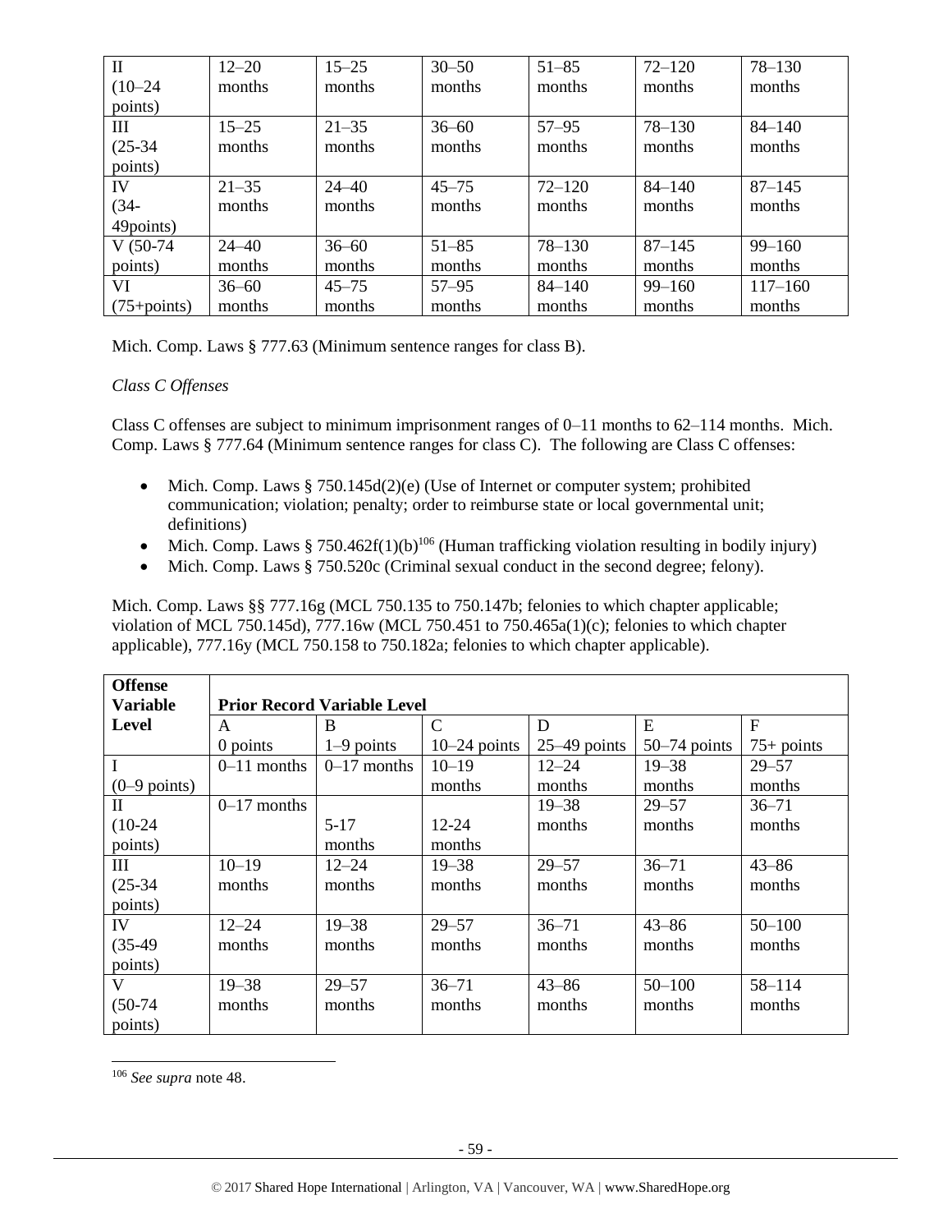| II (10–24 points) | 12–20 months | 15–25 months | 30–50 months | 51–85 months | 72–120 months | 78–130 months |
|---|---|---|---|---|---|---|
| III (25-34 points) | 15–25 months | 21–35 months | 36–60 months | 57–95 months | 78–130 months | 84–140 months |
| IV (34-49points) | 21–35 months | 24–40 months | 45–75 months | 72–120 months | 84–140 months | 87–145 months |
| V (50-74 points) | 24–40 months | 36–60 months | 51–85 months | 78–130 months | 87–145 months | 99–160 months |
| VI (75+points) | 36–60 months | 45–75 months | 57–95 months | 84–140 months | 99–160 months | 117–160 months |

Mich. Comp. Laws § 777.63 (Minimum sentence ranges for class B).

*Class C Offenses*

Class C offenses are subject to minimum imprisonment ranges of 0–11 months to 62–114 months. Mich. Comp. Laws § 777.64 (Minimum sentence ranges for class C). The following are Class C offenses:

- Mich. Comp. Laws § 750.145d(2)(e) (Use of Internet or computer system; prohibited communication; violation; penalty; order to reimburse state or local governmental unit; definitions)
- Mich. Comp. Laws § 750.462f(1)(b)[106] (Human trafficking violation resulting in bodily injury)
- Mich. Comp. Laws § 750.520c (Criminal sexual conduct in the second degree; felony).

Mich. Comp. Laws §§ 777.16g (MCL 750.135 to 750.147b; felonies to which chapter applicable; violation of MCL 750.145d), 777.16w (MCL 750.451 to 750.465a(1)(c); felonies to which chapter applicable), 777.16y (MCL 750.158 to 750.182a; felonies to which chapter applicable).

| Offense Variable Level | Prior Record Variable Level | | | | | |
|---|---|---|---|---|---|---|
| | A 0 points | B 1–9 points | C 10–24 points | D 25–49 points | E 50–74 points | F 75+ points |
| I (0–9 points) | 0–11 months | 0–17 months | 10–19 months | 12–24 months | 19–38 months | 29–57 months |
| II (10-24 points) | 0–17 months | 5-17 months | 12-24 months | 19–38 months | 29–57 months | 36–71 months |
| III (25-34 points) | 10–19 months | 12–24 months | 19–38 months | 29–57 months | 36–71 months | 43–86 months |
| IV (35-49 points) | 12–24 months | 19–38 months | 29–57 months | 36–71 months | 43–86 months | 50–100 months |
| V (50-74 points) | 19–38 months | 29–57 months | 36–71 months | 43–86 months | 50–100 months | 58–114 months |

[106] *See supra* note 48.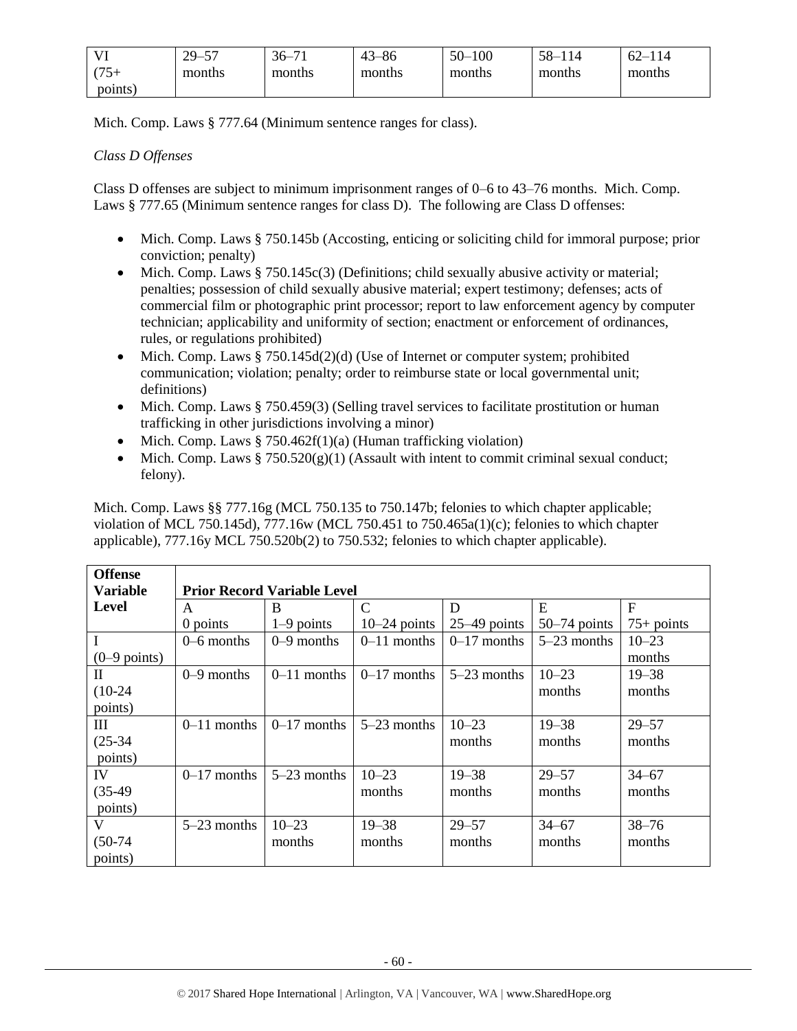| VI (75+ points) | 29–57 months | 36–71 months | 43–86 months | 50–100 months | 58–114 months | 62–114 months |
|---|---|---|---|---|---|---|

Mich. Comp. Laws § 777.64 (Minimum sentence ranges for class).

*Class D Offenses*

Class D offenses are subject to minimum imprisonment ranges of 0–6 to 43–76 months. Mich. Comp. Laws § 777.65 (Minimum sentence ranges for class D). The following are Class D offenses:

- Mich. Comp. Laws § 750.145b (Accosting, enticing or soliciting child for immoral purpose; prior conviction; penalty)
- Mich. Comp. Laws § 750.145c(3) (Definitions; child sexually abusive activity or material; penalties; possession of child sexually abusive material; expert testimony; defenses; acts of commercial film or photographic print processor; report to law enforcement agency by computer technician; applicability and uniformity of section; enactment or enforcement of ordinances, rules, or regulations prohibited)
- Mich. Comp. Laws § 750.145d(2)(d) (Use of Internet or computer system; prohibited communication; violation; penalty; order to reimburse state or local governmental unit; definitions)
- Mich. Comp. Laws § 750.459(3) (Selling travel services to facilitate prostitution or human trafficking in other jurisdictions involving a minor)
- Mich. Comp. Laws § 750.462f(1)(a) (Human trafficking violation)
- Mich. Comp. Laws § 750.520(g)(1) (Assault with intent to commit criminal sexual conduct; felony).

Mich. Comp. Laws §§ 777.16g (MCL 750.135 to 750.147b; felonies to which chapter applicable; violation of MCL 750.145d), 777.16w (MCL 750.451 to 750.465a(1)(c); felonies to which chapter applicable), 777.16y MCL 750.520b(2) to 750.532; felonies to which chapter applicable).

| Offense Variable Level | Prior Record Variable Level | | | | | |
|---|---|---|---|---|---|---|
| | A 0 points | B 1–9 points | C 10–24 points | D 25–49 points | E 50–74 points | F 75+ points |
| I (0–9 points) | 0–6 months | 0–9 months | 0–11 months | 0–17 months | 5–23 months | 10–23 months |
| II (10-24 points) | 0–9 months | 0–11 months | 0–17 months | 5–23 months | 10–23 months | 19–38 months |
| III (25-34 points) | 0–11 months | 0–17 months | 5–23 months | 10–23 months | 19–38 months | 29–57 months |
| IV (35-49 points) | 0–17 months | 5–23 months | 10–23 months | 19–38 months | 29–57 months | 34–67 months |
| V (50-74 points) | 5–23 months | 10–23 months | 19–38 months | 29–57 months | 34–67 months | 38–76 months |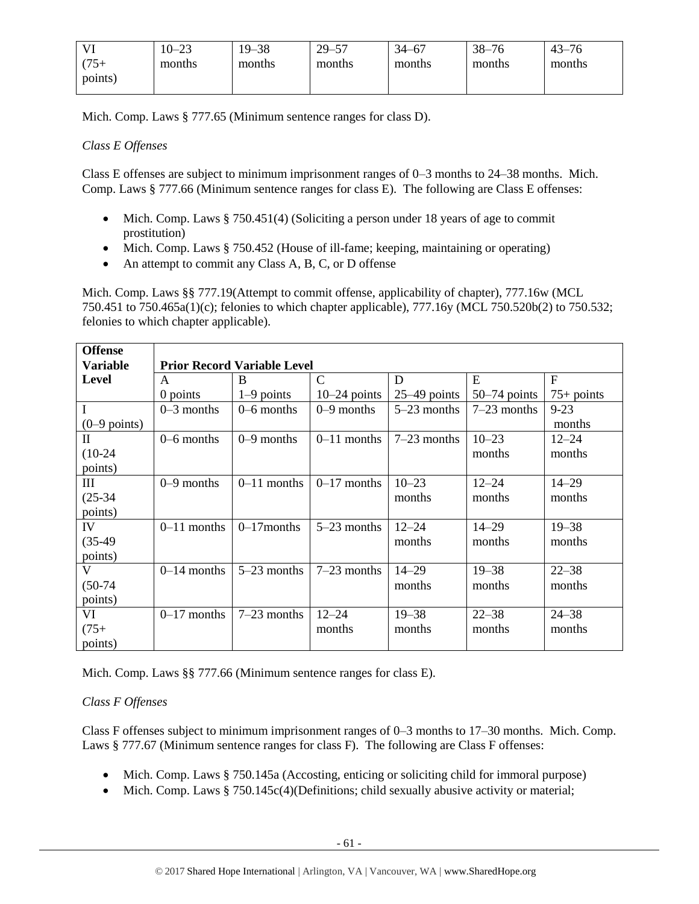| VI (75+ points) | 10–23 months | 19–38 months | 29–57 months | 34–67 months | 38–76 months | 43–76 months |
|---|---|---|---|---|---|---|

Mich. Comp. Laws § 777.65 (Minimum sentence ranges for class D).

*Class E Offenses*

Class E offenses are subject to minimum imprisonment ranges of 0–3 months to 24–38 months. Mich. Comp. Laws § 777.66 (Minimum sentence ranges for class E). The following are Class E offenses:

- Mich. Comp. Laws § 750.451(4) (Soliciting a person under 18 years of age to commit prostitution)
- Mich. Comp. Laws § 750.452 (House of ill-fame; keeping, maintaining or operating)
- An attempt to commit any Class A, B, C, or D offense

Mich. Comp. Laws §§ 777.19(Attempt to commit offense, applicability of chapter), 777.16w (MCL 750.451 to 750.465a(1)(c); felonies to which chapter applicable), 777.16y (MCL 750.520b(2) to 750.532; felonies to which chapter applicable).

| Offense Variable Level | Prior Record Variable Level | | | | | |
|---|---|---|---|---|---|---|
| | A 0 points | B 1–9 points | C 10–24 points | D 25–49 points | E 50–74 points | F 75+ points |
| I (0–9 points) | 0–3 months | 0–6 months | 0–9 months | 5–23 months | 7–23 months | 9-23 months |
| II (10-24 points) | 0–6 months | 0–9 months | 0–11 months | 7–23 months | 10–23 months | 12–24 months |
| III (25-34 points) | 0–9 months | 0–11 months | 0–17 months | 10–23 months | 12–24 months | 14–29 months |
| IV (35-49 points) | 0–11 months | 0–17months | 5–23 months | 12–24 months | 14–29 months | 19–38 months |
| V (50-74 points) | 0–14 months | 5–23 months | 7–23 months | 14–29 months | 19–38 months | 22–38 months |
| VI (75+ points) | 0–17 months | 7–23 months | 12–24 months | 19–38 months | 22–38 months | 24–38 months |

Mich. Comp. Laws §§ 777.66 (Minimum sentence ranges for class E).

*Class F Offenses*

Class F offenses subject to minimum imprisonment ranges of 0–3 months to 17–30 months. Mich. Comp. Laws § 777.67 (Minimum sentence ranges for class F). The following are Class F offenses:

- Mich. Comp. Laws § 750.145a (Accosting, enticing or soliciting child for immoral purpose)
- Mich. Comp. Laws § 750.145c(4)(Definitions; child sexually abusive activity or material;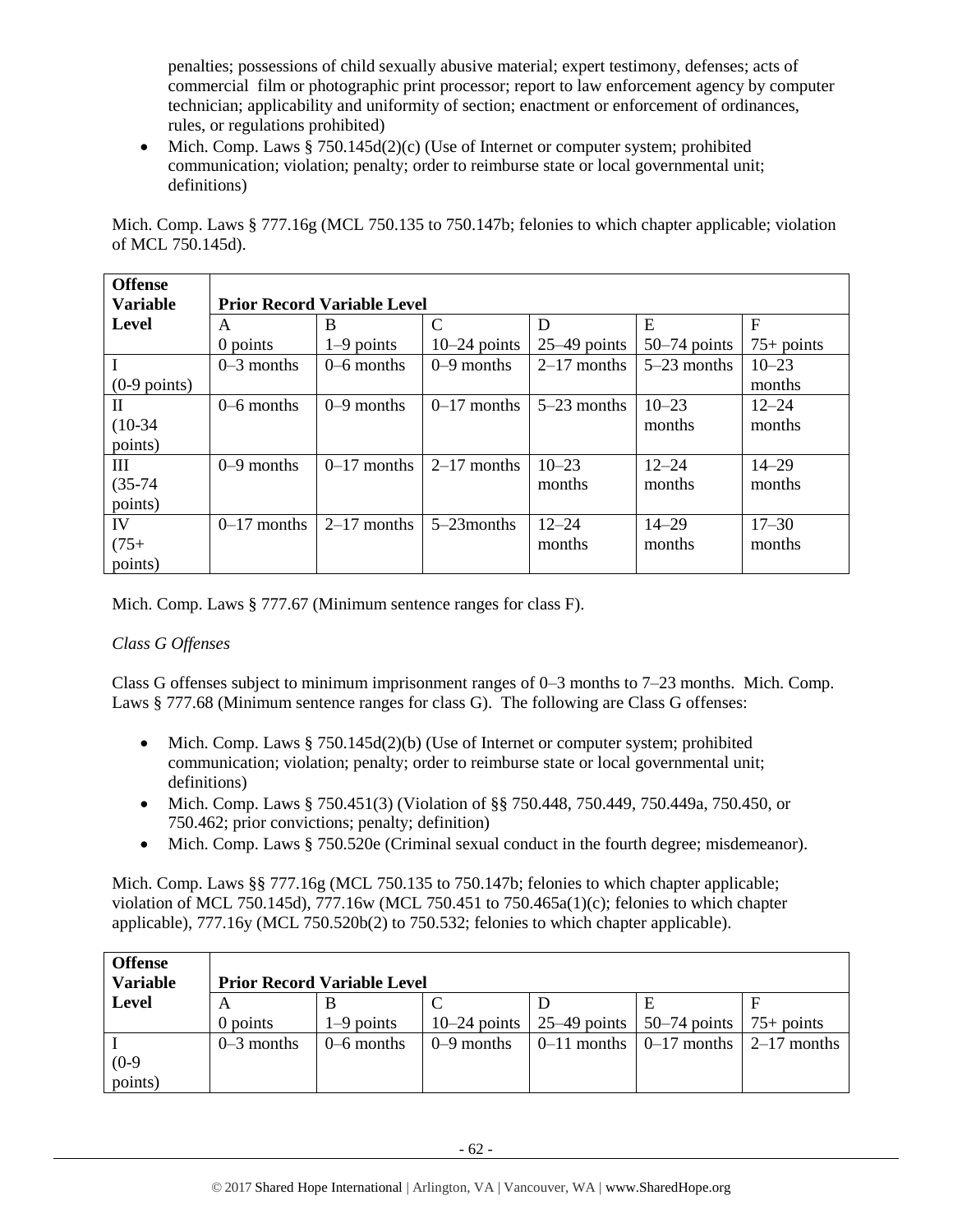penalties; possessions of child sexually abusive material; expert testimony, defenses; acts of commercial film or photographic print processor; report to law enforcement agency by computer technician; applicability and uniformity of section; enactment or enforcement of ordinances, rules, or regulations prohibited)

- Mich. Comp. Laws § 750.145d(2)(c) (Use of Internet or computer system; prohibited communication; violation; penalty; order to reimburse state or local governmental unit; definitions)

Mich. Comp. Laws § 777.16g (MCL 750.135 to 750.147b; felonies to which chapter applicable; violation of MCL 750.145d).

| **Offense Variable Level** | **Prior Record Variable Level** | | | | | |
|---|---|---|---|---|---|---|
| | A<br>0 points | B<br>1–9 points | C<br>10–24 points | D<br>25–49 points | E<br>50–74 points | F<br>75+ points |
| I<br>(0-9 points) | 0–3 months | 0–6 months | 0–9 months | 2–17 months | 5–23 months | 10–23 months |
| II<br>(10-34 points) | 0–6 months | 0–9 months | 0–17 months | 5–23 months | 10–23 months | 12–24 months |
| III<br>(35-74 points) | 0–9 months | 0–17 months | 2–17 months | 10–23 months | 12–24 months | 14–29 months |
| IV<br>(75+ points) | 0–17 months | 2–17 months | 5–23months | 12–24 months | 14–29 months | 17–30 months |

Mich. Comp. Laws § 777.67 (Minimum sentence ranges for class F).

*Class G Offenses*

Class G offenses subject to minimum imprisonment ranges of 0–3 months to 7–23 months. Mich. Comp. Laws § 777.68 (Minimum sentence ranges for class G). The following are Class G offenses:

- Mich. Comp. Laws § 750.145d(2)(b) (Use of Internet or computer system; prohibited communication; violation; penalty; order to reimburse state or local governmental unit; definitions)
- Mich. Comp. Laws § 750.451(3) (Violation of §§ 750.448, 750.449, 750.449a, 750.450, or 750.462; prior convictions; penalty; definition)
- Mich. Comp. Laws § 750.520e (Criminal sexual conduct in the fourth degree; misdemeanor).

Mich. Comp. Laws §§ 777.16g (MCL 750.135 to 750.147b; felonies to which chapter applicable; violation of MCL 750.145d), 777.16w (MCL 750.451 to 750.465a(1)(c); felonies to which chapter applicable), 777.16y (MCL 750.520b(2) to 750.532; felonies to which chapter applicable).

| **Offense Variable Level** | **Prior Record Variable Level** | | | | | |
|---|---|---|---|---|---|---|
| | A<br>0 points | B<br>1–9 points | C<br>10–24 points | D<br>25–49 points | E<br>50–74 points | F<br>75+ points |
| I<br>(0-9 points) | 0–3 months | 0–6 months | 0–9 months | 0–11 months | 0–17 months | 2–17 months |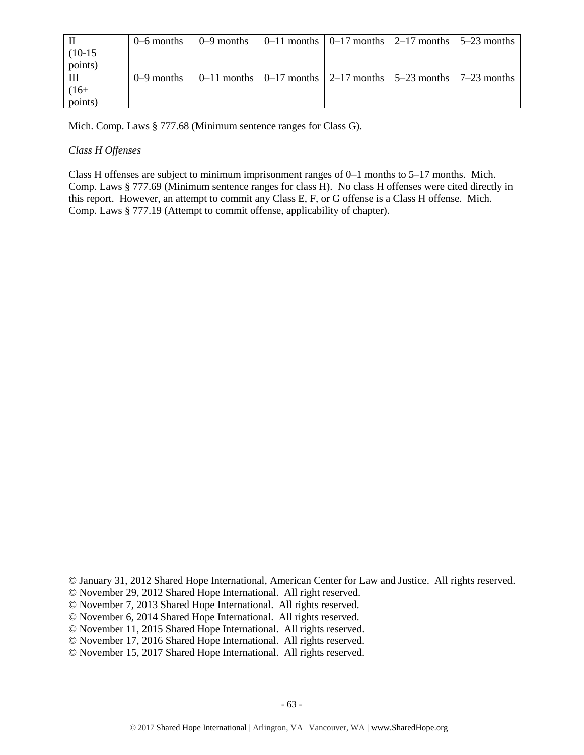| | | | | | | |
|---|---|---|---|---|---|---|
| II (10-15 points) | 0–6 months | 0–9 months | 0–11 months | 0–17 months | 2–17 months | 5–23 months |
| III (16+ points) | 0–9 months | 0–11 months | 0–17 months | 2–17 months | 5–23 months | 7–23 months |

Mich. Comp. Laws § 777.68 (Minimum sentence ranges for Class G).

*Class H Offenses*

Class H offenses are subject to minimum imprisonment ranges of 0–1 months to 5–17 months. Mich. Comp. Laws § 777.69 (Minimum sentence ranges for class H). No class H offenses were cited directly in this report. However, an attempt to commit any Class E, F, or G offense is a Class H offense. Mich. Comp. Laws § 777.19 (Attempt to commit offense, applicability of chapter).

© January 31, 2012 Shared Hope International, American Center for Law and Justice. All rights reserved.
© November 29, 2012 Shared Hope International. All right reserved.
© November 7, 2013 Shared Hope International. All rights reserved.
© November 6, 2014 Shared Hope International. All rights reserved.
© November 11, 2015 Shared Hope International. All rights reserved.
© November 17, 2016 Shared Hope International. All rights reserved.
© November 15, 2017 Shared Hope International. All rights reserved.